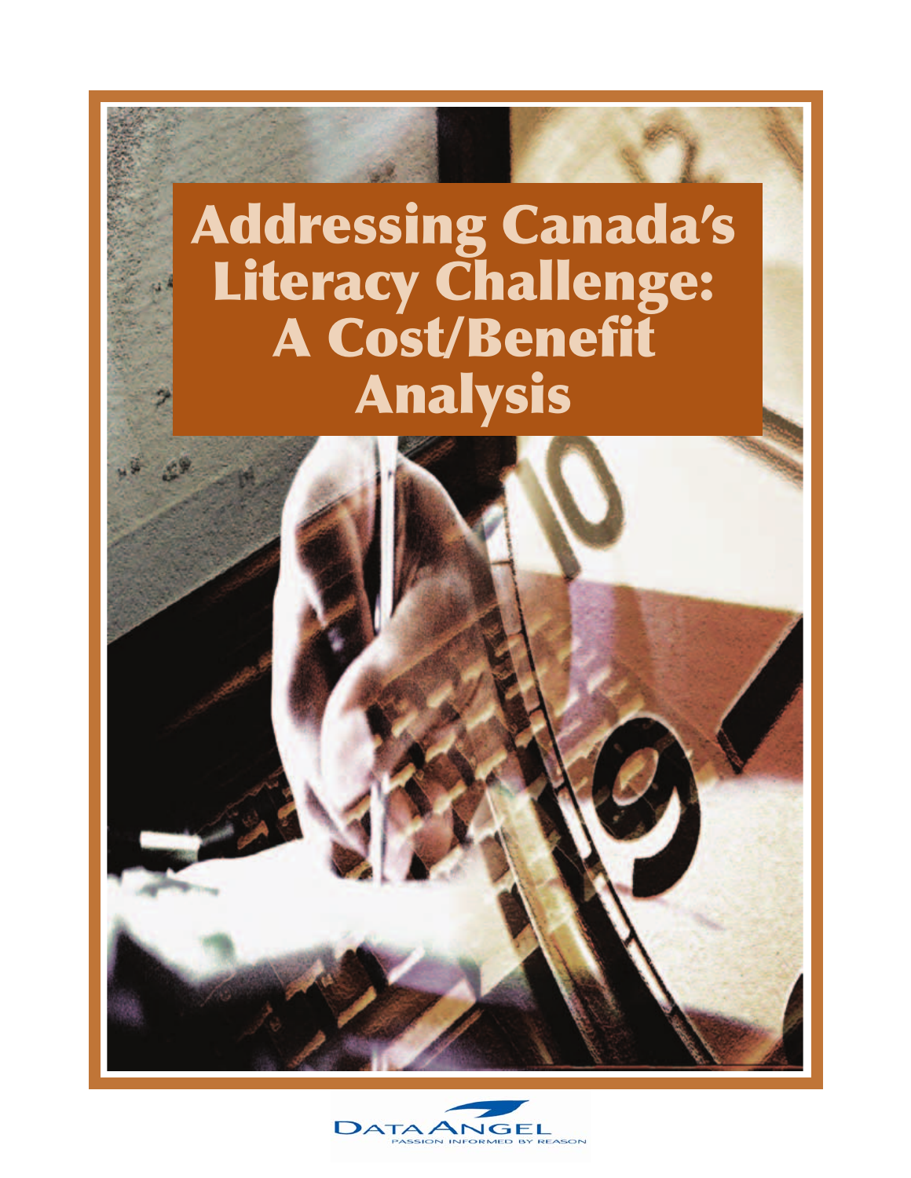# Addressing Canada's Literacy Challenge: A Cost/Benefit Analysis

DATA ANGEL

PASSION INFORMED BY REASON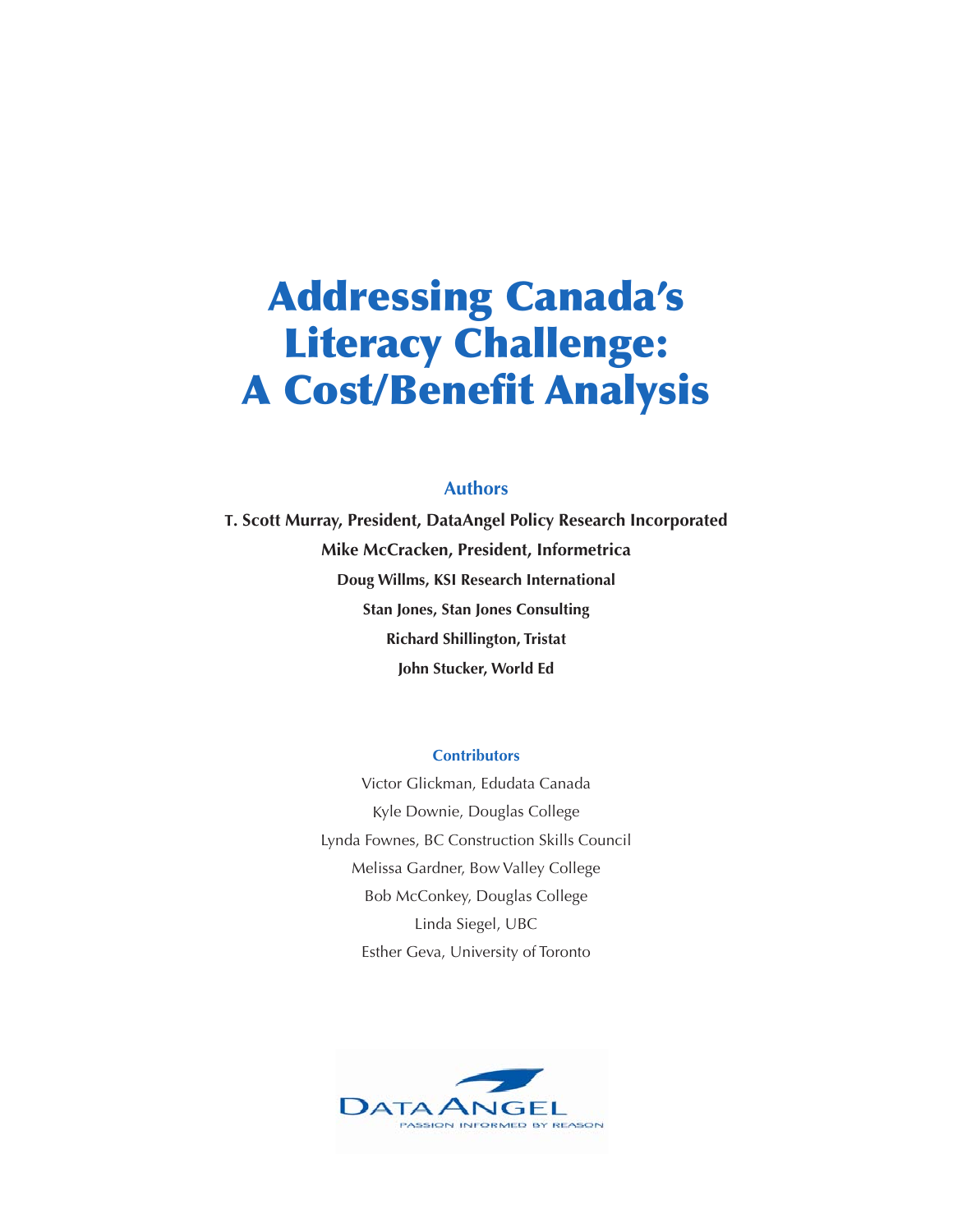# Addressing Canada's Literacy Challenge: A Cost/Benefit Analysis

## Authors

**T. Scott Murray, President, DataAngel Policy Research Incorporated**

**Mike McCracken, President, Informetrica**

**Doug Willms, KSI Research International**

**Stan Jones, Stan Jones Consulting**

**Richard Shillington, Tristat**

**John Stucker, World Ed**

### Contributors

Victor Glickman, Edudata Canada

Kyle Downie, Douglas College

Lynda Fownes, BC Construction Skills Council

Melissa Gardner, Bow Valley College

Bob McConkey, Douglas College

Linda Siegel, UBC

Esther Geva, University of Toronto

DATA ANGEL
PASSION INFORMED BY REASON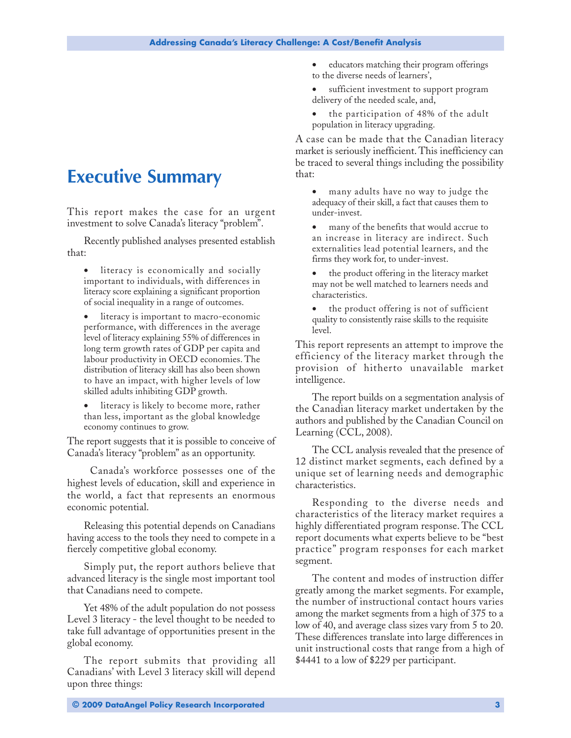# Executive Summary

This report makes the case for an urgent investment to solve Canada's literacy "problem".

Recently published analyses presented establish that:

- literacy is economically and socially important to individuals, with differences in literacy score explaining a significant proportion of social inequality in a range of outcomes.
- literacy is important to macro-economic performance, with differences in the average level of literacy explaining 55% of differences in long term growth rates of GDP per capita and labour productivity in OECD economies. The distribution of literacy skill has also been shown to have an impact, with higher levels of low skilled adults inhibiting GDP growth.
- literacy is likely to become more, rather than less, important as the global knowledge economy continues to grow.

The report suggests that it is possible to conceive of Canada's literacy "problem" as an opportunity.

Canada's workforce possesses one of the highest levels of education, skill and experience in the world, a fact that represents an enormous economic potential.

Releasing this potential depends on Canadians having access to the tools they need to compete in a fiercely competitive global economy.

Simply put, the report authors believe that advanced literacy is the single most important tool that Canadians need to compete.

Yet 48% of the adult population do not possess Level 3 literacy - the level thought to be needed to take full advantage of opportunities present in the global economy.

The report submits that providing all Canadians' with Level 3 literacy skill will depend upon three things:

- educators matching their program offerings to the diverse needs of learners',
- sufficient investment to support program delivery of the needed scale, and,
- the participation of 48% of the adult population in literacy upgrading.

A case can be made that the Canadian literacy market is seriously inefficient. This inefficiency can be traced to several things including the possibility that:

- many adults have no way to judge the adequacy of their skill, a fact that causes them to under-invest.
- many of the benefits that would accrue to an increase in literacy are indirect. Such externalities lead potential learners, and the firms they work for, to under-invest.
- the product offering in the literacy market may not be well matched to learners needs and characteristics.
- the product offering is not of sufficient quality to consistently raise skills to the requisite level.

This report represents an attempt to improve the efficiency of the literacy market through the provision of hitherto unavailable market intelligence.

The report builds on a segmentation analysis of the Canadian literacy market undertaken by the authors and published by the Canadian Council on Learning (CCL, 2008).

The CCL analysis revealed that the presence of 12 distinct market segments, each defined by a unique set of learning needs and demographic characteristics.

Responding to the diverse needs and characteristics of the literacy market requires a highly differentiated program response. The CCL report documents what experts believe to be "best practice" program responses for each market segment.

The content and modes of instruction differ greatly among the market segments. For example, the number of instructional contact hours varies among the market segments from a high of 375 to a low of 40, and average class sizes vary from 5 to 20. These differences translate into large differences in unit instructional costs that range from a high of $4441 to a low of $229 per participant.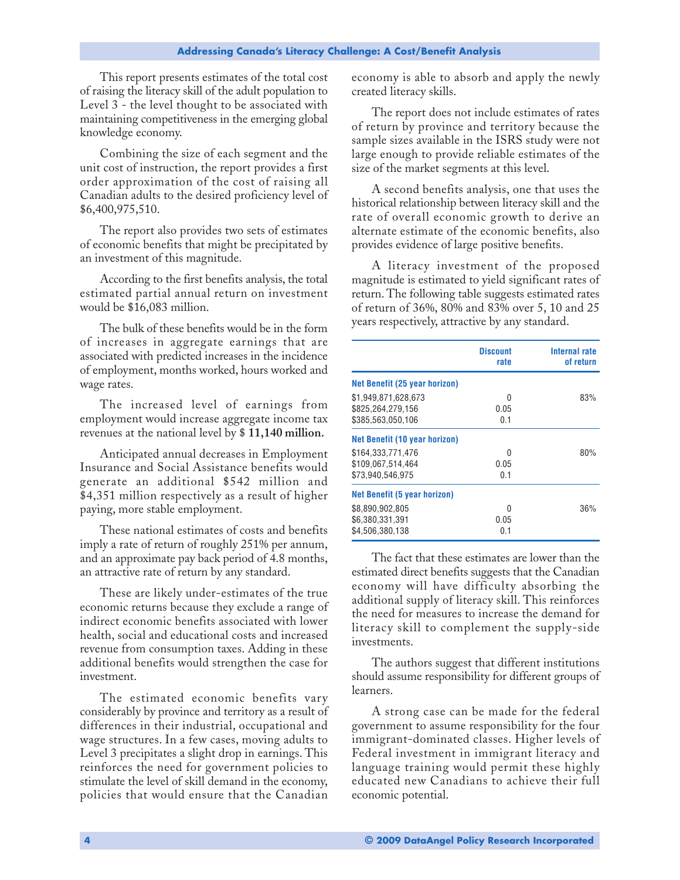This report presents estimates of the total cost of raising the literacy skill of the adult population to Level 3 - the level thought to be associated with maintaining competitiveness in the emerging global knowledge economy.

Combining the size of each segment and the unit cost of instruction, the report provides a first order approximation of the cost of raising all Canadian adults to the desired proficiency level of $6,400,975,510.

The report also provides two sets of estimates of economic benefits that might be precipitated by an investment of this magnitude.

According to the first benefits analysis, the total estimated partial annual return on investment would be $16,083 million.

The bulk of these benefits would be in the form of increases in aggregate earnings that are associated with predicted increases in the incidence of employment, months worked, hours worked and wage rates.

The increased level of earnings from employment would increase aggregate income tax revenues at the national level by **$ 11,140 million.**

Anticipated annual decreases in Employment Insurance and Social Assistance benefits would generate an additional $542 million and $4,351 million respectively as a result of higher paying, more stable employment.

These national estimates of costs and benefits imply a rate of return of roughly 251% per annum, and an approximate pay back period of 4.8 months, an attractive rate of return by any standard.

These are likely under-estimates of the true economic returns because they exclude a range of indirect economic benefits associated with lower health, social and educational costs and increased revenue from consumption taxes. Adding in these additional benefits would strengthen the case for investment.

The estimated economic benefits vary considerably by province and territory as a result of differences in their industrial, occupational and wage structures. In a few cases, moving adults to Level 3 precipitates a slight drop in earnings. This reinforces the need for government policies to stimulate the level of skill demand in the economy, policies that would ensure that the Canadian economy is able to absorb and apply the newly created literacy skills.

The report does not include estimates of rates of return by province and territory because the sample sizes available in the ISRS study were not large enough to provide reliable estimates of the size of the market segments at this level.

A second benefits analysis, one that uses the historical relationship between literacy skill and the rate of overall economic growth to derive an alternate estimate of the economic benefits, also provides evidence of large positive benefits.

A literacy investment of the proposed magnitude is estimated to yield significant rates of return. The following table suggests estimated rates of return of 36%, 80% and 83% over 5, 10 and 25 years respectively, attractive by any standard.

| | Discount rate | Internal rate of return |
|---|---|---|
| **Net Benefit (25 year horizon)** | | |
| $1,949,871,628,673 | 0 | 83% |
| $825,264,279,156 | 0.05 | |
| $385,563,050,106 | 0.1 | |
| **Net Benefit (10 year horizon)** | | |
| $164,333,771,476 | 0 | 80% |
| $109,067,514,464 | 0.05 | |
| $73,940,546,975 | 0.1 | |
| **Net Benefit (5 year horizon)** | | |
| $8,890,902,805 | 0 | 36% |
| $6,380,331,391 | 0.05 | |
| $4,506,380,138 | 0.1 | |

The fact that these estimates are lower than the estimated direct benefits suggests that the Canadian economy will have difficulty absorbing the additional supply of literacy skill. This reinforces the need for measures to increase the demand for literacy skill to complement the supply-side investments.

The authors suggest that different institutions should assume responsibility for different groups of learners.

A strong case can be made for the federal government to assume responsibility for the four immigrant-dominated classes. Higher levels of Federal investment in immigrant literacy and language training would permit these highly educated new Canadians to achieve their full economic potential.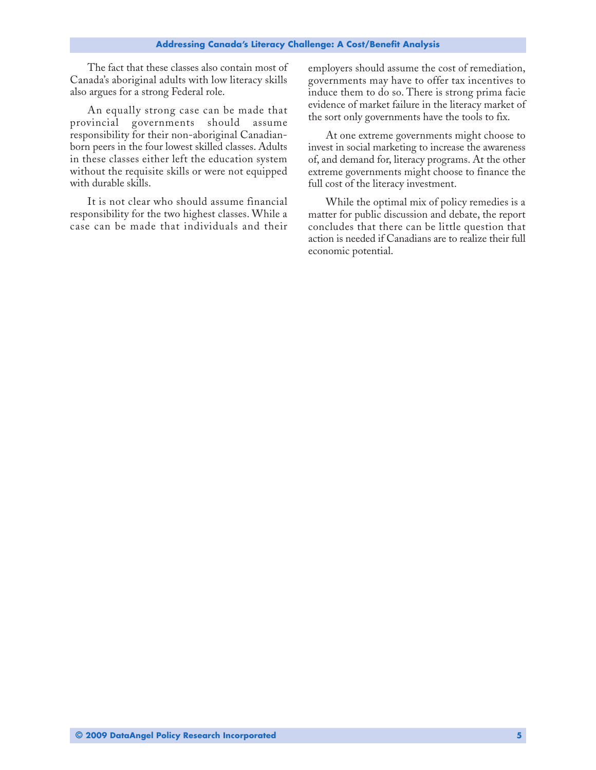The fact that these classes also contain most of Canada's aboriginal adults with low literacy skills also argues for a strong Federal role.

An equally strong case can be made that provincial governments should assume responsibility for their non-aboriginal Canadian-born peers in the four lowest skilled classes. Adults in these classes either left the education system without the requisite skills or were not equipped with durable skills.

It is not clear who should assume financial responsibility for the two highest classes. While a case can be made that individuals and their employers should assume the cost of remediation, governments may have to offer tax incentives to induce them to do so. There is strong prima facie evidence of market failure in the literacy market of the sort only governments have the tools to fix.

At one extreme governments might choose to invest in social marketing to increase the awareness of, and demand for, literacy programs. At the other extreme governments might choose to finance the full cost of the literacy investment.

While the optimal mix of policy remedies is a matter for public discussion and debate, the report concludes that there can be little question that action is needed if Canadians are to realize their full economic potential.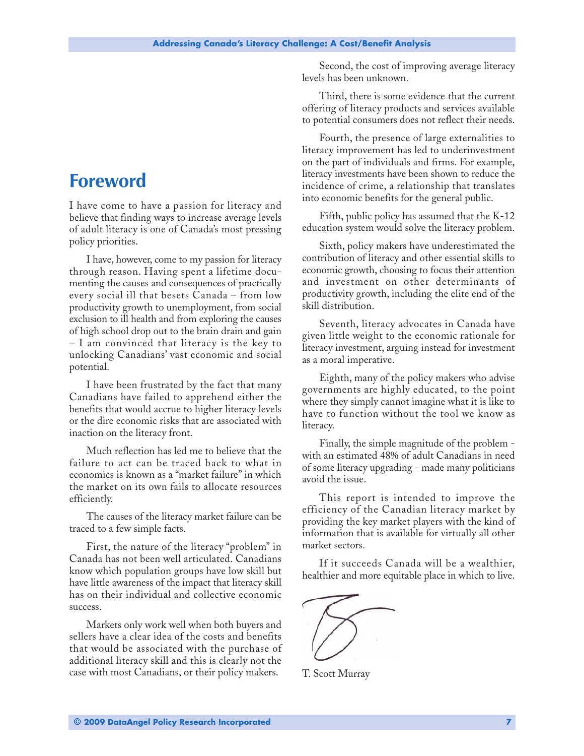# Foreword

I have come to have a passion for literacy and believe that finding ways to increase average levels of adult literacy is one of Canada's most pressing policy priorities.

I have, however, come to my passion for literacy through reason. Having spent a lifetime documenting the causes and consequences of practically every social ill that besets Canada – from low productivity growth to unemployment, from social exclusion to ill health and from exploring the causes of high school drop out to the brain drain and gain – I am convinced that literacy is the key to unlocking Canadians' vast economic and social potential.

I have been frustrated by the fact that many Canadians have failed to apprehend either the benefits that would accrue to higher literacy levels or the dire economic risks that are associated with inaction on the literacy front.

Much reflection has led me to believe that the failure to act can be traced back to what in economics is known as a "market failure" in which the market on its own fails to allocate resources efficiently.

The causes of the literacy market failure can be traced to a few simple facts.

First, the nature of the literacy "problem" in Canada has not been well articulated. Canadians know which population groups have low skill but have little awareness of the impact that literacy skill has on their individual and collective economic success.

Markets only work well when both buyers and sellers have a clear idea of the costs and benefits that would be associated with the purchase of additional literacy skill and this is clearly not the case with most Canadians, or their policy makers.

Second, the cost of improving average literacy levels has been unknown.

Third, there is some evidence that the current offering of literacy products and services available to potential consumers does not reflect their needs.

Fourth, the presence of large externalities to literacy improvement has led to underinvestment on the part of individuals and firms. For example, literacy investments have been shown to reduce the incidence of crime, a relationship that translates into economic benefits for the general public.

Fifth, public policy has assumed that the K-12 education system would solve the literacy problem.

Sixth, policy makers have underestimated the contribution of literacy and other essential skills to economic growth, choosing to focus their attention and investment on other determinants of productivity growth, including the elite end of the skill distribution.

Seventh, literacy advocates in Canada have given little weight to the economic rationale for literacy investment, arguing instead for investment as a moral imperative.

Eighth, many of the policy makers who advise governments are highly educated, to the point where they simply cannot imagine what it is like to have to function without the tool we know as literacy.

Finally, the simple magnitude of the problem - with an estimated 48% of adult Canadians in need of some literacy upgrading - made many politicians avoid the issue.

This report is intended to improve the efficiency of the Canadian literacy market by providing the key market players with the kind of information that is available for virtually all other market sectors.

If it succeeds Canada will be a wealthier, healthier and more equitable place in which to live.

T. Scott Murray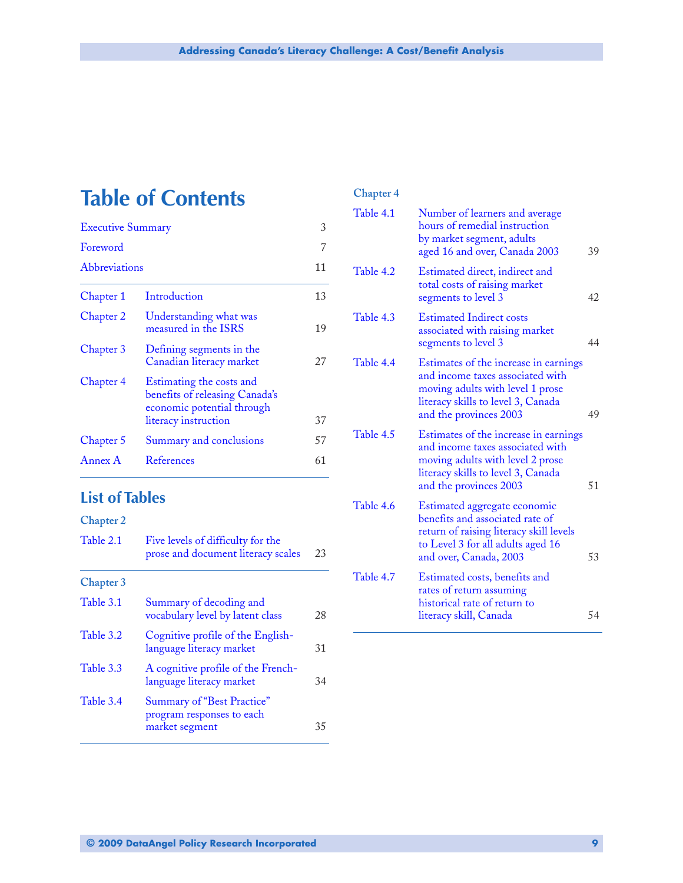# Table of Contents

| | | |
|---|---|---|
| Executive Summary | | 3 |
| Foreword | | 7 |
| Abbreviations | | 11 |
| Chapter 1 | Introduction | 13 |
| Chapter 2 | Understanding what was measured in the ISRS | 19 |
| Chapter 3 | Defining segments in the Canadian literacy market | 27 |
| Chapter 4 | Estimating the costs and benefits of releasing Canada's economic potential through literacy instruction | 37 |
| Chapter 5 | Summary and conclusions | 57 |
| Annex A | References | 61 |

## List of Tables

### Chapter 2

| | | |
|---|---|---|
| Table 2.1 | Five levels of difficulty for the prose and document literacy scales | 23 |

### Chapter 3

| | | |
|---|---|---|
| Table 3.1 | Summary of decoding and vocabulary level by latent class | 28 |
| Table 3.2 | Cognitive profile of the English-language literacy market | 31 |
| Table 3.3 | A cognitive profile of the French-language literacy market | 34 |
| Table 3.4 | Summary of "Best Practice" program responses to each market segment | 35 |

### Chapter 4

| | | |
|---|---|---|
| Table 4.1 | Number of learners and average hours of remedial instruction by market segment, adults aged 16 and over, Canada 2003 | 39 |
| Table 4.2 | Estimated direct, indirect and total costs of raising market segments to level 3 | 42 |
| Table 4.3 | Estimated Indirect costs associated with raising market segments to level 3 | 44 |
| Table 4.4 | Estimates of the increase in earnings and income taxes associated with moving adults with level 1 prose literacy skills to level 3, Canada and the provinces 2003 | 49 |
| Table 4.5 | Estimates of the increase in earnings and income taxes associated with moving adults with level 2 prose literacy skills to level 3, Canada and the provinces 2003 | 51 |
| Table 4.6 | Estimated aggregate economic benefits and associated rate of return of raising literacy skill levels to Level 3 for all adults aged 16 and over, Canada, 2003 | 53 |
| Table 4.7 | Estimated costs, benefits and rates of return assuming historical rate of return to literacy skill, Canada | 54 |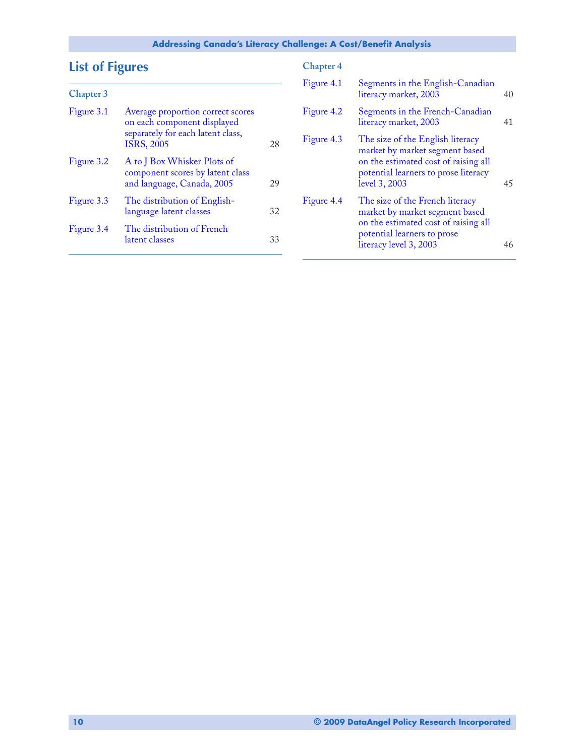## List of Figures

### Chapter 3

| | | |
|---|---|---|
| Figure 3.1 | Average proportion correct scores on each component displayed separately for each latent class, ISRS, 2005 | 28 |
| Figure 3.2 | A to J Box Whisker Plots of component scores by latent class and language, Canada, 2005 | 29 |
| Figure 3.3 | The distribution of English-language latent classes | 32 |
| Figure 3.4 | The distribution of French latent classes | 33 |

### Chapter 4

| | | |
|---|---|---|
| Figure 4.1 | Segments in the English-Canadian literacy market, 2003 | 40 |
| Figure 4.2 | Segments in the French-Canadian literacy market, 2003 | 41 |
| Figure 4.3 | The size of the English literacy market by market segment based on the estimated cost of raising all potential learners to prose literacy level 3, 2003 | 45 |
| Figure 4.4 | The size of the French literacy market by market segment based on the estimated cost of raising all potential learners to prose literacy level 3, 2003 | 46 |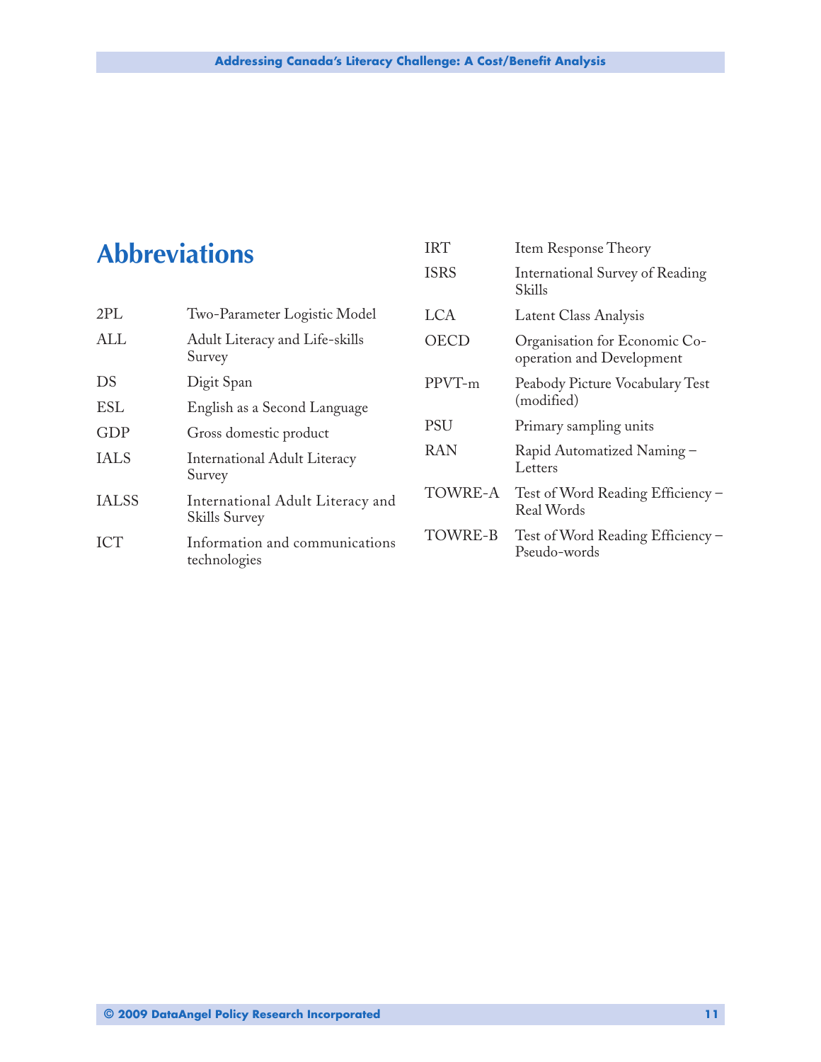# Abbreviations

| | |
|---|---|
| 2PL | Two-Parameter Logistic Model |
| ALL | Adult Literacy and Life-skills Survey |
| DS | Digit Span |
| ESL | English as a Second Language |
| GDP | Gross domestic product |
| IALS | International Adult Literacy Survey |
| IALSS | International Adult Literacy and Skills Survey |
| ICT | Information and communications technologies |
| IRT | Item Response Theory |
| ISRS | International Survey of Reading Skills |
| LCA | Latent Class Analysis |
| OECD | Organisation for Economic Co-operation and Development |
| PPVT-m | Peabody Picture Vocabulary Test (modified) |
| PSU | Primary sampling units |
| RAN | Rapid Automatized Naming – Letters |
| TOWRE-A | Test of Word Reading Efficiency – Real Words |
| TOWRE-B | Test of Word Reading Efficiency – Pseudo-words |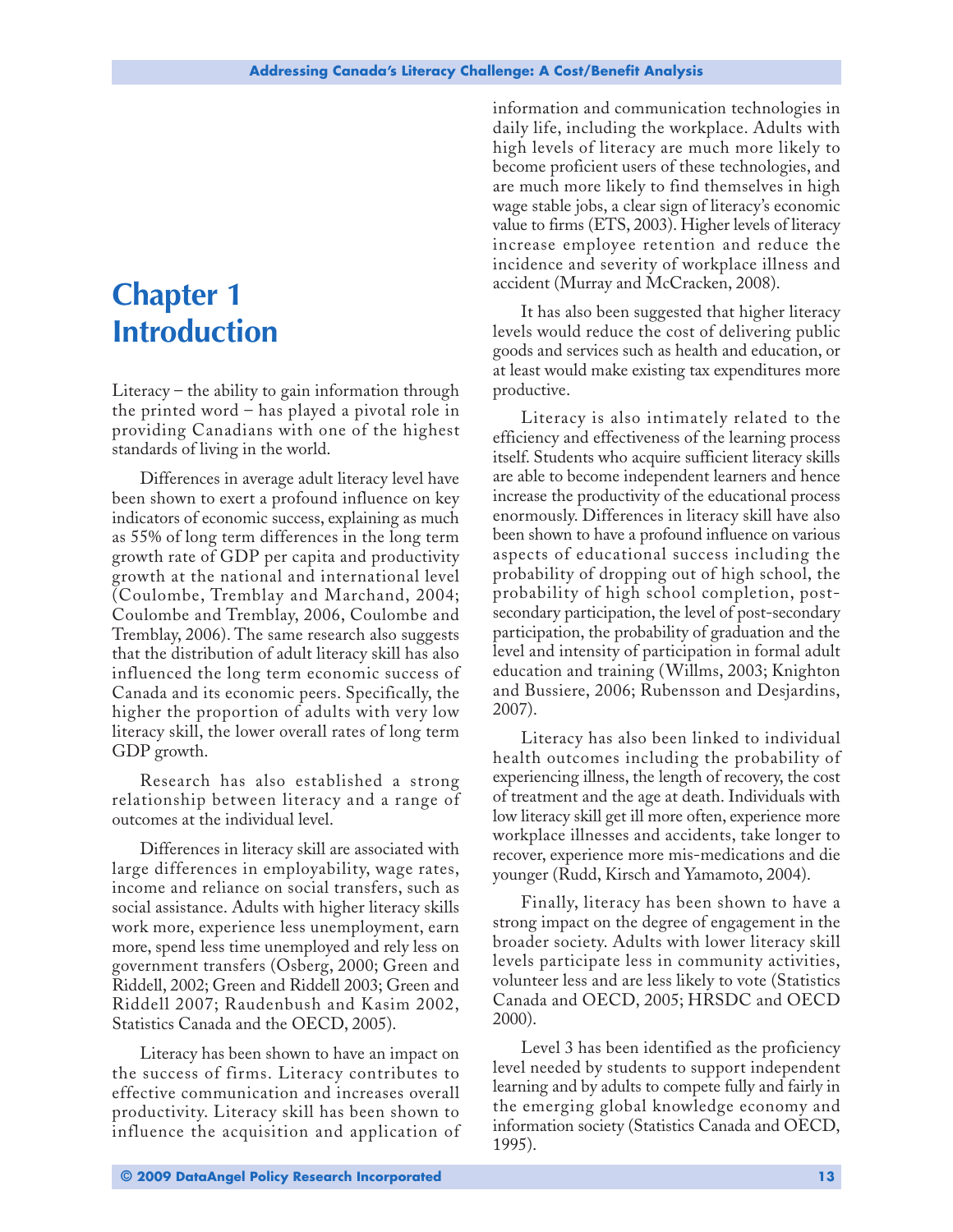# Chapter 1 Introduction

Literacy – the ability to gain information through the printed word – has played a pivotal role in providing Canadians with one of the highest standards of living in the world.

Differences in average adult literacy level have been shown to exert a profound influence on key indicators of economic success, explaining as much as 55% of long term differences in the long term growth rate of GDP per capita and productivity growth at the national and international level (Coulombe, Tremblay and Marchand, 2004; Coulombe and Tremblay, 2006, Coulombe and Tremblay, 2006). The same research also suggests that the distribution of adult literacy skill has also influenced the long term economic success of Canada and its economic peers. Specifically, the higher the proportion of adults with very low literacy skill, the lower overall rates of long term GDP growth.

Research has also established a strong relationship between literacy and a range of outcomes at the individual level.

Differences in literacy skill are associated with large differences in employability, wage rates, income and reliance on social transfers, such as social assistance. Adults with higher literacy skills work more, experience less unemployment, earn more, spend less time unemployed and rely less on government transfers (Osberg, 2000; Green and Riddell, 2002; Green and Riddell 2003; Green and Riddell 2007; Raudenbush and Kasim 2002, Statistics Canada and the OECD, 2005).

Literacy has been shown to have an impact on the success of firms. Literacy contributes to effective communication and increases overall productivity. Literacy skill has been shown to influence the acquisition and application of information and communication technologies in daily life, including the workplace. Adults with high levels of literacy are much more likely to become proficient users of these technologies, and are much more likely to find themselves in high wage stable jobs, a clear sign of literacy's economic value to firms (ETS, 2003). Higher levels of literacy increase employee retention and reduce the incidence and severity of workplace illness and accident (Murray and McCracken, 2008).

It has also been suggested that higher literacy levels would reduce the cost of delivering public goods and services such as health and education, or at least would make existing tax expenditures more productive.

Literacy is also intimately related to the efficiency and effectiveness of the learning process itself. Students who acquire sufficient literacy skills are able to become independent learners and hence increase the productivity of the educational process enormously. Differences in literacy skill have also been shown to have a profound influence on various aspects of educational success including the probability of dropping out of high school, the probability of high school completion, post-secondary participation, the level of post-secondary participation, the probability of graduation and the level and intensity of participation in formal adult education and training (Willms, 2003; Knighton and Bussiere, 2006; Rubensson and Desjardins, 2007).

Literacy has also been linked to individual health outcomes including the probability of experiencing illness, the length of recovery, the cost of treatment and the age at death. Individuals with low literacy skill get ill more often, experience more workplace illnesses and accidents, take longer to recover, experience more mis-medications and die younger (Rudd, Kirsch and Yamamoto, 2004).

Finally, literacy has been shown to have a strong impact on the degree of engagement in the broader society. Adults with lower literacy skill levels participate less in community activities, volunteer less and are less likely to vote (Statistics Canada and OECD, 2005; HRSDC and OECD 2000).

Level 3 has been identified as the proficiency level needed by students to support independent learning and by adults to compete fully and fairly in the emerging global knowledge economy and information society (Statistics Canada and OECD, 1995).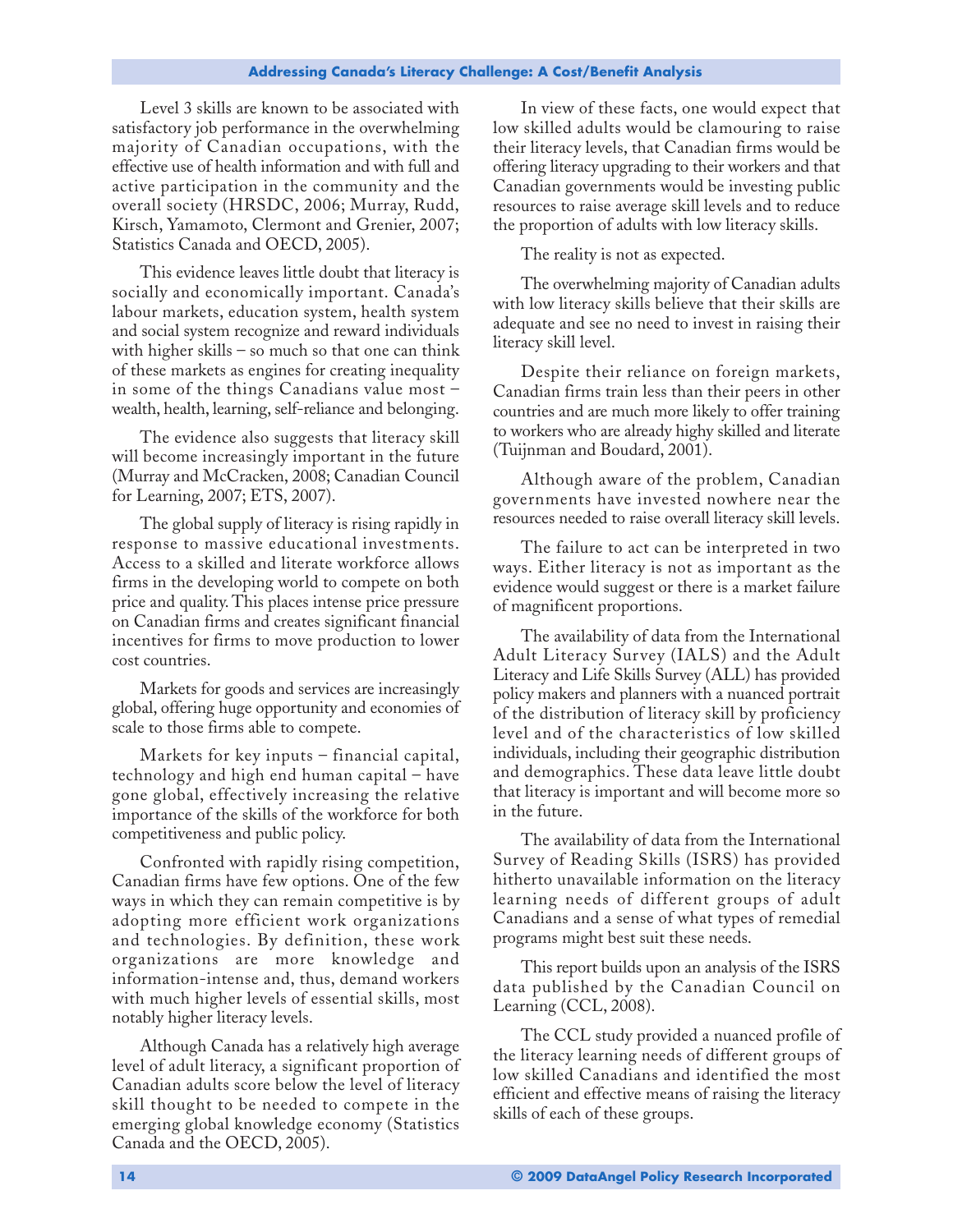Level 3 skills are known to be associated with satisfactory job performance in the overwhelming majority of Canadian occupations, with the effective use of health information and with full and active participation in the community and the overall society (HRSDC, 2006; Murray, Rudd, Kirsch, Yamamoto, Clermont and Grenier, 2007; Statistics Canada and OECD, 2005).

This evidence leaves little doubt that literacy is socially and economically important. Canada's labour markets, education system, health system and social system recognize and reward individuals with higher skills – so much so that one can think of these markets as engines for creating inequality in some of the things Canadians value most – wealth, health, learning, self-reliance and belonging.

The evidence also suggests that literacy skill will become increasingly important in the future (Murray and McCracken, 2008; Canadian Council for Learning, 2007; ETS, 2007).

The global supply of literacy is rising rapidly in response to massive educational investments. Access to a skilled and literate workforce allows firms in the developing world to compete on both price and quality. This places intense price pressure on Canadian firms and creates significant financial incentives for firms to move production to lower cost countries.

Markets for goods and services are increasingly global, offering huge opportunity and economies of scale to those firms able to compete.

Markets for key inputs – financial capital, technology and high end human capital – have gone global, effectively increasing the relative importance of the skills of the workforce for both competitiveness and public policy.

Confronted with rapidly rising competition, Canadian firms have few options. One of the few ways in which they can remain competitive is by adopting more efficient work organizations and technologies. By definition, these work organizations are more knowledge and information-intense and, thus, demand workers with much higher levels of essential skills, most notably higher literacy levels.

Although Canada has a relatively high average level of adult literacy, a significant proportion of Canadian adults score below the level of literacy skill thought to be needed to compete in the emerging global knowledge economy (Statistics Canada and the OECD, 2005).

In view of these facts, one would expect that low skilled adults would be clamouring to raise their literacy levels, that Canadian firms would be offering literacy upgrading to their workers and that Canadian governments would be investing public resources to raise average skill levels and to reduce the proportion of adults with low literacy skills.

The reality is not as expected.

The overwhelming majority of Canadian adults with low literacy skills believe that their skills are adequate and see no need to invest in raising their literacy skill level.

Despite their reliance on foreign markets, Canadian firms train less than their peers in other countries and are much more likely to offer training to workers who are already highy skilled and literate (Tuijnman and Boudard, 2001).

Although aware of the problem, Canadian governments have invested nowhere near the resources needed to raise overall literacy skill levels.

The failure to act can be interpreted in two ways. Either literacy is not as important as the evidence would suggest or there is a market failure of magnificent proportions.

The availability of data from the International Adult Literacy Survey (IALS) and the Adult Literacy and Life Skills Survey (ALL) has provided policy makers and planners with a nuanced portrait of the distribution of literacy skill by proficiency level and of the characteristics of low skilled individuals, including their geographic distribution and demographics. These data leave little doubt that literacy is important and will become more so in the future.

The availability of data from the International Survey of Reading Skills (ISRS) has provided hitherto unavailable information on the literacy learning needs of different groups of adult Canadians and a sense of what types of remedial programs might best suit these needs.

This report builds upon an analysis of the ISRS data published by the Canadian Council on Learning (CCL, 2008).

The CCL study provided a nuanced profile of the literacy learning needs of different groups of low skilled Canadians and identified the most efficient and effective means of raising the literacy skills of each of these groups.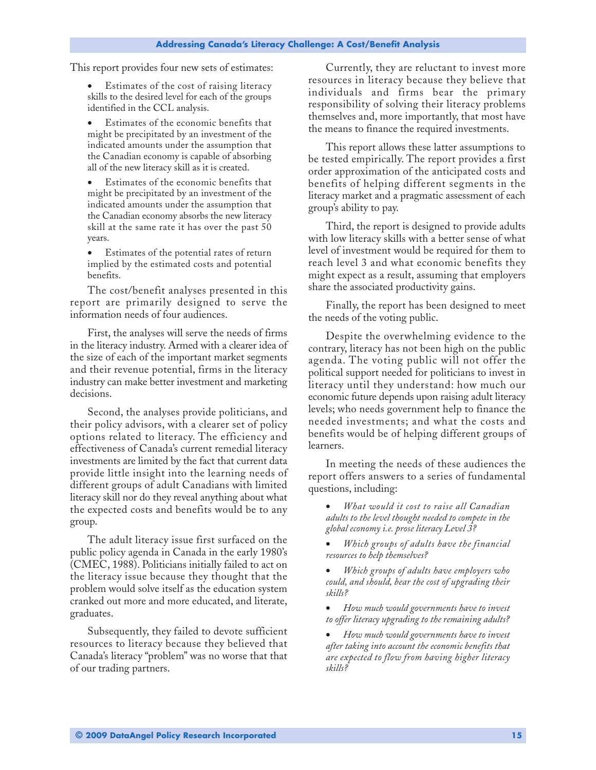This report provides four new sets of estimates:

- Estimates of the cost of raising literacy skills to the desired level for each of the groups identified in the CCL analysis.
- Estimates of the economic benefits that might be precipitated by an investment of the indicated amounts under the assumption that the Canadian economy is capable of absorbing all of the new literacy skill as it is created.
- Estimates of the economic benefits that might be precipitated by an investment of the indicated amounts under the assumption that the Canadian economy absorbs the new literacy skill at the same rate it has over the past 50 years.
- Estimates of the potential rates of return implied by the estimated costs and potential benefits.

The cost/benefit analyses presented in this report are primarily designed to serve the information needs of four audiences.

First, the analyses will serve the needs of firms in the literacy industry. Armed with a clearer idea of the size of each of the important market segments and their revenue potential, firms in the literacy industry can make better investment and marketing decisions.

Second, the analyses provide politicians, and their policy advisors, with a clearer set of policy options related to literacy. The efficiency and effectiveness of Canada's current remedial literacy investments are limited by the fact that current data provide little insight into the learning needs of different groups of adult Canadians with limited literacy skill nor do they reveal anything about what the expected costs and benefits would be to any group.

The adult literacy issue first surfaced on the public policy agenda in Canada in the early 1980's (CMEC, 1988). Politicians initially failed to act on the literacy issue because they thought that the problem would solve itself as the education system cranked out more and more educated, and literate, graduates.

Subsequently, they failed to devote sufficient resources to literacy because they believed that Canada's literacy "problem" was no worse that that of our trading partners.

Currently, they are reluctant to invest more resources in literacy because they believe that individuals and firms bear the primary responsibility of solving their literacy problems themselves and, more importantly, that most have the means to finance the required investments.

This report allows these latter assumptions to be tested empirically. The report provides a first order approximation of the anticipated costs and benefits of helping different segments in the literacy market and a pragmatic assessment of each group's ability to pay.

Third, the report is designed to provide adults with low literacy skills with a better sense of what level of investment would be required for them to reach level 3 and what economic benefits they might expect as a result, assuming that employers share the associated productivity gains.

Finally, the report has been designed to meet the needs of the voting public.

Despite the overwhelming evidence to the contrary, literacy has not been high on the public agenda. The voting public will not offer the political support needed for politicians to invest in literacy until they understand: how much our economic future depends upon raising adult literacy levels; who needs government help to finance the needed investments; and what the costs and benefits would be of helping different groups of learners.

In meeting the needs of these audiences the report offers answers to a series of fundamental questions, including:

- *What would it cost to raise all Canadian adults to the level thought needed to compete in the global economy i.e. prose literacy Level 3?*
- *Which groups of adults have the financial resources to help themselves?*
- *Which groups of adults have employers who could, and should, bear the cost of upgrading their skills?*
- *How much would governments have to invest to offer literacy upgrading to the remaining adults?*
- *How much would governments have to invest after taking into account the economic benefits that are expected to flow from having higher literacy skills?*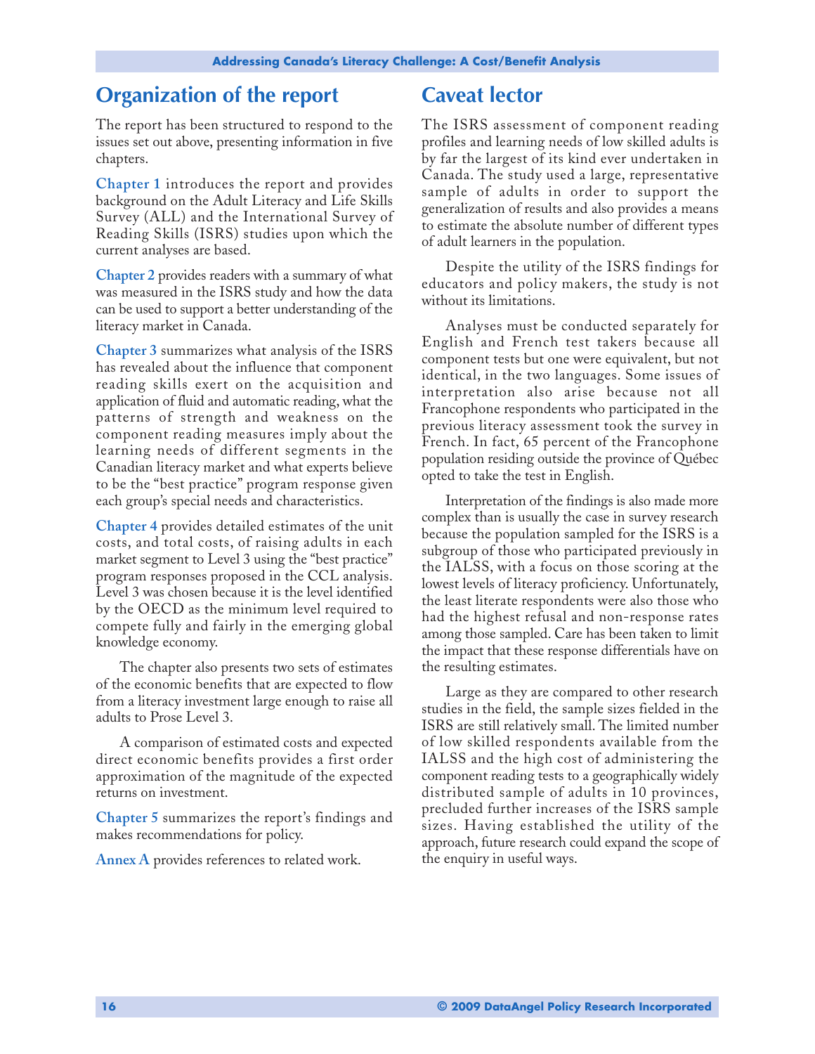## Organization of the report

The report has been structured to respond to the issues set out above, presenting information in five chapters.

**Chapter 1** introduces the report and provides background on the Adult Literacy and Life Skills Survey (ALL) and the International Survey of Reading Skills (ISRS) studies upon which the current analyses are based.

**Chapter 2** provides readers with a summary of what was measured in the ISRS study and how the data can be used to support a better understanding of the literacy market in Canada.

**Chapter 3** summarizes what analysis of the ISRS has revealed about the influence that component reading skills exert on the acquisition and application of fluid and automatic reading, what the patterns of strength and weakness on the component reading measures imply about the learning needs of different segments in the Canadian literacy market and what experts believe to be the "best practice" program response given each group's special needs and characteristics.

**Chapter 4** provides detailed estimates of the unit costs, and total costs, of raising adults in each market segment to Level 3 using the "best practice" program responses proposed in the CCL analysis. Level 3 was chosen because it is the level identified by the OECD as the minimum level required to compete fully and fairly in the emerging global knowledge economy.

The chapter also presents two sets of estimates of the economic benefits that are expected to flow from a literacy investment large enough to raise all adults to Prose Level 3.

A comparison of estimated costs and expected direct economic benefits provides a first order approximation of the magnitude of the expected returns on investment.

**Chapter 5** summarizes the report's findings and makes recommendations for policy.

**Annex A** provides references to related work.

## Caveat lector

The ISRS assessment of component reading profiles and learning needs of low skilled adults is by far the largest of its kind ever undertaken in Canada. The study used a large, representative sample of adults in order to support the generalization of results and also provides a means to estimate the absolute number of different types of adult learners in the population.

Despite the utility of the ISRS findings for educators and policy makers, the study is not without its limitations.

Analyses must be conducted separately for English and French test takers because all component tests but one were equivalent, but not identical, in the two languages. Some issues of interpretation also arise because not all Francophone respondents who participated in the previous literacy assessment took the survey in French. In fact, 65 percent of the Francophone population residing outside the province of Québec opted to take the test in English.

Interpretation of the findings is also made more complex than is usually the case in survey research because the population sampled for the ISRS is a subgroup of those who participated previously in the IALSS, with a focus on those scoring at the lowest levels of literacy proficiency. Unfortunately, the least literate respondents were also those who had the highest refusal and non-response rates among those sampled. Care has been taken to limit the impact that these response differentials have on the resulting estimates.

Large as they are compared to other research studies in the field, the sample sizes fielded in the ISRS are still relatively small. The limited number of low skilled respondents available from the IALSS and the high cost of administering the component reading tests to a geographically widely distributed sample of adults in 10 provinces, precluded further increases of the ISRS sample sizes. Having established the utility of the approach, future research could expand the scope of the enquiry in useful ways.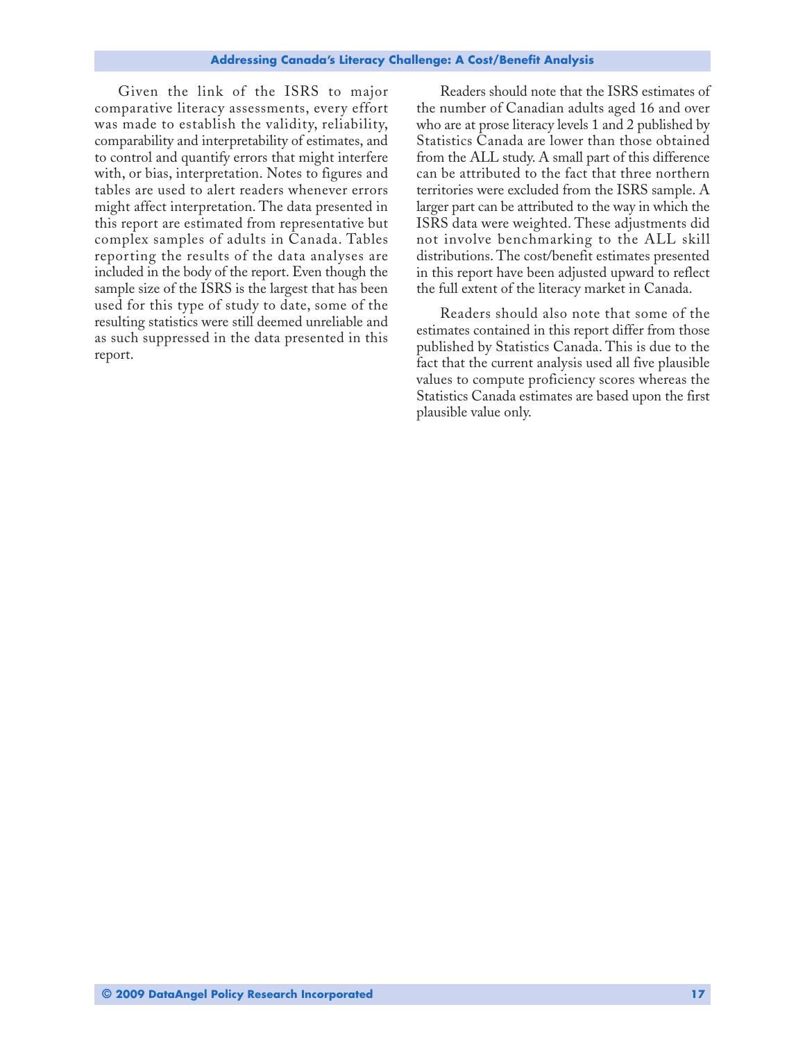Given the link of the ISRS to major comparative literacy assessments, every effort was made to establish the validity, reliability, comparability and interpretability of estimates, and to control and quantify errors that might interfere with, or bias, interpretation. Notes to figures and tables are used to alert readers whenever errors might affect interpretation. The data presented in this report are estimated from representative but complex samples of adults in Canada. Tables reporting the results of the data analyses are included in the body of the report. Even though the sample size of the ISRS is the largest that has been used for this type of study to date, some of the resulting statistics were still deemed unreliable and as such suppressed in the data presented in this report.

Readers should note that the ISRS estimates of the number of Canadian adults aged 16 and over who are at prose literacy levels 1 and 2 published by Statistics Canada are lower than those obtained from the ALL study. A small part of this difference can be attributed to the fact that three northern territories were excluded from the ISRS sample. A larger part can be attributed to the way in which the ISRS data were weighted. These adjustments did not involve benchmarking to the ALL skill distributions. The cost/benefit estimates presented in this report have been adjusted upward to reflect the full extent of the literacy market in Canada.

Readers should also note that some of the estimates contained in this report differ from those published by Statistics Canada. This is due to the fact that the current analysis used all five plausible values to compute proficiency scores whereas the Statistics Canada estimates are based upon the first plausible value only.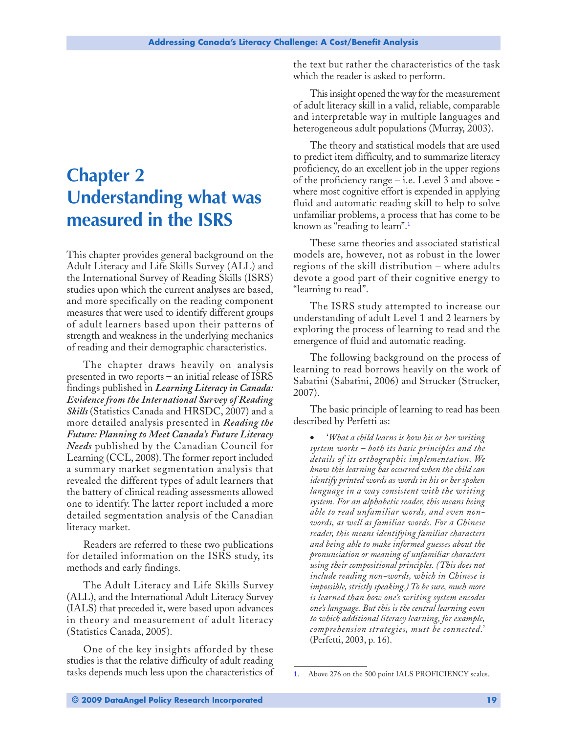# Chapter 2 Understanding what was measured in the ISRS

This chapter provides general background on the Adult Literacy and Life Skills Survey (ALL) and the International Survey of Reading Skills (ISRS) studies upon which the current analyses are based, and more specifically on the reading component measures that were used to identify different groups of adult learners based upon their patterns of strength and weakness in the underlying mechanics of reading and their demographic characteristics.

The chapter draws heavily on analysis presented in two reports – an initial release of ISRS findings published in ***Learning Literacy in Canada: Evidence from the International Survey of Reading Skills*** (Statistics Canada and HRSDC, 2007) and a more detailed analysis presented in ***Reading the Future: Planning to Meet Canada's Future Literacy Needs*** published by the Canadian Council for Learning (CCL, 2008). The former report included a summary market segmentation analysis that revealed the different types of adult learners that the battery of clinical reading assessments allowed one to identify. The latter report included a more detailed segmentation analysis of the Canadian literacy market.

Readers are referred to these two publications for detailed information on the ISRS study, its methods and early findings.

The Adult Literacy and Life Skills Survey (ALL), and the International Adult Literacy Survey (IALS) that preceded it, were based upon advances in theory and measurement of adult literacy (Statistics Canada, 2005).

One of the key insights afforded by these studies is that the relative difficulty of adult reading tasks depends much less upon the characteristics of the text but rather the characteristics of the task which the reader is asked to perform.

This insight opened the way for the measurement of adult literacy skill in a valid, reliable, comparable and interpretable way in multiple languages and heterogeneous adult populations (Murray, 2003).

The theory and statistical models that are used to predict item difficulty, and to summarize literacy proficiency, do an excellent job in the upper regions of the proficiency range – i.e. Level 3 and above - where most cognitive effort is expended in applying fluid and automatic reading skill to help to solve unfamiliar problems, a process that has come to be known as "reading to learn".[1]

These same theories and associated statistical models are, however, not as robust in the lower regions of the skill distribution – where adults devote a good part of their cognitive energy to "learning to read".

The ISRS study attempted to increase our understanding of adult Level 1 and 2 learners by exploring the process of learning to read and the emergence of fluid and automatic reading.

The following background on the process of learning to read borrows heavily on the work of Sabatini (Sabatini, 2006) and Strucker (Strucker, 2007).

The basic principle of learning to read has been described by Perfetti as:

- '*What a child learns is how his or her writing system works – both its basic principles and the details of its orthographic implementation. We know this learning has occurred when the child can identify printed words as words in his or her spoken language in a way consistent with the writing system. For an alphabetic reader, this means being able to read unfamiliar words, and even non-words, as well as familiar words. For a Chinese reader, this means identifying familiar characters and being able to make informed guesses about the pronunciation or meaning of unfamiliar characters using their compositional principles. (This does not include reading non-words, which in Chinese is impossible, strictly speaking.) To be sure, much more is learned than how one's writing system encodes one's language. But this is the central learning even to which additional literacy learning, for example, comprehension strategies, must be connected.*' (Perfetti, 2003, p. 16).

---

1. Above 276 on the 500 point IALS PROFICIENCY scales.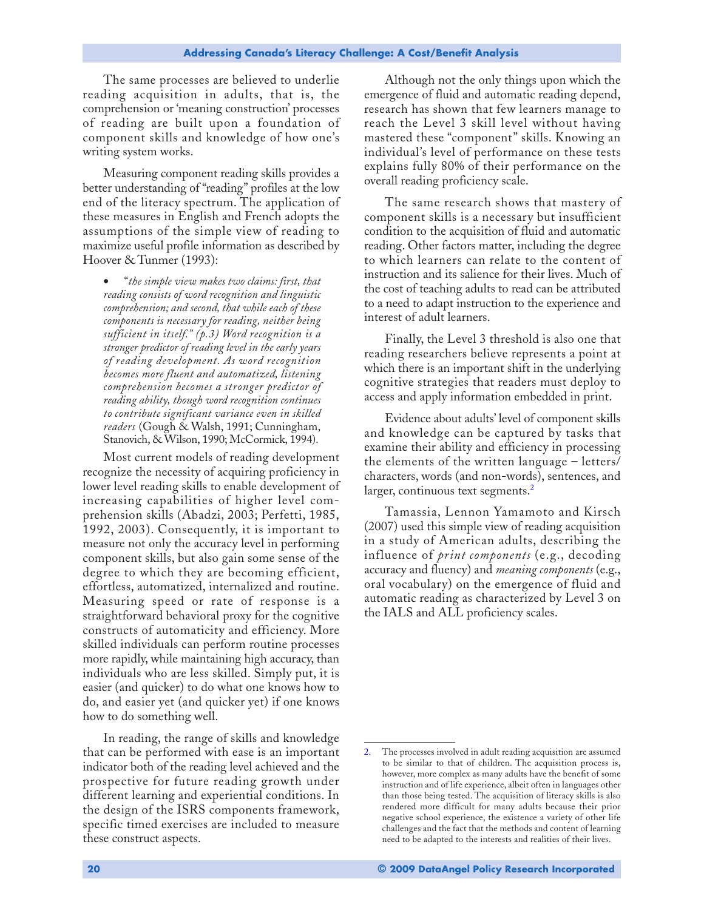The same processes are believed to underlie reading acquisition in adults, that is, the comprehension or 'meaning construction' processes of reading are built upon a foundation of component skills and knowledge of how one's writing system works.

Measuring component reading skills provides a better understanding of "reading" profiles at the low end of the literacy spectrum. The application of these measures in English and French adopts the assumptions of the simple view of reading to maximize useful profile information as described by Hoover & Tunmer (1993):

- "*the simple view makes two claims: first, that reading consists of word recognition and linguistic comprehension; and second, that while each of these components is necessary for reading, neither being sufficient in itself." (p.3) Word recognition is a stronger predictor of reading level in the early years of reading development. As word recognition becomes more fluent and automatized, listening comprehension becomes a stronger predictor of reading ability, though word recognition continues to contribute significant variance even in skilled readers* (Gough & Walsh, 1991; Cunningham, Stanovich, & Wilson, 1990; McCormick, 1994).

Most current models of reading development recognize the necessity of acquiring proficiency in lower level reading skills to enable development of increasing capabilities of higher level comprehension skills (Abadzi, 2003; Perfetti, 1985, 1992, 2003). Consequently, it is important to measure not only the accuracy level in performing component skills, but also gain some sense of the degree to which they are becoming efficient, effortless, automatized, internalized and routine. Measuring speed or rate of response is a straightforward behavioral proxy for the cognitive constructs of automaticity and efficiency. More skilled individuals can perform routine processes more rapidly, while maintaining high accuracy, than individuals who are less skilled. Simply put, it is easier (and quicker) to do what one knows how to do, and easier yet (and quicker yet) if one knows how to do something well.

In reading, the range of skills and knowledge that can be performed with ease is an important indicator both of the reading level achieved and the prospective for future reading growth under different learning and experiential conditions. In the design of the ISRS components framework, specific timed exercises are included to measure these construct aspects.

Although not the only things upon which the emergence of fluid and automatic reading depend, research has shown that few learners manage to reach the Level 3 skill level without having mastered these "component" skills. Knowing an individual's level of performance on these tests explains fully 80% of their performance on the overall reading proficiency scale.

The same research shows that mastery of component skills is a necessary but insufficient condition to the acquisition of fluid and automatic reading. Other factors matter, including the degree to which learners can relate to the content of instruction and its salience for their lives. Much of the cost of teaching adults to read can be attributed to a need to adapt instruction to the experience and interest of adult learners.

Finally, the Level 3 threshold is also one that reading researchers believe represents a point at which there is an important shift in the underlying cognitive strategies that readers must deploy to access and apply information embedded in print.

Evidence about adults' level of component skills and knowledge can be captured by tasks that examine their ability and efficiency in processing the elements of the written language – letters/characters, words (and non-words), sentences, and larger, continuous text segments.[2]

Tamassia, Lennon Yamamoto and Kirsch (2007) used this simple view of reading acquisition in a study of American adults, describing the influence of *print components* (e.g., decoding accuracy and fluency) and *meaning components* (e.g., oral vocabulary) on the emergence of fluid and automatic reading as characterized by Level 3 on the IALS and ALL proficiency scales.

---

2. The processes involved in adult reading acquisition are assumed to be similar to that of children. The acquisition process is, however, more complex as many adults have the benefit of some instruction and of life experience, albeit often in languages other than those being tested. The acquisition of literacy skills is also rendered more difficult for many adults because their prior negative school experience, the existence a variety of other life challenges and the fact that the methods and content of learning need to be adapted to the interests and realities of their lives.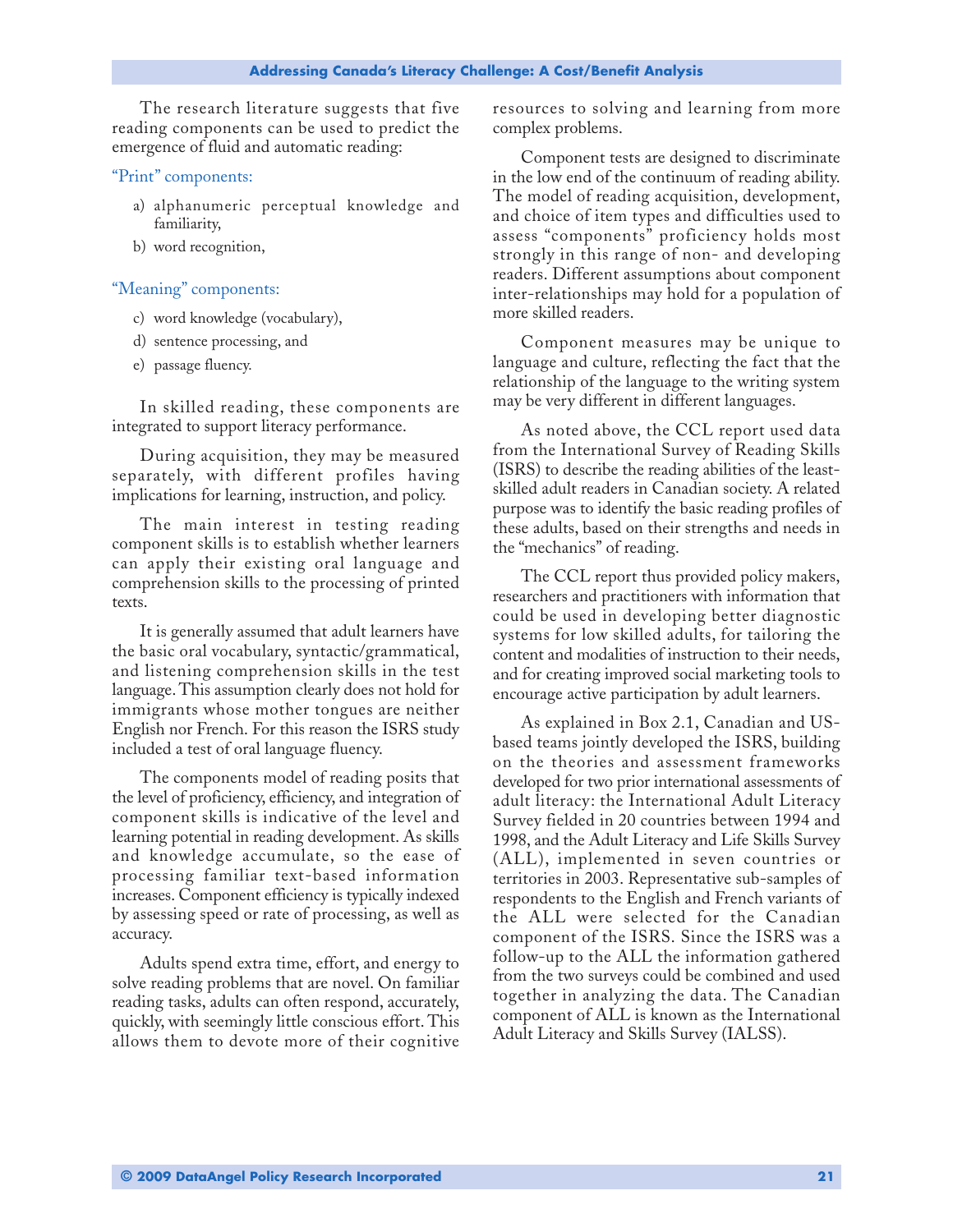The research literature suggests that five reading components can be used to predict the emergence of fluid and automatic reading:

"Print" components:

a) alphanumeric perceptual knowledge and familiarity,
b) word recognition,

"Meaning" components:

c) word knowledge (vocabulary),
d) sentence processing, and
e) passage fluency.

In skilled reading, these components are integrated to support literacy performance.

During acquisition, they may be measured separately, with different profiles having implications for learning, instruction, and policy.

The main interest in testing reading component skills is to establish whether learners can apply their existing oral language and comprehension skills to the processing of printed texts.

It is generally assumed that adult learners have the basic oral vocabulary, syntactic/grammatical, and listening comprehension skills in the test language. This assumption clearly does not hold for immigrants whose mother tongues are neither English nor French. For this reason the ISRS study included a test of oral language fluency.

The components model of reading posits that the level of proficiency, efficiency, and integration of component skills is indicative of the level and learning potential in reading development. As skills and knowledge accumulate, so the ease of processing familiar text-based information increases. Component efficiency is typically indexed by assessing speed or rate of processing, as well as accuracy.

Adults spend extra time, effort, and energy to solve reading problems that are novel. On familiar reading tasks, adults can often respond, accurately, quickly, with seemingly little conscious effort. This allows them to devote more of their cognitive resources to solving and learning from more complex problems.

Component tests are designed to discriminate in the low end of the continuum of reading ability. The model of reading acquisition, development, and choice of item types and difficulties used to assess "components" proficiency holds most strongly in this range of non- and developing readers. Different assumptions about component inter-relationships may hold for a population of more skilled readers.

Component measures may be unique to language and culture, reflecting the fact that the relationship of the language to the writing system may be very different in different languages.

As noted above, the CCL report used data from the International Survey of Reading Skills (ISRS) to describe the reading abilities of the least-skilled adult readers in Canadian society. A related purpose was to identify the basic reading profiles of these adults, based on their strengths and needs in the "mechanics" of reading.

The CCL report thus provided policy makers, researchers and practitioners with information that could be used in developing better diagnostic systems for low skilled adults, for tailoring the content and modalities of instruction to their needs, and for creating improved social marketing tools to encourage active participation by adult learners.

As explained in Box 2.1, Canadian and US-based teams jointly developed the ISRS, building on the theories and assessment frameworks developed for two prior international assessments of adult literacy: the International Adult Literacy Survey fielded in 20 countries between 1994 and 1998, and the Adult Literacy and Life Skills Survey (ALL), implemented in seven countries or territories in 2003. Representative sub-samples of respondents to the English and French variants of the ALL were selected for the Canadian component of the ISRS. Since the ISRS was a follow-up to the ALL the information gathered from the two surveys could be combined and used together in analyzing the data. The Canadian component of ALL is known as the International Adult Literacy and Skills Survey (IALSS).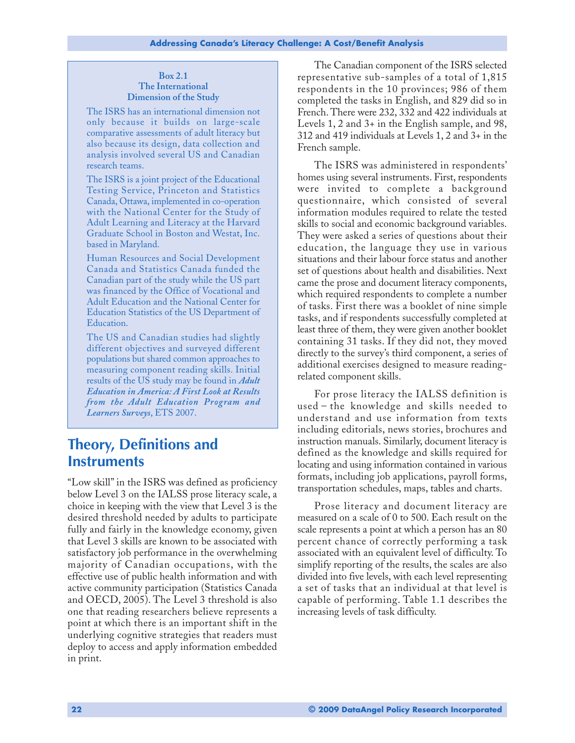**Box 2.1**
**The International Dimension of the Study**

The ISRS has an international dimension not only because it builds on large-scale comparative assessments of adult literacy but also because its design, data collection and analysis involved several US and Canadian research teams.

The ISRS is a joint project of the Educational Testing Service, Princeton and Statistics Canada, Ottawa, implemented in co-operation with the National Center for the Study of Adult Learning and Literacy at the Harvard Graduate School in Boston and Westat, Inc. based in Maryland.

Human Resources and Social Development Canada and Statistics Canada funded the Canadian part of the study while the US part was financed by the Office of Vocational and Adult Education and the National Center for Education Statistics of the US Department of Education.

The US and Canadian studies had slightly different objectives and surveyed different populations but shared common approaches to measuring component reading skills. Initial results of the US study may be found in ***Adult Education in America: A First Look at Results from the Adult Education Program and Learners Surveys***, ETS 2007.

## Theory, Definitions and Instruments

"Low skill" in the ISRS was defined as proficiency below Level 3 on the IALSS prose literacy scale, a choice in keeping with the view that Level 3 is the desired threshold needed by adults to participate fully and fairly in the knowledge economy, given that Level 3 skills are known to be associated with satisfactory job performance in the overwhelming majority of Canadian occupations, with the effective use of public health information and with active community participation (Statistics Canada and OECD, 2005). The Level 3 threshold is also one that reading researchers believe represents a point at which there is an important shift in the underlying cognitive strategies that readers must deploy to access and apply information embedded in print.

The Canadian component of the ISRS selected representative sub-samples of a total of 1,815 respondents in the 10 provinces; 986 of them completed the tasks in English, and 829 did so in French. There were 232, 332 and 422 individuals at Levels 1, 2 and 3+ in the English sample, and 98, 312 and 419 individuals at Levels 1, 2 and 3+ in the French sample.

The ISRS was administered in respondents' homes using several instruments. First, respondents were invited to complete a background questionnaire, which consisted of several information modules required to relate the tested skills to social and economic background variables. They were asked a series of questions about their education, the language they use in various situations and their labour force status and another set of questions about health and disabilities. Next came the prose and document literacy components, which required respondents to complete a number of tasks. First there was a booklet of nine simple tasks, and if respondents successfully completed at least three of them, they were given another booklet containing 31 tasks. If they did not, they moved directly to the survey's third component, a series of additional exercises designed to measure reading-related component skills.

For prose literacy the IALSS definition is used – the knowledge and skills needed to understand and use information from texts including editorials, news stories, brochures and instruction manuals. Similarly, document literacy is defined as the knowledge and skills required for locating and using information contained in various formats, including job applications, payroll forms, transportation schedules, maps, tables and charts.

Prose literacy and document literacy are measured on a scale of 0 to 500. Each result on the scale represents a point at which a person has an 80 percent chance of correctly performing a task associated with an equivalent level of difficulty. To simplify reporting of the results, the scales are also divided into five levels, with each level representing a set of tasks that an individual at that level is capable of performing. Table 1.1 describes the increasing levels of task difficulty.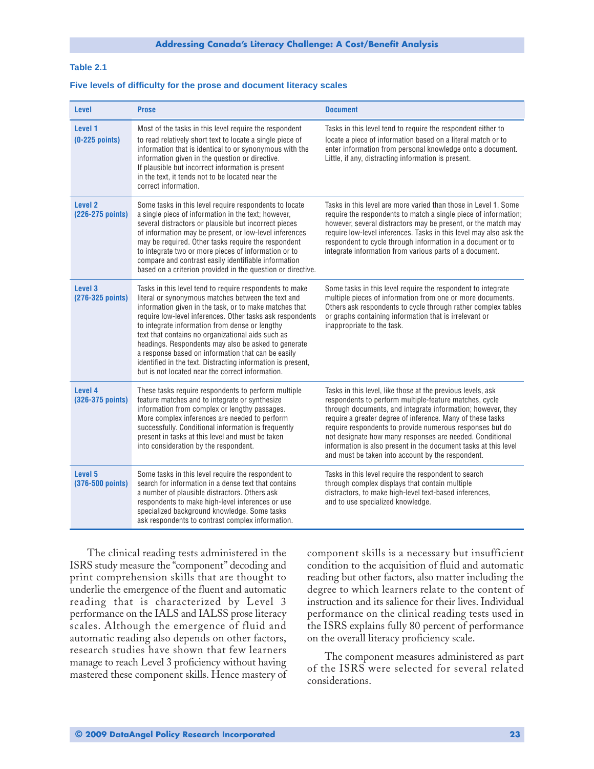**Table 2.1**

**Five levels of difficulty for the prose and document literacy scales**

| Level | Prose | Document |
|---|---|---|
| **Level 1 (0-225 points)** | Most of the tasks in this level require the respondent to read relatively short text to locate a single piece of information that is identical to or synonymous with the information given in the question or directive. If plausible but incorrect information is present in the text, it tends not to be located near the correct information. | Tasks in this level tend to require the respondent either to locate a piece of information based on a literal match or to enter information from personal knowledge onto a document. Little, if any, distracting information is present. |
| **Level 2 (226-275 points)** | Some tasks in this level require respondents to locate a single piece of information in the text; however, several distractors or plausible but incorrect pieces of information may be present, or low-level inferences may be required. Other tasks require the respondent to integrate two or more pieces of information or to compare and contrast easily identifiable information based on a criterion provided in the question or directive. | Tasks in this level are more varied than those in Level 1. Some require the respondents to match a single piece of information; however, several distractors may be present, or the match may require low-level inferences. Tasks in this level may also ask the respondent to cycle through information in a document or to integrate information from various parts of a document. |
| **Level 3 (276-325 points)** | Tasks in this level tend to require respondents to make literal or synonymous matches between the text and information given in the task, or to make matches that require low-level inferences. Other tasks ask respondents to integrate information from dense or lengthy text that contains no organizational aids such as headings. Respondents may also be asked to generate a response based on information that can be easily identified in the text. Distracting information is present, but is not located near the correct information. | Some tasks in this level require the respondent to integrate multiple pieces of information from one or more documents. Others ask respondents to cycle through rather complex tables or graphs containing information that is irrelevant or inappropriate to the task. |
| **Level 4 (326-375 points)** | These tasks require respondents to perform multiple feature matches and to integrate or synthesize information from complex or lengthy passages. More complex inferences are needed to perform successfully. Conditional information is frequently present in tasks at this level and must be taken into consideration by the respondent. | Tasks in this level, like those at the previous levels, ask respondents to perform multiple-feature matches, cycle through documents, and integrate information; however, they require a greater degree of inference. Many of these tasks require respondents to provide numerous responses but do not designate how many responses are needed. Conditional information is also present in the document tasks at this level and must be taken into account by the respondent. |
| **Level 5 (376-500 points)** | Some tasks in this level require the respondent to search for information in a dense text that contains a number of plausible distractors. Others ask respondents to make high-level inferences or use specialized background knowledge. Some tasks ask respondents to contrast complex information. | Tasks in this level require the respondent to search through complex displays that contain multiple distractors, to make high-level text-based inferences, and to use specialized knowledge. |

The clinical reading tests administered in the ISRS study measure the "component" decoding and print comprehension skills that are thought to underlie the emergence of the fluent and automatic reading that is characterized by Level 3 performance on the IALS and IALSS prose literacy scales. Although the emergence of fluid and automatic reading also depends on other factors, research studies have shown that few learners manage to reach Level 3 proficiency without having mastered these component skills. Hence mastery of component skills is a necessary but insufficient condition to the acquisition of fluid and automatic reading but other factors, also matter including the degree to which learners relate to the content of instruction and its salience for their lives. Individual performance on the clinical reading tests used in the ISRS explains fully 80 percent of performance on the overall literacy proficiency scale.

The component measures administered as part of the ISRS were selected for several related considerations.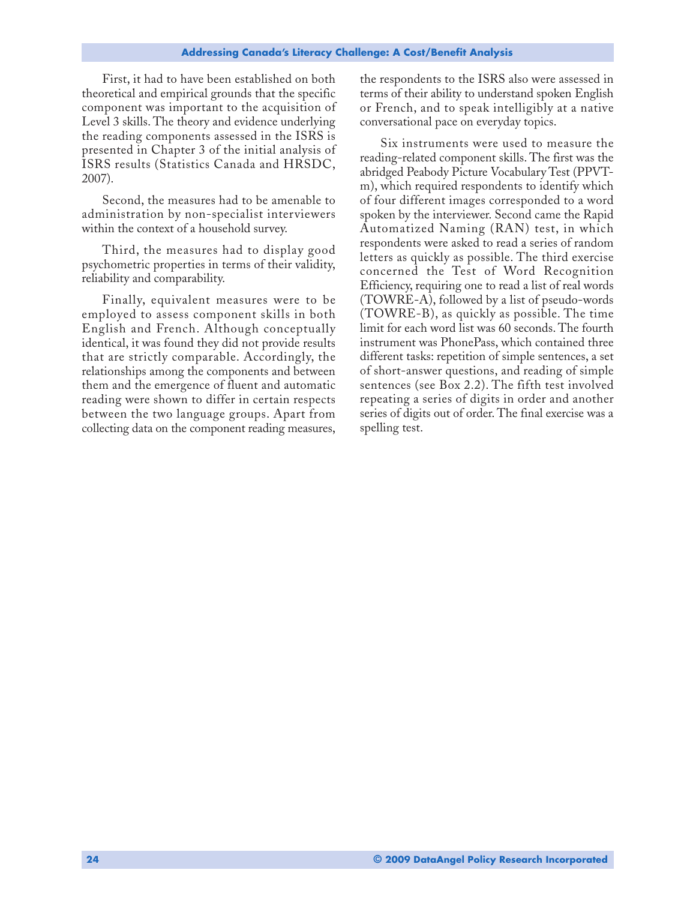First, it had to have been established on both theoretical and empirical grounds that the specific component was important to the acquisition of Level 3 skills. The theory and evidence underlying the reading components assessed in the ISRS is presented in Chapter 3 of the initial analysis of ISRS results (Statistics Canada and HRSDC, 2007).

Second, the measures had to be amenable to administration by non-specialist interviewers within the context of a household survey.

Third, the measures had to display good psychometric properties in terms of their validity, reliability and comparability.

Finally, equivalent measures were to be employed to assess component skills in both English and French. Although conceptually identical, it was found they did not provide results that are strictly comparable. Accordingly, the relationships among the components and between them and the emergence of fluent and automatic reading were shown to differ in certain respects between the two language groups. Apart from collecting data on the component reading measures, the respondents to the ISRS also were assessed in terms of their ability to understand spoken English or French, and to speak intelligibly at a native conversational pace on everyday topics.

Six instruments were used to measure the reading-related component skills. The first was the abridged Peabody Picture Vocabulary Test (PPVT-m), which required respondents to identify which of four different images corresponded to a word spoken by the interviewer. Second came the Rapid Automatized Naming (RAN) test, in which respondents were asked to read a series of random letters as quickly as possible. The third exercise concerned the Test of Word Recognition Efficiency, requiring one to read a list of real words (TOWRE-A), followed by a list of pseudo-words (TOWRE-B), as quickly as possible. The time limit for each word list was 60 seconds. The fourth instrument was PhonePass, which contained three different tasks: repetition of simple sentences, a set of short-answer questions, and reading of simple sentences (see Box 2.2). The fifth test involved repeating a series of digits in order and another series of digits out of order. The final exercise was a spelling test.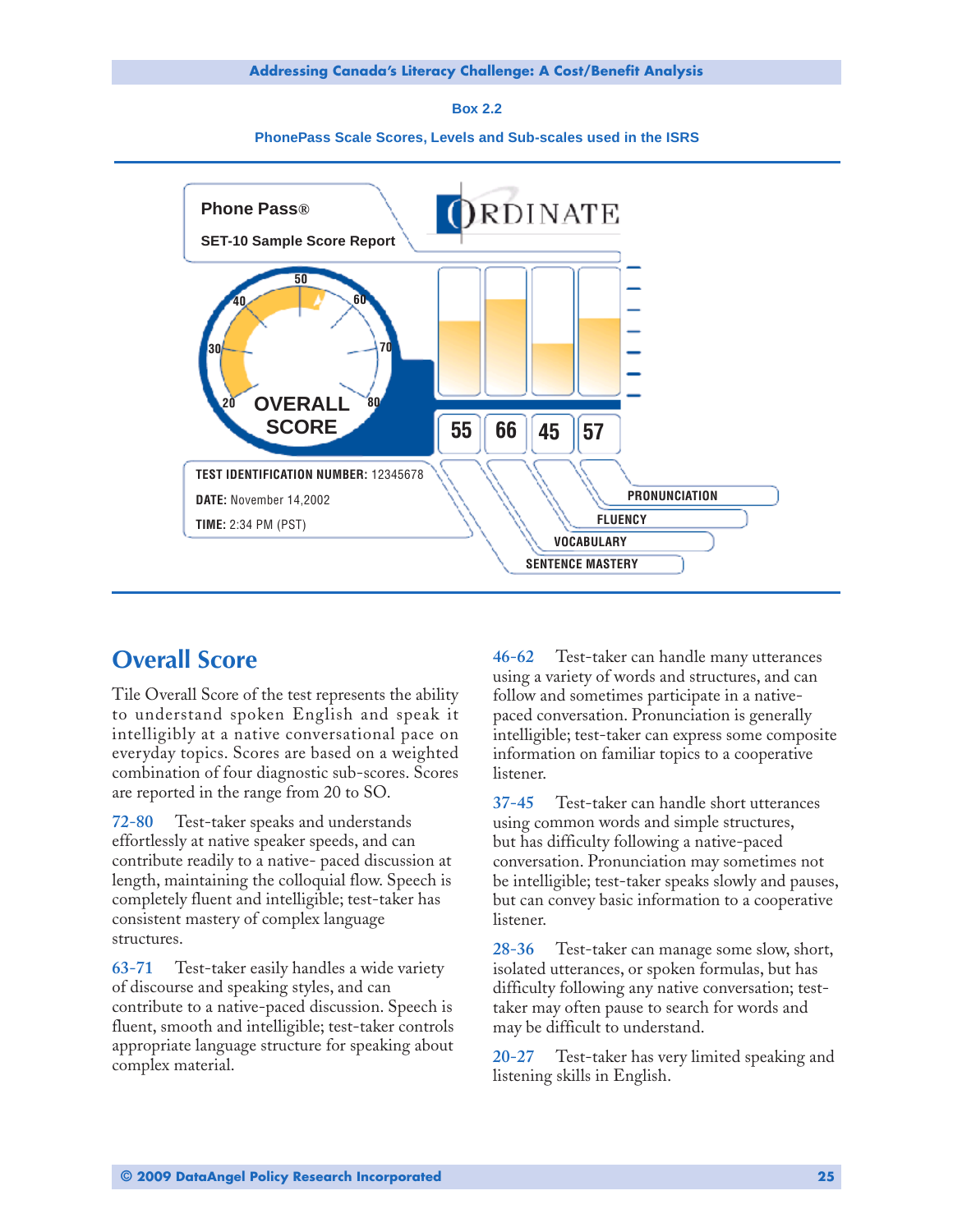**Box 2.2**

**PhonePass Scale Scores, Levels and Sub-scales used in the ISRS**

Phone Pass®

SET-10 Sample Score Report

ORDINATE

OVERALL SCORE

55 66 45 57

TEST IDENTIFICATION NUMBER: 12345678

DATE: November 14,2002

TIME: 2:34 PM (PST)

PRONUNCIATION

FLUENCY

VOCABULARY

SENTENCE MASTERY

## Overall Score

Tile Overall Score of the test represents the ability to understand spoken English and speak it intelligibly at a native conversational pace on everyday topics. Scores are based on a weighted combination of four diagnostic sub-scores. Scores are reported in the range from 20 to SO.

**72-80** Test-taker speaks and understands effortlessly at native speaker speeds, and can contribute readily to a native- paced discussion at length, maintaining the colloquial flow. Speech is completely fluent and intelligible; test-taker has consistent mastery of complex language structures.

**63-71** Test-taker easily handles a wide variety of discourse and speaking styles, and can contribute to a native-paced discussion. Speech is fluent, smooth and intelligible; test-taker controls appropriate language structure for speaking about complex material.

**46-62** Test-taker can handle many utterances using a variety of words and structures, and can follow and sometimes participate in a native-paced conversation. Pronunciation is generally intelligible; test-taker can express some composite information on familiar topics to a cooperative listener.

**37-45** Test-taker can handle short utterances using common words and simple structures, but has difficulty following a native-paced conversation. Pronunciation may sometimes not be intelligible; test-taker speaks slowly and pauses, but can convey basic information to a cooperative listener.

**28-36** Test-taker can manage some slow, short, isolated utterances, or spoken formulas, but has difficulty following any native conversation; test-taker may often pause to search for words and may be difficult to understand.

**20-27** Test-taker has very limited speaking and listening skills in English.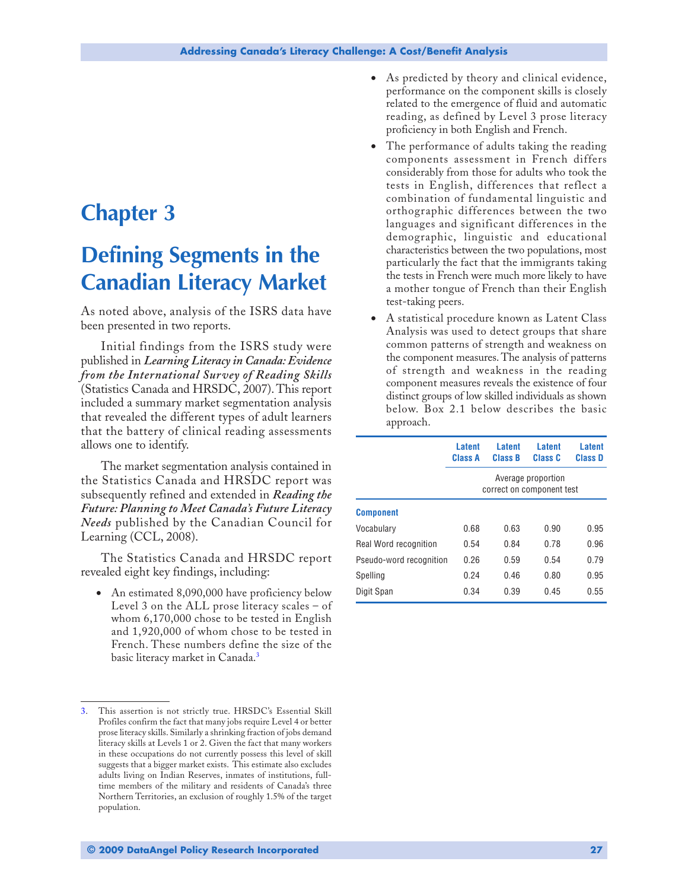# Chapter 3

# Defining Segments in the Canadian Literacy Market

As noted above, analysis of the ISRS data have been presented in two reports.

Initial findings from the ISRS study were published in ***Learning Literacy in Canada: Evidence from the International Survey of Reading Skills*** (Statistics Canada and HRSDC, 2007). This report included a summary market segmentation analysis that revealed the different types of adult learners that the battery of clinical reading assessments allows one to identify.

The market segmentation analysis contained in the Statistics Canada and HRSDC report was subsequently refined and extended in ***Reading the Future: Planning to Meet Canada's Future Literacy Needs*** published by the Canadian Council for Learning (CCL, 2008).

The Statistics Canada and HRSDC report revealed eight key findings, including:

- An estimated 8,090,000 have proficiency below Level 3 on the ALL prose literacy scales – of whom 6,170,000 chose to be tested in English and 1,920,000 of whom chose to be tested in French. These numbers define the size of the basic literacy market in Canada.[3]
- As predicted by theory and clinical evidence, performance on the component skills is closely related to the emergence of fluid and automatic reading, as defined by Level 3 prose literacy proficiency in both English and French.
- The performance of adults taking the reading components assessment in French differs considerably from those for adults who took the tests in English, differences that reflect a combination of fundamental linguistic and orthographic differences between the two languages and significant differences in the demographic, linguistic and educational characteristics between the two populations, most particularly the fact that the immigrants taking the tests in French were much more likely to have a mother tongue of French than their English test-taking peers.
- A statistical procedure known as Latent Class Analysis was used to detect groups that share common patterns of strength and weakness on the component measures. The analysis of patterns of strength and weakness in the reading component measures reveals the existence of four distinct groups of low skilled individuals as shown below. Box 2.1 below describes the basic approach.

| | Latent Class A | Latent Class B | Latent Class C | Latent Class D |
|---|---|---|---|---|
| | Average proportion correct on component test | | | |
| **Component** | | | | |
| Vocabulary | 0.68 | 0.63 | 0.90 | 0.95 |
| Real Word recognition | 0.54 | 0.84 | 0.78 | 0.96 |
| Pseudo-word recognition | 0.26 | 0.59 | 0.54 | 0.79 |
| Spelling | 0.24 | 0.46 | 0.80 | 0.95 |
| Digit Span | 0.34 | 0.39 | 0.45 | 0.55 |

3. This assertion is not strictly true. HRSDC's Essential Skill Profiles confirm the fact that many jobs require Level 4 or better prose literacy skills. Similarly a shrinking fraction of jobs demand literacy skills at Levels 1 or 2. Given the fact that many workers in these occupations do not currently possess this level of skill suggests that a bigger market exists. This estimate also excludes adults living on Indian Reserves, inmates of institutions, full-time members of the military and residents of Canada's three Northern Territories, an exclusion of roughly 1.5% of the target population.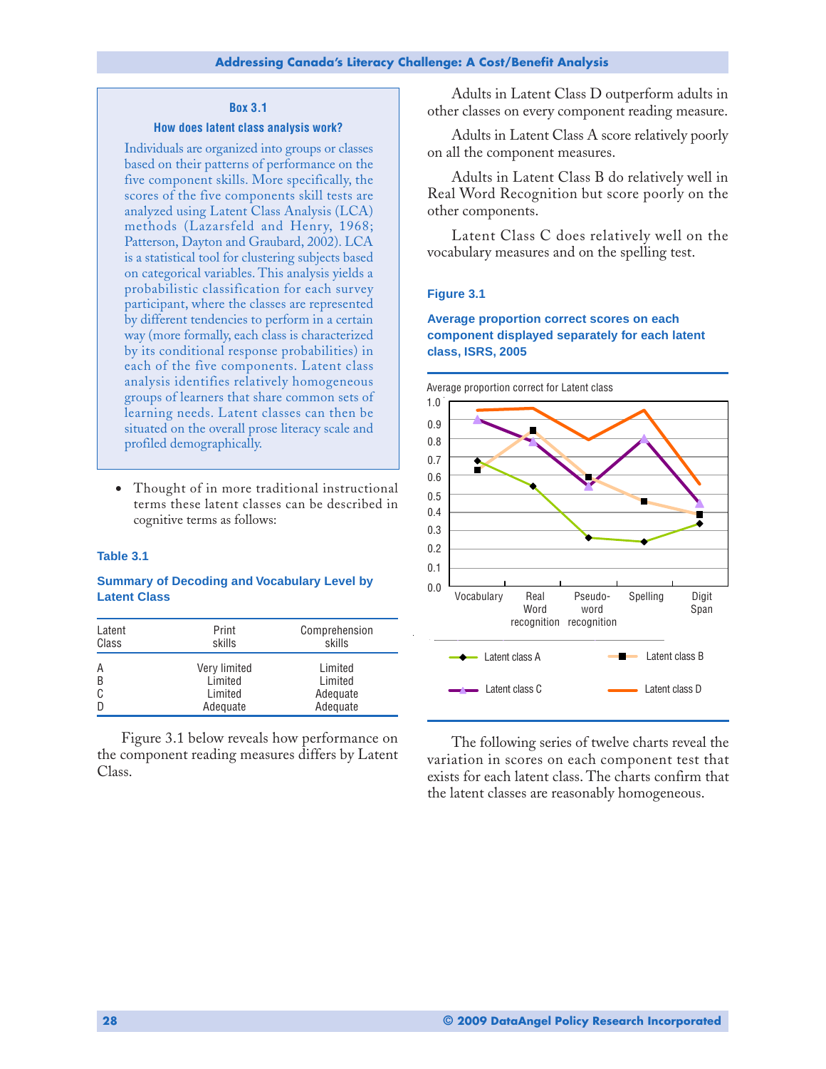### Box 3.1

#### How does latent class analysis work?

Individuals are organized into groups or classes based on their patterns of performance on the five component skills. More specifically, the scores of the five components skill tests are analyzed using Latent Class Analysis (LCA) methods (Lazarsfeld and Henry, 1968; Patterson, Dayton and Graubard, 2002). LCA is a statistical tool for clustering subjects based on categorical variables. This analysis yields a probabilistic classification for each survey participant, where the classes are represented by different tendencies to perform in a certain way (more formally, each class is characterized by its conditional response probabilities) in each of the five components. Latent class analysis identifies relatively homogeneous groups of learners that share common sets of learning needs. Latent classes can then be situated on the overall prose literacy scale and profiled demographically.

- Thought of in more traditional instructional terms these latent classes can be described in cognitive terms as follows:

**Table 3.1**

**Summary of Decoding and Vocabulary Level by Latent Class**

| Latent Class | Print skills | Comprehension skills |
|---|---|---|
| A | Very limited | Limited |
| B | Limited | Limited |
| C | Limited | Adequate |
| D | Adequate | Adequate |

Figure 3.1 below reveals how performance on the component reading measures differs by Latent Class.

Adults in Latent Class D outperform adults in other classes on every component reading measure.

Adults in Latent Class A score relatively poorly on all the component measures.

Adults in Latent Class B do relatively well in Real Word Recognition but score poorly on the other components.

Latent Class C does relatively well on the vocabulary measures and on the spelling test.

**Figure 3.1**

**Average proportion correct scores on each component displayed separately for each latent class, ISRS, 2005**

The following series of twelve charts reveal the variation in scores on each component test that exists for each latent class. The charts confirm that the latent classes are reasonably homogeneous.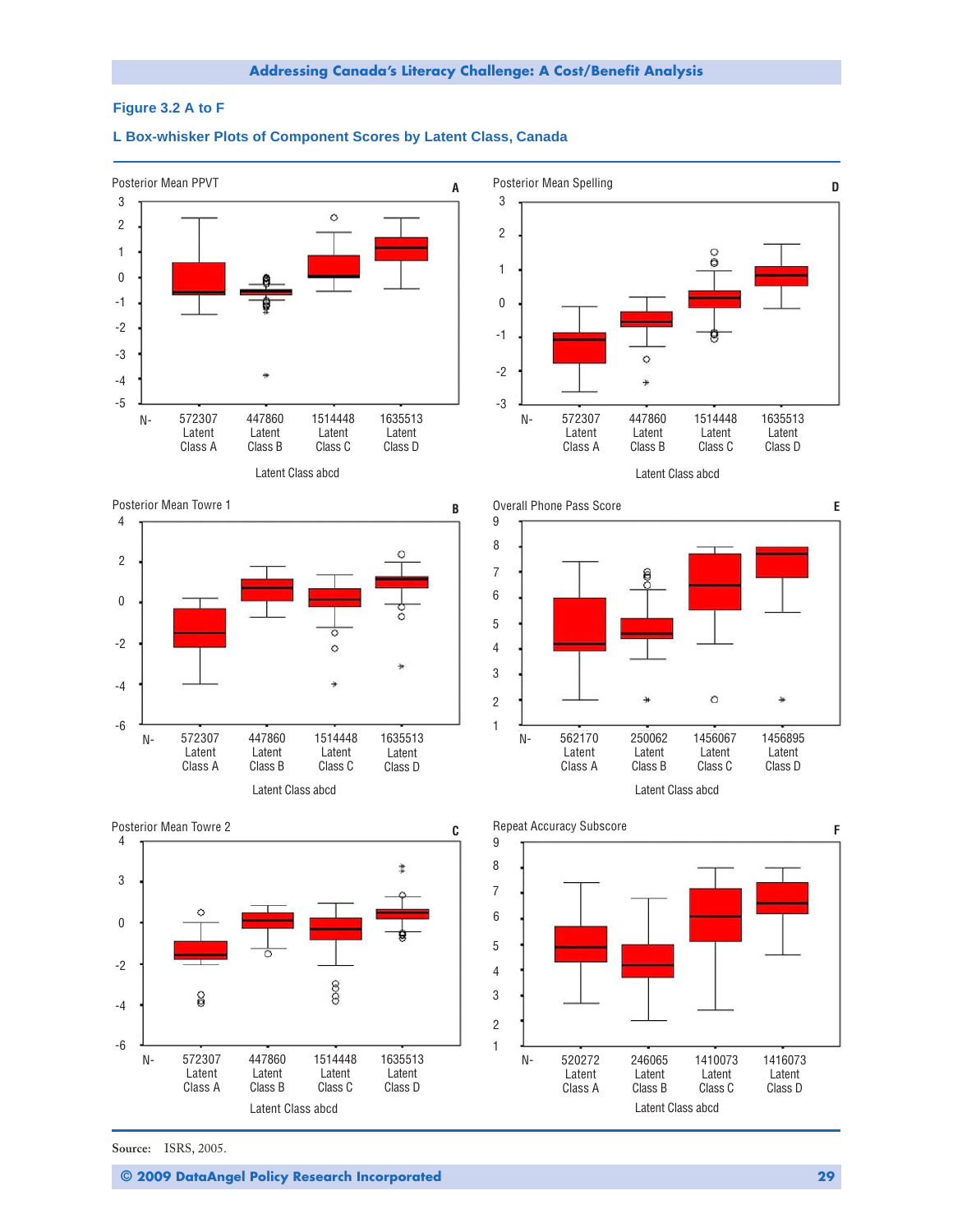## Figure 3.2 A to F

### L Box-whisker Plots of Component Scores by Latent Class, Canada

**A** — Posterior Mean PPVT

| N- | 572307 | 447860 | 1514448 | 1635513 |
|---|---|---|---|---|
| | Latent Class A | Latent Class B | Latent Class C | Latent Class D |

Latent Class abcd

**D** — Posterior Mean Spelling

| N- | 572307 | 447860 | 1514448 | 1635513 |
|---|---|---|---|---|
| | Latent Class A | Latent Class B | Latent Class C | Latent Class D |

Latent Class abcd

**B** — Posterior Mean Towre 1

| N- | 572307 | 447860 | 1514448 | 1635513 |
|---|---|---|---|---|
| | Latent Class A | Latent Class B | Latent Class C | Latent Class D |

Latent Class abcd

**E** — Overall Phone Pass Score

| N- | 562170 | 250062 | 1456067 | 1456895 |
|---|---|---|---|---|
| | Latent Class A | Latent Class B | Latent Class C | Latent Class D |

Latent Class abcd

**C** — Posterior Mean Towre 2

| N- | 572307 | 447860 | 1514448 | 1635513 |
|---|---|---|---|---|
| | Latent Class A | Latent Class B | Latent Class C | Latent Class D |

Latent Class abcd

**F** — Repeat Accuracy Subscore

| N- | 520272 | 246065 | 1410073 | 1416073 |
|---|---|---|---|---|
| | Latent Class A | Latent Class B | Latent Class C | Latent Class D |

Latent Class abcd

Source: ISRS, 2005.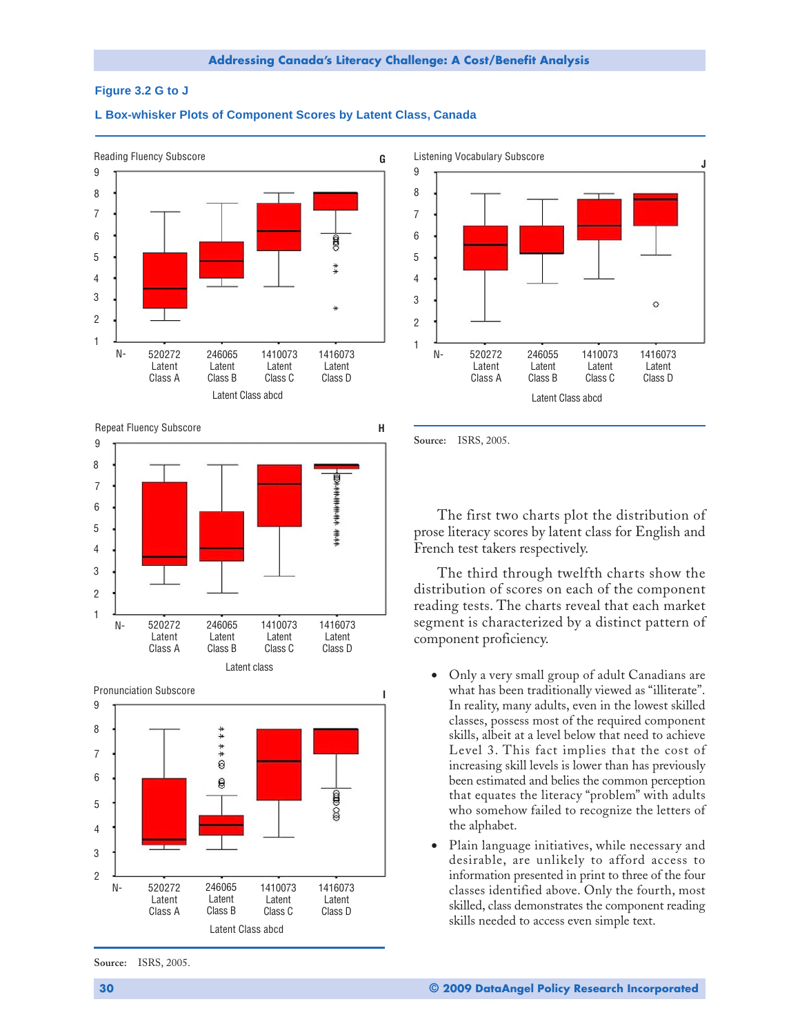**Figure 3.2 G to J**

**L Box-whisker Plots of Component Scores by Latent Class, Canada**

Reading Fluency Subscore — G

| N- | 520272 | 246065 | 1410073 | 1416073 |
|---|---|---|---|---|
| | Latent Class A | Latent Class B | Latent Class C | Latent Class D |

Latent Class abcd

Listening Vocabulary Subscore — J

| N- | 520272 | 246055 | 1410073 | 1416073 |
|---|---|---|---|---|
| | Latent Class A | Latent Class B | Latent Class C | Latent Class D |

Latent Class abcd

Repeat Fluency Subscore — H

| N- | 520272 | 246065 | 1410073 | 1416073 |
|---|---|---|---|---|
| | Latent Class A | Latent Class B | Latent Class C | Latent Class D |

Latent class

Pronunciation Subscore — I

| N- | 520272 | 246065 | 1410073 | 1416073 |
|---|---|---|---|---|
| | Latent Class A | Latent Class B | Latent Class C | Latent Class D |

Latent Class abcd

**Source:** ISRS, 2005.

The first two charts plot the distribution of prose literacy scores by latent class for English and French test takers respectively.

The third through twelfth charts show the distribution of scores on each of the component reading tests. The charts reveal that each market segment is characterized by a distinct pattern of component proficiency.

- Only a very small group of adult Canadians are what has been traditionally viewed as "illiterate". In reality, many adults, even in the lowest skilled classes, possess most of the required component skills, albeit at a level below that need to achieve Level 3. This fact implies that the cost of increasing skill levels is lower than has previously been estimated and belies the common perception that equates the literacy "problem" with adults who somehow failed to recognize the letters of the alphabet.
- Plain language initiatives, while necessary and desirable, are unlikely to afford access to information presented in print to three of the four classes identified above. Only the fourth, most skilled, class demonstrates the component reading skills needed to access even simple text.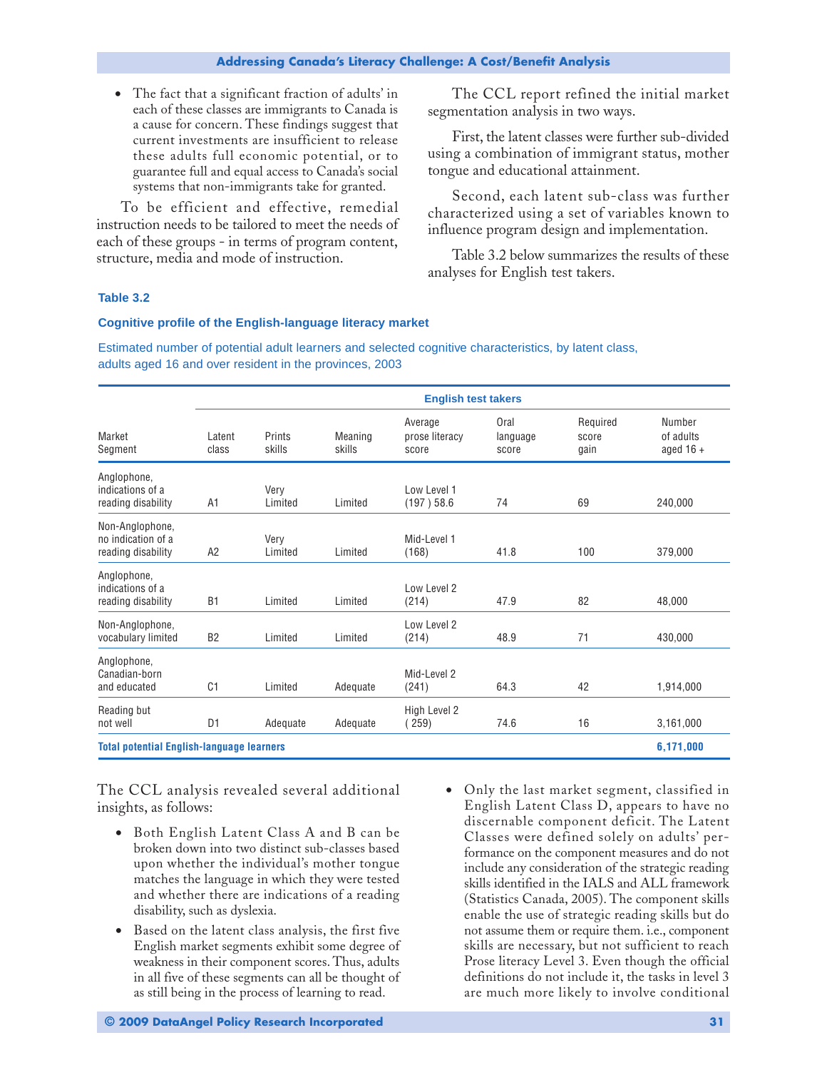- The fact that a significant fraction of adults' in each of these classes are immigrants to Canada is a cause for concern. These findings suggest that current investments are insufficient to release these adults full economic potential, or to guarantee full and equal access to Canada's social systems that non-immigrants take for granted.

To be efficient and effective, remedial instruction needs to be tailored to meet the needs of each of these groups - in terms of program content, structure, media and mode of instruction.

The CCL report refined the initial market segmentation analysis in two ways.

First, the latent classes were further sub-divided using a combination of immigrant status, mother tongue and educational attainment.

Second, each latent sub-class was further characterized using a set of variables known to influence program design and implementation.

Table 3.2 below summarizes the results of these analyses for English test takers.

**Table 3.2**

**Cognitive profile of the English-language literacy market**

Estimated number of potential adult learners and selected cognitive characteristics, by latent class, adults aged 16 and over resident in the provinces, 2003

| | English test takers | | | | | | |
|---|---|---|---|---|---|---|---|
| Market Segment | Latent class | Prints skills | Meaning skills | Average prose literacy score | Oral language score | Required score gain | Number of adults aged 16 + |
| Anglophone, indications of a reading disability | A1 | Very Limited | Limited | Low Level 1 (197 ) 58.6 | 74 | 69 | 240,000 |
| Non-Anglophone, no indication of a reading disability | A2 | Very Limited | Limited | Mid-Level 1 (168) | 41.8 | 100 | 379,000 |
| Anglophone, indications of a reading disability | B1 | Limited | Limited | Low Level 2 (214) | 47.9 | 82 | 48,000 |
| Non-Anglophone, vocabulary limited | B2 | Limited | Limited | Low Level 2 (214) | 48.9 | 71 | 430,000 |
| Anglophone, Canadian-born and educated | C1 | Limited | Adequate | Mid-Level 2 (241) | 64.3 | 42 | 1,914,000 |
| Reading but not well | D1 | Adequate | Adequate | High Level 2 ( 259) | 74.6 | 16 | 3,161,000 |
| **Total potential English-language learners** | | | | | | | **6,171,000** |

The CCL analysis revealed several additional insights, as follows:

- Both English Latent Class A and B can be broken down into two distinct sub-classes based upon whether the individual's mother tongue matches the language in which they were tested and whether there are indications of a reading disability, such as dyslexia.
- Based on the latent class analysis, the first five English market segments exhibit some degree of weakness in their component scores. Thus, adults in all five of these segments can all be thought of as still being in the process of learning to read.
- Only the last market segment, classified in English Latent Class D, appears to have no discernable component deficit. The Latent Classes were defined solely on adults' performance on the component measures and do not include any consideration of the strategic reading skills identified in the IALS and ALL framework (Statistics Canada, 2005). The component skills enable the use of strategic reading skills but do not assume them or require them. i.e., component skills are necessary, but not sufficient to reach Prose literacy Level 3. Even though the official definitions do not include it, the tasks in level 3 are much more likely to involve conditional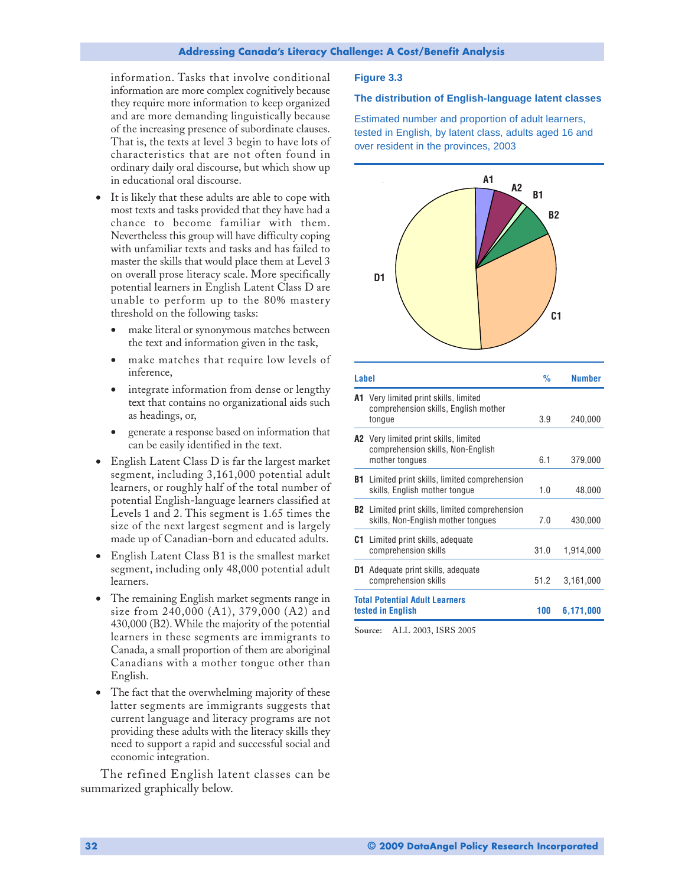information. Tasks that involve conditional information are more complex cognitively because they require more information to keep organized and are more demanding linguistically because of the increasing presence of subordinate clauses. That is, the texts at level 3 begin to have lots of characteristics that are not often found in ordinary daily oral discourse, but which show up in educational oral discourse.

- It is likely that these adults are able to cope with most texts and tasks provided that they have had a chance to become familiar with them. Nevertheless this group will have difficulty coping with unfamiliar texts and tasks and has failed to master the skills that would place them at Level 3 on overall prose literacy scale. More specifically potential learners in English Latent Class D are unable to perform up to the 80% mastery threshold on the following tasks:
  - make literal or synonymous matches between the text and information given in the task,
  - make matches that require low levels of inference,
  - integrate information from dense or lengthy text that contains no organizational aids such as headings, or,
  - generate a response based on information that can be easily identified in the text.
- English Latent Class D is far the largest market segment, including 3,161,000 potential adult learners, or roughly half of the total number of potential English-language learners classified at Levels 1 and 2. This segment is 1.65 times the size of the next largest segment and is largely made up of Canadian-born and educated adults.
- English Latent Class B1 is the smallest market segment, including only 48,000 potential adult learners.
- The remaining English market segments range in size from 240,000 (A1), 379,000 (A2) and 430,000 (B2). While the majority of the potential learners in these segments are immigrants to Canada, a small proportion of them are aboriginal Canadians with a mother tongue other than English.
- The fact that the overwhelming majority of these latter segments are immigrants suggests that current language and literacy programs are not providing these adults with the literacy skills they need to support a rapid and successful social and economic integration.

The refined English latent classes can be summarized graphically below.

**Figure 3.3**

**The distribution of English-language latent classes**

Estimated number and proportion of adult learners, tested in English, by latent class, adults aged 16 and over resident in the provinces, 2003

| Label | % | Number |
|---|---|---|
| **A1** Very limited print skills, limited comprehension skills, English mother tongue | 3.9 | 240,000 |
| **A2** Very limited print skills, limited comprehension skills, Non-English mother tongues | 6.1 | 379,000 |
| **B1** Limited print skills, limited comprehension skills, English mother tongue | 1.0 | 48,000 |
| **B2** Limited print skills, limited comprehension skills, Non-English mother tongues | 7.0 | 430,000 |
| **C1** Limited print skills, adequate comprehension skills | 31.0 | 1,914,000 |
| **D1** Adequate print skills, adequate comprehension skills | 51.2 | 3,161,000 |
| **Total Potential Adult Learners tested in English** | **100** | **6,171,000** |

**Source:** ALL 2003, ISRS 2005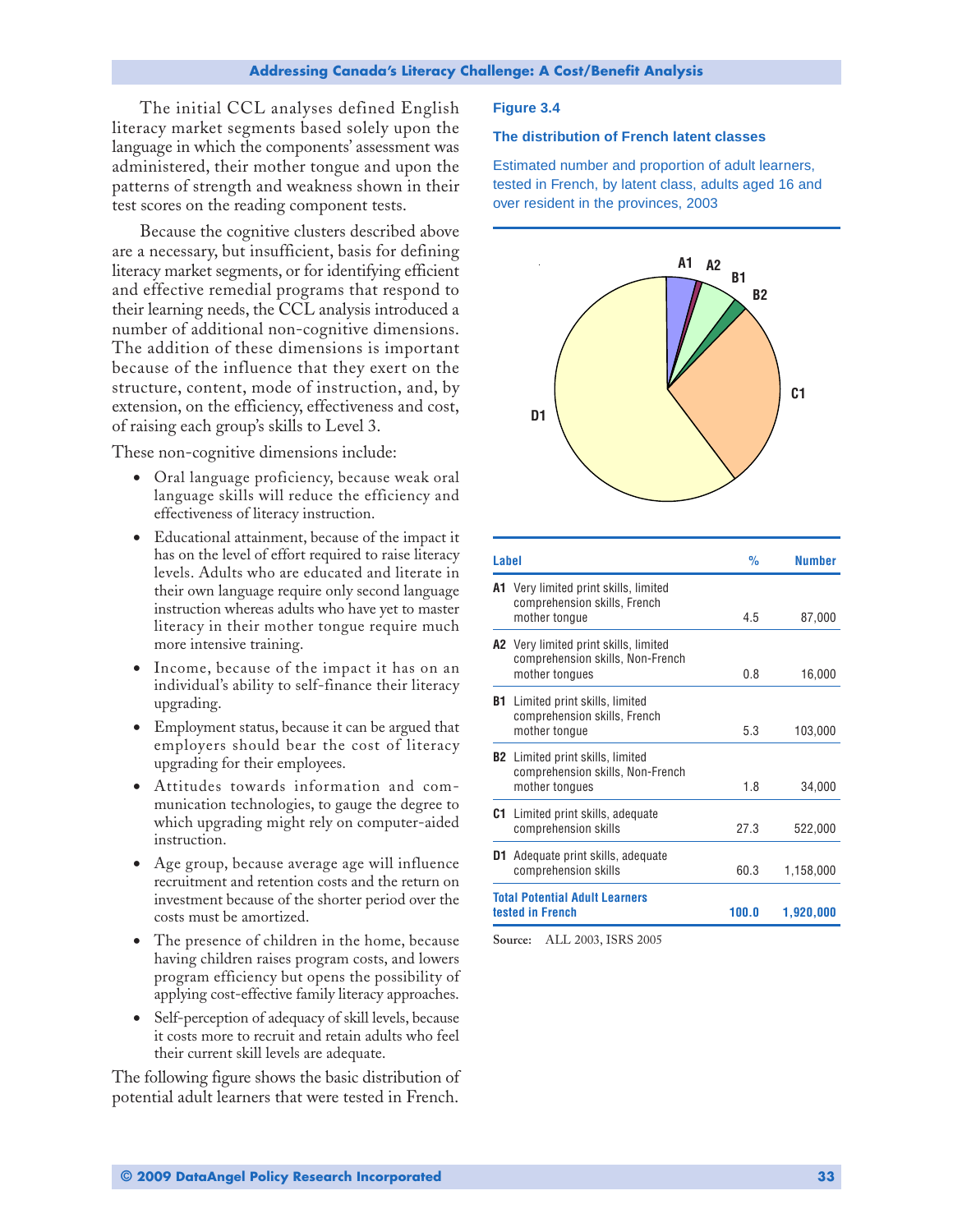The initial CCL analyses defined English literacy market segments based solely upon the language in which the components' assessment was administered, their mother tongue and upon the patterns of strength and weakness shown in their test scores on the reading component tests.

Because the cognitive clusters described above are a necessary, but insufficient, basis for defining literacy market segments, or for identifying efficient and effective remedial programs that respond to their learning needs, the CCL analysis introduced a number of additional non-cognitive dimensions. The addition of these dimensions is important because of the influence that they exert on the structure, content, mode of instruction, and, by extension, on the efficiency, effectiveness and cost, of raising each group's skills to Level 3.

These non-cognitive dimensions include:

- Oral language proficiency, because weak oral language skills will reduce the efficiency and effectiveness of literacy instruction.
- Educational attainment, because of the impact it has on the level of effort required to raise literacy levels. Adults who are educated and literate in their own language require only second language instruction whereas adults who have yet to master literacy in their mother tongue require much more intensive training.
- Income, because of the impact it has on an individual's ability to self-finance their literacy upgrading.
- Employment status, because it can be argued that employers should bear the cost of literacy upgrading for their employees.
- Attitudes towards information and communication technologies, to gauge the degree to which upgrading might rely on computer-aided instruction.
- Age group, because average age will influence recruitment and retention costs and the return on investment because of the shorter period over the costs must be amortized.
- The presence of children in the home, because having children raises program costs, and lowers program efficiency but opens the possibility of applying cost-effective family literacy approaches.
- Self-perception of adequacy of skill levels, because it costs more to recruit and retain adults who feel their current skill levels are adequate.

The following figure shows the basic distribution of potential adult learners that were tested in French.

**Figure 3.4**

**The distribution of French latent classes**

Estimated number and proportion of adult learners, tested in French, by latent class, adults aged 16 and over resident in the provinces, 2003

| Label | % | Number |
|---|---|---|
| **A1** Very limited print skills, limited comprehension skills, French mother tongue | 4.5 | 87,000 |
| **A2** Very limited print skills, limited comprehension skills, Non-French mother tongues | 0.8 | 16,000 |
| **B1** Limited print skills, limited comprehension skills, French mother tongue | 5.3 | 103,000 |
| **B2** Limited print skills, limited comprehension skills, Non-French mother tongues | 1.8 | 34,000 |
| **C1** Limited print skills, adequate comprehension skills | 27.3 | 522,000 |
| **D1** Adequate print skills, adequate comprehension skills | 60.3 | 1,158,000 |
| **Total Potential Adult Learners tested in French** | **100.0** | **1,920,000** |

**Source:** ALL 2003, ISRS 2005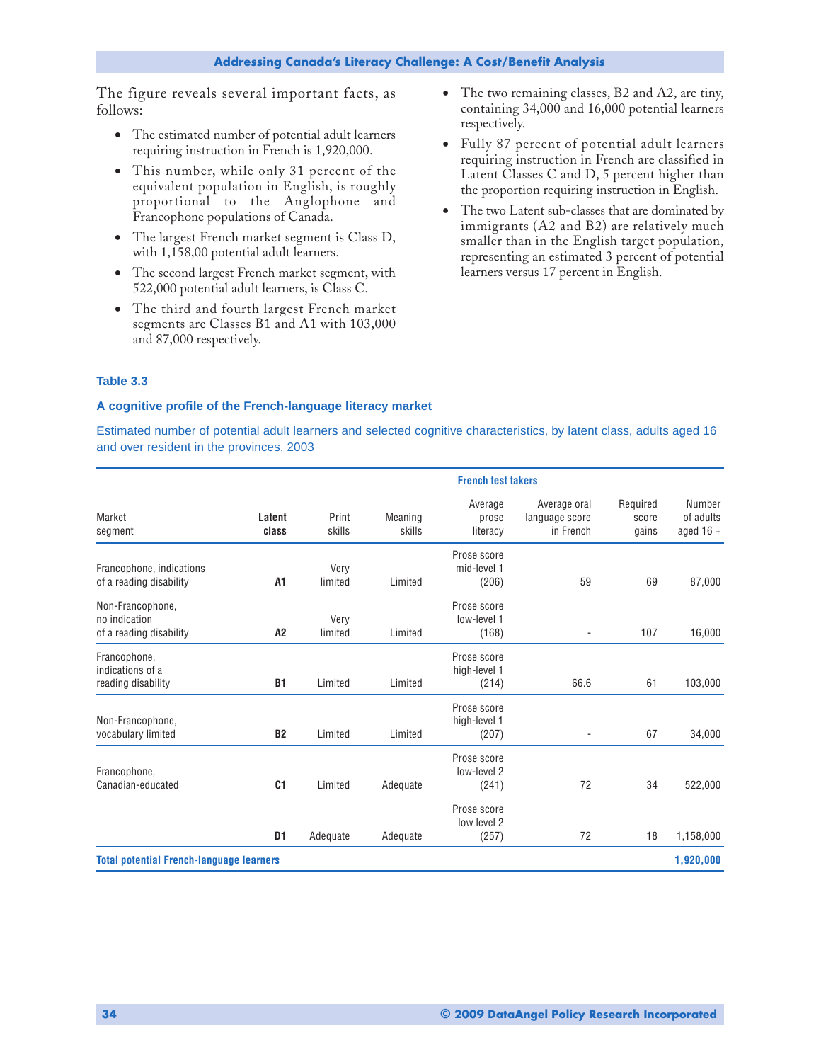The figure reveals several important facts, as follows:

- The estimated number of potential adult learners requiring instruction in French is 1,920,000.
- This number, while only 31 percent of the equivalent population in English, is roughly proportional to the Anglophone and Francophone populations of Canada.
- The largest French market segment is Class D, with 1,158,00 potential adult learners.
- The second largest French market segment, with 522,000 potential adult learners, is Class C.
- The third and fourth largest French market segments are Classes B1 and A1 with 103,000 and 87,000 respectively.
- The two remaining classes, B2 and A2, are tiny, containing 34,000 and 16,000 potential learners respectively.
- Fully 87 percent of potential adult learners requiring instruction in French are classified in Latent Classes C and D, 5 percent higher than the proportion requiring instruction in English.
- The two Latent sub-classes that are dominated by immigrants (A2 and B2) are relatively much smaller than in the English target population, representing an estimated 3 percent of potential learners versus 17 percent in English.

### Table 3.3

### A cognitive profile of the French-language literacy market

Estimated number of potential adult learners and selected cognitive characteristics, by latent class, adults aged 16 and over resident in the provinces, 2003

| | French test takers | | | | | | |
|---|---|---|---|---|---|---|---|
| Market segment | **Latent class** | Print skills | Meaning skills | Average prose literacy | Average oral language score in French | Required score gains | Number of adults aged 16 + |
| Francophone, indications of a reading disability | **A1** | Very limited | Limited | Prose score mid-level 1 (206) | 59 | 69 | 87,000 |
| Non-Francophone, no indication of a reading disability | **A2** | Very limited | Limited | Prose score low-level 1 (168) | - | 107 | 16,000 |
| Francophone, indications of a reading disability | **B1** | Limited | Limited | Prose score high-level 1 (214) | 66.6 | 61 | 103,000 |
| Non-Francophone, vocabulary limited | **B2** | Limited | Limited | Prose score high-level 1 (207) | - | 67 | 34,000 |
| Francophone, Canadian-educated | **C1** | Limited | Adequate | Prose score low-level 2 (241) | 72 | 34 | 522,000 |
| | **D1** | Adequate | Adequate | Prose score low level 2 (257) | 72 | 18 | 1,158,000 |
| **Total potential French-language learners** | | | | | | | **1,920,000** |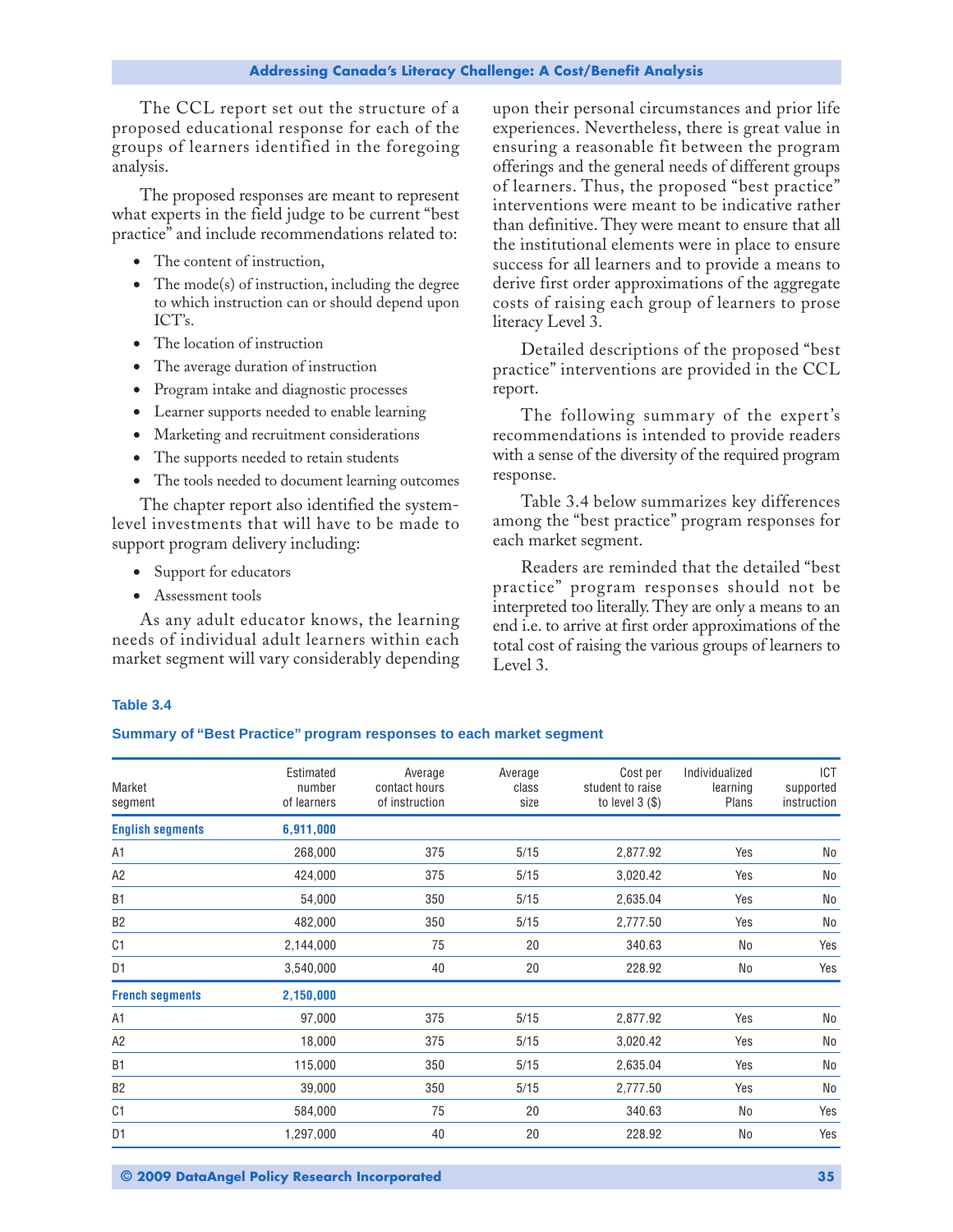The CCL report set out the structure of a proposed educational response for each of the groups of learners identified in the foregoing analysis.

The proposed responses are meant to represent what experts in the field judge to be current "best practice" and include recommendations related to:

- The content of instruction,
- The mode(s) of instruction, including the degree to which instruction can or should depend upon ICT's.
- The location of instruction
- The average duration of instruction
- Program intake and diagnostic processes
- Learner supports needed to enable learning
- Marketing and recruitment considerations
- The supports needed to retain students
- The tools needed to document learning outcomes

The chapter report also identified the system-level investments that will have to be made to support program delivery including:

- Support for educators
- Assessment tools

As any adult educator knows, the learning needs of individual adult learners within each market segment will vary considerably depending upon their personal circumstances and prior life experiences. Nevertheless, there is great value in ensuring a reasonable fit between the program offerings and the general needs of different groups of learners. Thus, the proposed "best practice" interventions were meant to be indicative rather than definitive. They were meant to ensure that all the institutional elements were in place to ensure success for all learners and to provide a means to derive first order approximations of the aggregate costs of raising each group of learners to prose literacy Level 3.

Detailed descriptions of the proposed "best practice" interventions are provided in the CCL report.

The following summary of the expert's recommendations is intended to provide readers with a sense of the diversity of the required program response.

Table 3.4 below summarizes key differences among the "best practice" program responses for each market segment.

Readers are reminded that the detailed "best practice" program responses should not be interpreted too literally. They are only a means to an end i.e. to arrive at first order approximations of the total cost of raising the various groups of learners to Level 3.

**Table 3.4**

**Summary of "Best Practice" program responses to each market segment**

| Market segment | Estimated number of learners | Average contact hours of instruction | Average class size | Cost per student to raise to level 3 ($) | Individualized learning Plans | ICT supported instruction |
|---|---|---|---|---|---|---|
| **English segments** | **6,911,000** | | | | | |
| A1 | 268,000 | 375 | 5/15 | 2,877.92 | Yes | No |
| A2 | 424,000 | 375 | 5/15 | 3,020.42 | Yes | No |
| B1 | 54,000 | 350 | 5/15 | 2,635.04 | Yes | No |
| B2 | 482,000 | 350 | 5/15 | 2,777.50 | Yes | No |
| C1 | 2,144,000 | 75 | 20 | 340.63 | No | Yes |
| D1 | 3,540,000 | 40 | 20 | 228.92 | No | Yes |
| **French segments** | **2,150,000** | | | | | |
| A1 | 97,000 | 375 | 5/15 | 2,877.92 | Yes | No |
| A2 | 18,000 | 375 | 5/15 | 3,020.42 | Yes | No |
| B1 | 115,000 | 350 | 5/15 | 2,635.04 | Yes | No |
| B2 | 39,000 | 350 | 5/15 | 2,777.50 | Yes | No |
| C1 | 584,000 | 75 | 20 | 340.63 | No | Yes |
| D1 | 1,297,000 | 40 | 20 | 228.92 | No | Yes |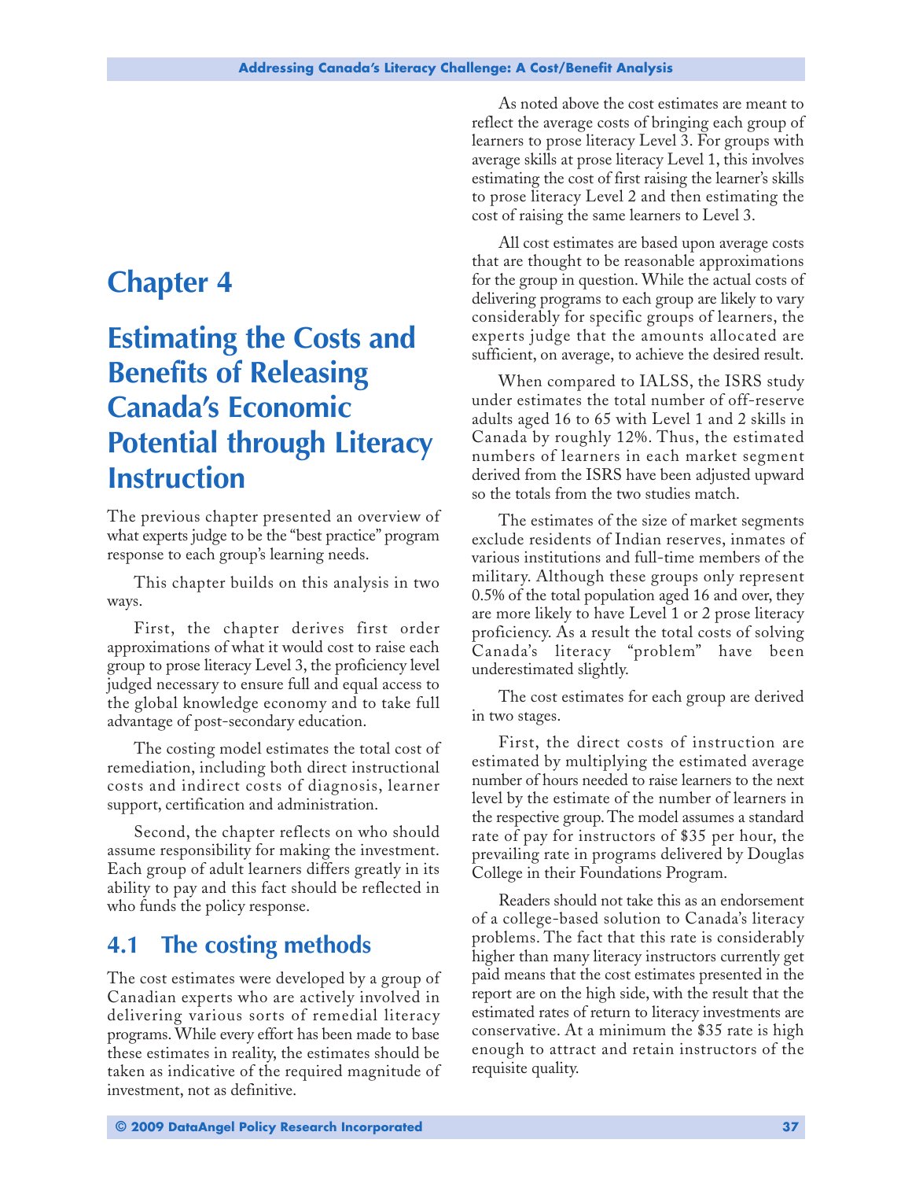# Chapter 4

# Estimating the Costs and Benefits of Releasing Canada's Economic Potential through Literacy Instruction

The previous chapter presented an overview of what experts judge to be the "best practice" program response to each group's learning needs.

This chapter builds on this analysis in two ways.

First, the chapter derives first order approximations of what it would cost to raise each group to prose literacy Level 3, the proficiency level judged necessary to ensure full and equal access to the global knowledge economy and to take full advantage of post-secondary education.

The costing model estimates the total cost of remediation, including both direct instructional costs and indirect costs of diagnosis, learner support, certification and administration.

Second, the chapter reflects on who should assume responsibility for making the investment. Each group of adult learners differs greatly in its ability to pay and this fact should be reflected in who funds the policy response.

## 4.1 The costing methods

The cost estimates were developed by a group of Canadian experts who are actively involved in delivering various sorts of remedial literacy programs. While every effort has been made to base these estimates in reality, the estimates should be taken as indicative of the required magnitude of investment, not as definitive.

As noted above the cost estimates are meant to reflect the average costs of bringing each group of learners to prose literacy Level 3. For groups with average skills at prose literacy Level 1, this involves estimating the cost of first raising the learner's skills to prose literacy Level 2 and then estimating the cost of raising the same learners to Level 3.

All cost estimates are based upon average costs that are thought to be reasonable approximations for the group in question. While the actual costs of delivering programs to each group are likely to vary considerably for specific groups of learners, the experts judge that the amounts allocated are sufficient, on average, to achieve the desired result.

When compared to IALSS, the ISRS study under estimates the total number of off-reserve adults aged 16 to 65 with Level 1 and 2 skills in Canada by roughly 12%. Thus, the estimated numbers of learners in each market segment derived from the ISRS have been adjusted upward so the totals from the two studies match.

The estimates of the size of market segments exclude residents of Indian reserves, inmates of various institutions and full-time members of the military. Although these groups only represent 0.5% of the total population aged 16 and over, they are more likely to have Level 1 or 2 prose literacy proficiency. As a result the total costs of solving Canada's literacy "problem" have been underestimated slightly.

The cost estimates for each group are derived in two stages.

First, the direct costs of instruction are estimated by multiplying the estimated average number of hours needed to raise learners to the next level by the estimate of the number of learners in the respective group. The model assumes a standard rate of pay for instructors of $35 per hour, the prevailing rate in programs delivered by Douglas College in their Foundations Program.

Readers should not take this as an endorsement of a college-based solution to Canada's literacy problems. The fact that this rate is considerably higher than many literacy instructors currently get paid means that the cost estimates presented in the report are on the high side, with the result that the estimated rates of return to literacy investments are conservative. At a minimum the $35 rate is high enough to attract and retain instructors of the requisite quality.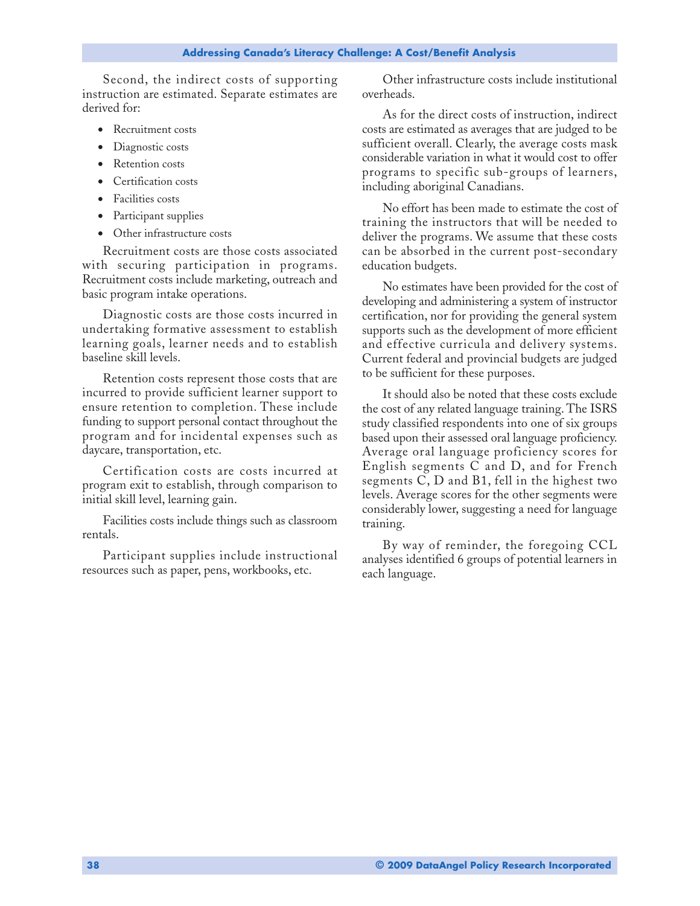Second, the indirect costs of supporting instruction are estimated. Separate estimates are derived for:

- Recruitment costs
- Diagnostic costs
- Retention costs
- Certification costs
- Facilities costs
- Participant supplies
- Other infrastructure costs

Recruitment costs are those costs associated with securing participation in programs. Recruitment costs include marketing, outreach and basic program intake operations.

Diagnostic costs are those costs incurred in undertaking formative assessment to establish learning goals, learner needs and to establish baseline skill levels.

Retention costs represent those costs that are incurred to provide sufficient learner support to ensure retention to completion. These include funding to support personal contact throughout the program and for incidental expenses such as daycare, transportation, etc.

Certification costs are costs incurred at program exit to establish, through comparison to initial skill level, learning gain.

Facilities costs include things such as classroom rentals.

Participant supplies include instructional resources such as paper, pens, workbooks, etc.

Other infrastructure costs include institutional overheads.

As for the direct costs of instruction, indirect costs are estimated as averages that are judged to be sufficient overall. Clearly, the average costs mask considerable variation in what it would cost to offer programs to specific sub-groups of learners, including aboriginal Canadians.

No effort has been made to estimate the cost of training the instructors that will be needed to deliver the programs. We assume that these costs can be absorbed in the current post-secondary education budgets.

No estimates have been provided for the cost of developing and administering a system of instructor certification, nor for providing the general system supports such as the development of more efficient and effective curricula and delivery systems. Current federal and provincial budgets are judged to be sufficient for these purposes.

It should also be noted that these costs exclude the cost of any related language training. The ISRS study classified respondents into one of six groups based upon their assessed oral language proficiency. Average oral language proficiency scores for English segments C and D, and for French segments C, D and B1, fell in the highest two levels. Average scores for the other segments were considerably lower, suggesting a need for language training.

By way of reminder, the foregoing CCL analyses identified 6 groups of potential learners in each language.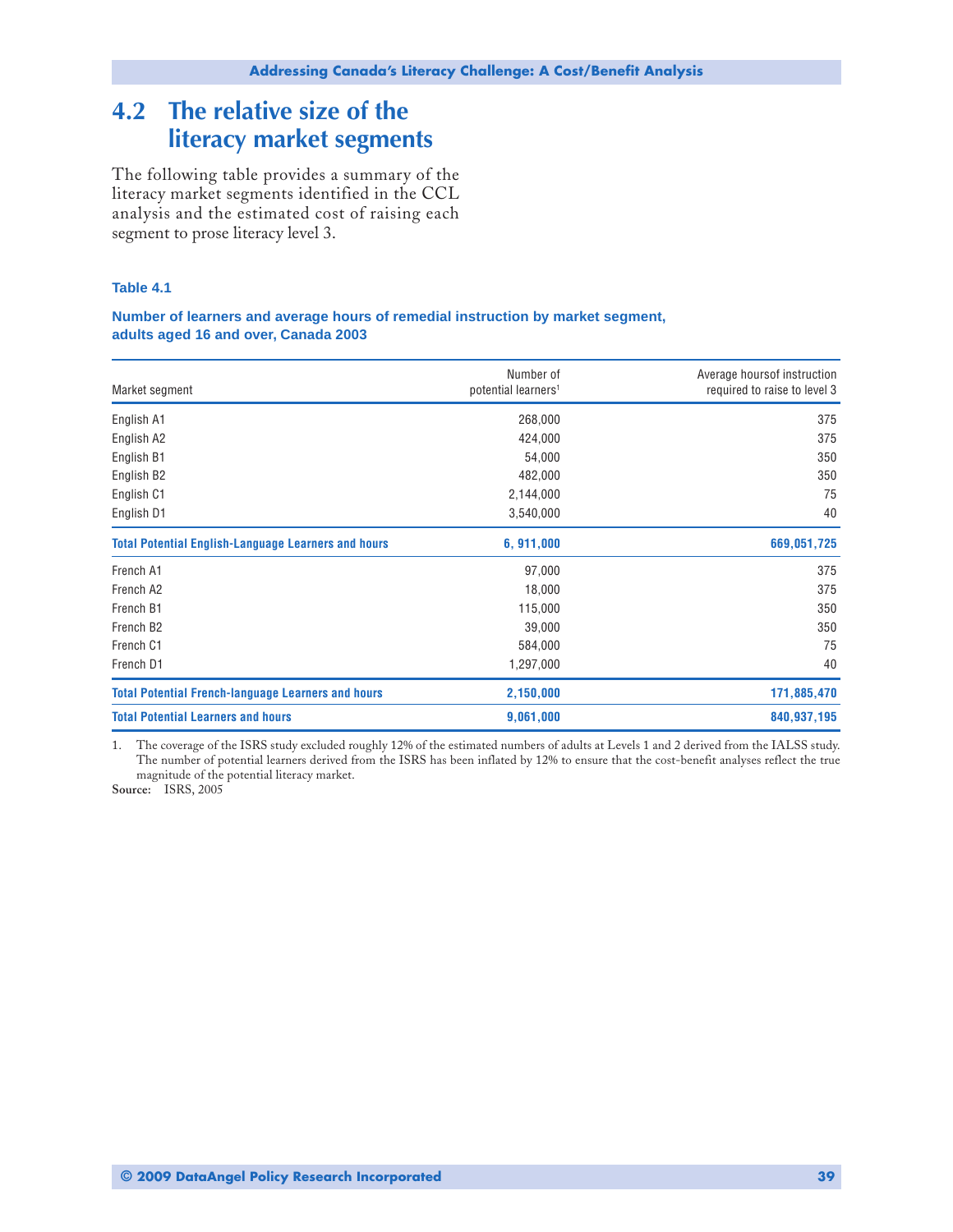## 4.2 The relative size of the literacy market segments

The following table provides a summary of the literacy market segments identified in the CCL analysis and the estimated cost of raising each segment to prose literacy level 3.

**Table 4.1**

**Number of learners and average hours of remedial instruction by market segment, adults aged 16 and over, Canada 2003**

| Market segment | Number of potential learners[1] | Average hoursof instruction required to raise to level 3 |
|---|---|---|
| English A1 | 268,000 | 375 |
| English A2 | 424,000 | 375 |
| English B1 | 54,000 | 350 |
| English B2 | 482,000 | 350 |
| English C1 | 2,144,000 | 75 |
| English D1 | 3,540,000 | 40 |
| **Total Potential English-Language Learners and hours** | **6, 911,000** | **669,051,725** |
| French A1 | 97,000 | 375 |
| French A2 | 18,000 | 375 |
| French B1 | 115,000 | 350 |
| French B2 | 39,000 | 350 |
| French C1 | 584,000 | 75 |
| French D1 | 1,297,000 | 40 |
| **Total Potential French-language Learners and hours** | **2,150,000** | **171,885,470** |
| **Total Potential Learners and hours** | **9,061,000** | **840,937,195** |

1. The coverage of the ISRS study excluded roughly 12% of the estimated numbers of adults at Levels 1 and 2 derived from the IALSS study. The number of potential learners derived from the ISRS has been inflated by 12% to ensure that the cost-benefit analyses reflect the true magnitude of the potential literacy market.

**Source:** ISRS, 2005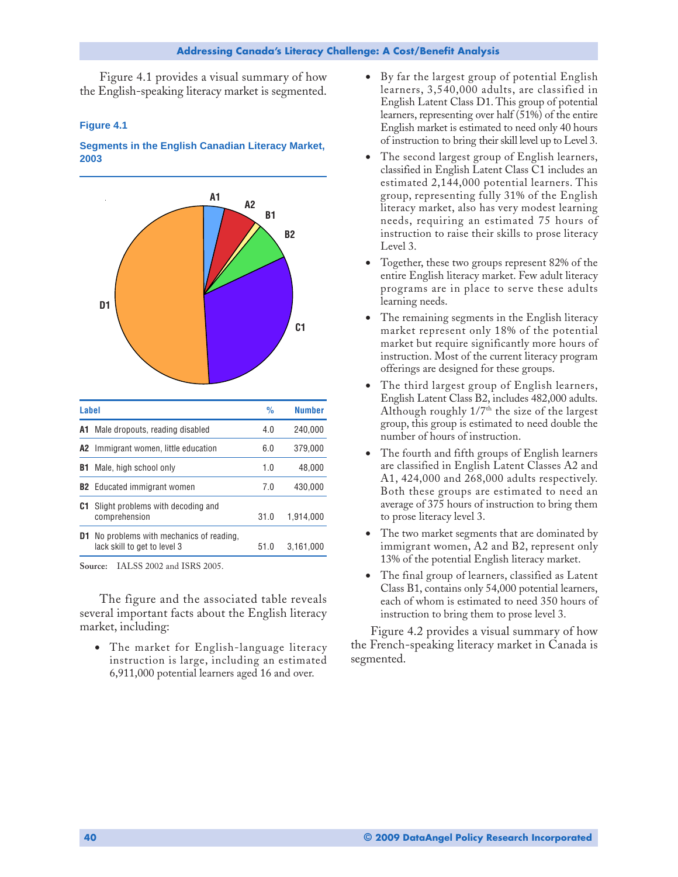Figure 4.1 provides a visual summary of how the English-speaking literacy market is segmented.

**Figure 4.1**

**Segments in the English Canadian Literacy Market, 2003**

| Label | | % | Number |
|---|---|---|---|
| A1 | Male dropouts, reading disabled | 4.0 | 240,000 |
| A2 | Immigrant women, little education | 6.0 | 379,000 |
| B1 | Male, high school only | 1.0 | 48,000 |
| B2 | Educated immigrant women | 7.0 | 430,000 |
| C1 | Slight problems with decoding and comprehension | 31.0 | 1,914,000 |
| D1 | No problems with mechanics of reading, lack skill to get to level 3 | 51.0 | 3,161,000 |

Source: IALSS 2002 and ISRS 2005.

The figure and the associated table reveals several important facts about the English literacy market, including:

- The market for English-language literacy instruction is large, including an estimated 6,911,000 potential learners aged 16 and over.
- By far the largest group of potential English learners, 3,540,000 adults, are classified in English Latent Class D1. This group of potential learners, representing over half (51%) of the entire English market is estimated to need only 40 hours of instruction to bring their skill level up to Level 3.
- The second largest group of English learners, classified in English Latent Class C1 includes an estimated 2,144,000 potential learners. This group, representing fully 31% of the English literacy market, also has very modest learning needs, requiring an estimated 75 hours of instruction to raise their skills to prose literacy Level 3.
- Together, these two groups represent 82% of the entire English literacy market. Few adult literacy programs are in place to serve these adults learning needs.
- The remaining segments in the English literacy market represent only 18% of the potential market but require significantly more hours of instruction. Most of the current literacy program offerings are designed for these groups.
- The third largest group of English learners, English Latent Class B2, includes 482,000 adults. Although roughly 1/7th the size of the largest group, this group is estimated to need double the number of hours of instruction.
- The fourth and fifth groups of English learners are classified in English Latent Classes A2 and A1, 424,000 and 268,000 adults respectively. Both these groups are estimated to need an average of 375 hours of instruction to bring them to prose literacy level 3.
- The two market segments that are dominated by immigrant women, A2 and B2, represent only 13% of the potential English literacy market.
- The final group of learners, classified as Latent Class B1, contains only 54,000 potential learners, each of whom is estimated to need 350 hours of instruction to bring them to prose level 3.

Figure 4.2 provides a visual summary of how the French-speaking literacy market in Canada is segmented.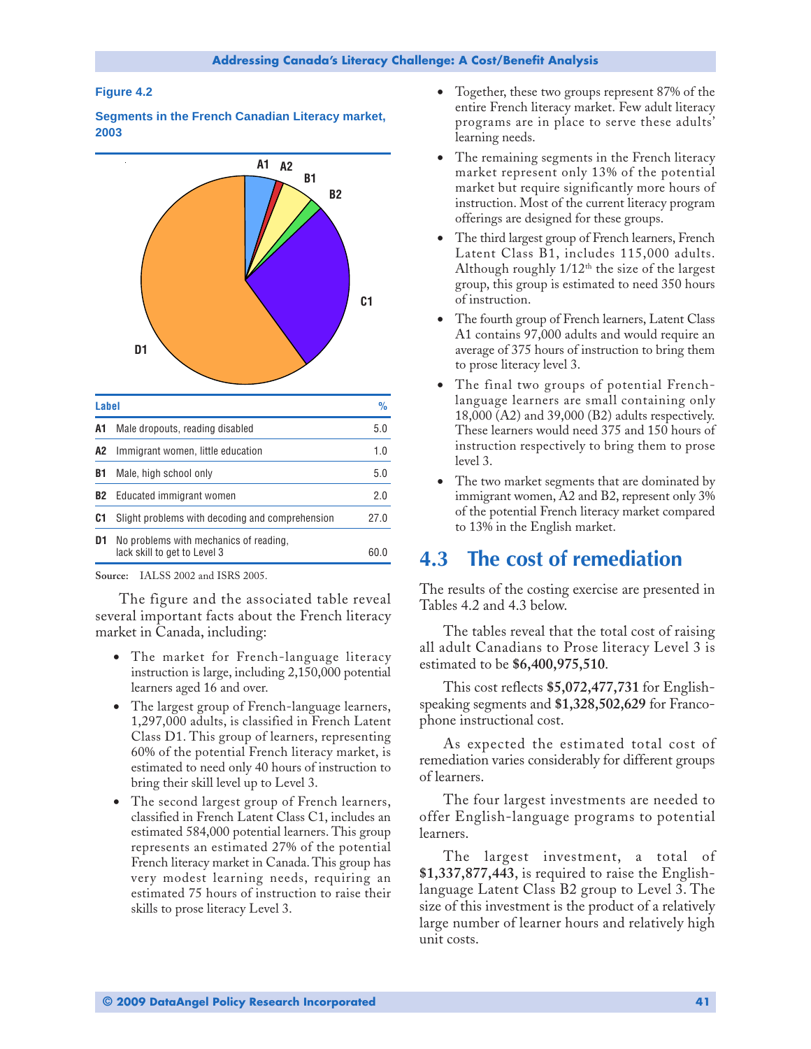**Figure 4.2**

**Segments in the French Canadian Literacy market, 2003**

| Label | | % |
|---|---|---|
| A1 | Male dropouts, reading disabled | 5.0 |
| A2 | Immigrant women, little education | 1.0 |
| B1 | Male, high school only | 5.0 |
| B2 | Educated immigrant women | 2.0 |
| C1 | Slight problems with decoding and comprehension | 27.0 |
| D1 | No problems with mechanics of reading, lack skill to get to Level 3 | 60.0 |

**Source:** IALSS 2002 and ISRS 2005.

The figure and the associated table reveal several important facts about the French literacy market in Canada, including:

- The market for French-language literacy instruction is large, including 2,150,000 potential learners aged 16 and over.
- The largest group of French-language learners, 1,297,000 adults, is classified in French Latent Class D1. This group of learners, representing 60% of the potential French literacy market, is estimated to need only 40 hours of instruction to bring their skill level up to Level 3.
- The second largest group of French learners, classified in French Latent Class C1, includes an estimated 584,000 potential learners. This group represents an estimated 27% of the potential French literacy market in Canada. This group has very modest learning needs, requiring an estimated 75 hours of instruction to raise their skills to prose literacy Level 3.
- Together, these two groups represent 87% of the entire French literacy market. Few adult literacy programs are in place to serve these adults' learning needs.
- The remaining segments in the French literacy market represent only 13% of the potential market but require significantly more hours of instruction. Most of the current literacy program offerings are designed for these groups.
- The third largest group of French learners, French Latent Class B1, includes 115,000 adults. Although roughly 1/12th the size of the largest group, this group is estimated to need 350 hours of instruction.
- The fourth group of French learners, Latent Class A1 contains 97,000 adults and would require an average of 375 hours of instruction to bring them to prose literacy level 3.
- The final two groups of potential French-language learners are small containing only 18,000 (A2) and 39,000 (B2) adults respectively. These learners would need 375 and 150 hours of instruction respectively to bring them to prose level 3.
- The two market segments that are dominated by immigrant women, A2 and B2, represent only 3% of the potential French literacy market compared to 13% in the English market.

## 4.3 The cost of remediation

The results of the costing exercise are presented in Tables 4.2 and 4.3 below.

The tables reveal that the total cost of raising all adult Canadians to Prose literacy Level 3 is estimated to be **$6,400,975,510**.

This cost reflects **$5,072,477,731** for English-speaking segments and **$1,328,502,629** for Francophone instructional cost.

As expected the estimated total cost of remediation varies considerably for different groups of learners.

The four largest investments are needed to offer English-language programs to potential learners.

The largest investment, a total of **$1,337,877,443**, is required to raise the English-language Latent Class B2 group to Level 3. The size of this investment is the product of a relatively large number of learner hours and relatively high unit costs.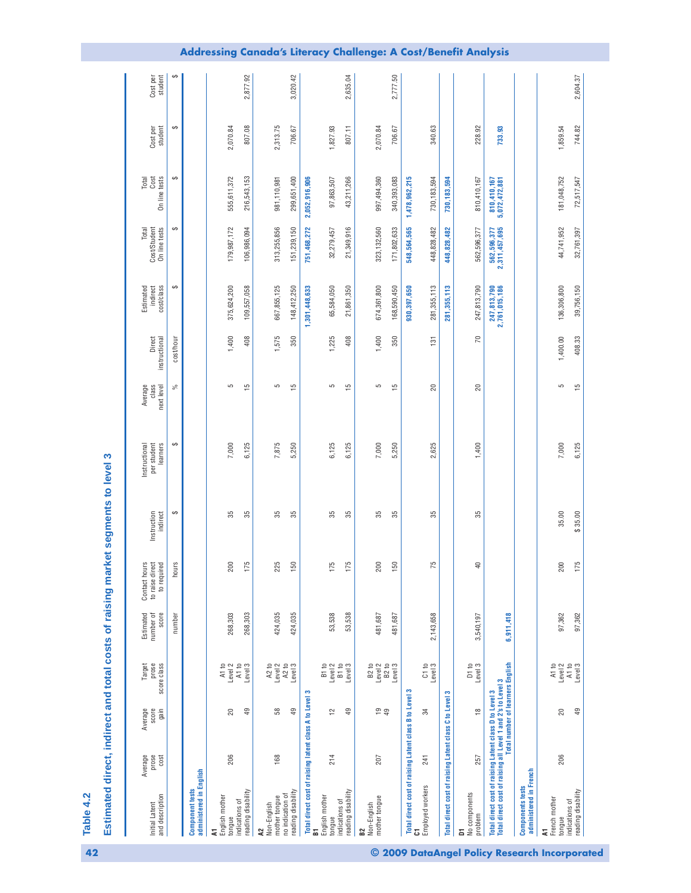## Table 4.2

### Estimated direct, indirect and total costs of raising market segments to level 3

| Initial Latent and description | Average prose cost | Average score gain | Target prose score class | Estimated number of score | Contact hours to raise direct to required | Instruction indirect | Instructional per student learners | Average class next level | Direct instructional | Estimated indirect cost/class | Total Cost/Student On line tests | Total Cost On line tests | Cost per student | Cost per student |
|---|---|---|---|---|---|---|---|---|---|---|---|---|---|---|
| | | | | number | hours | $ | $ | % | cost/hour | $ | $ | $ | $ | $ |
| **Component tests administered in English** | | | | | | | | | | | | | | |
| **A1** | | | | | | | | | | | | | | |
| English mother tongue | 206 | 20 | A1 to Level 2 | 268,303 | 200 | 35 | 7,000 | 5 | 1,400 | 375,624,200 | 179,987,172 | 555,611,372 | 2,070.84 | |
| indications of reading disability | | 49 | A1 to Level 3 | 268,303 | 175 | 35 | 6,125 | 15 | 408 | 109,557,058 | 106,986,094 | 216,543,153 | 807.08 | 2,877.92 |
| **A2** | | | | | | | | | | | | | | |
| Non-English mother tongue | 168 | 58 | A2 to Level 2 | 424,035 | 225 | 35 | 7,875 | 5 | 1,575 | 667,855,125 | 313,255,856 | 981,110,981 | 2,313.75 | |
| no indication of reading disability | | 49 | A2 to Level 3 | 424,035 | 150 | 35 | 5,250 | 15 | 350 | 148,412,250 | 151,239,150 | 299,651,400 | 706.67 | 3,020.42 |
| **Total direct cost of raising latent class A to Level 3** | | | | | | | | | | **1,301,448,633** | **751,468,272** | **2,052,916,906** | | |
| **B1** | | | | | | | | | | | | | | |
| English mother tongue | 214 | 12 | B1 to Level 2 | 53,538 | 175 | 35 | 6,125 | 5 | 1,225 | 65,584,050 | 32,279,457 | 97,863,507 | 1,827.93 | |
| indications of reading disability | | 49 | B1 to Level 3 | 53,538 | 175 | 35 | 6,125 | 15 | 408 | 21,861,350 | 21,349,916 | 43,211,266 | 807.11 | 2,635.04 |
| **B2** | | | | | | | | | | | | | | |
| Non-English mother tongue | 207 | 19 | B2 to Level 2 | 481,687 | 200 | 35 | 7,000 | 5 | 1,400 | 674,361,800 | 323,132,560 | 997,494,360 | 2,070.84 | |
| | | 49 | B2 to Level 3 | 481,687 | 150 | 35 | 5,250 | 15 | 350 | 168,590,450 | 171,802,633 | 340,393,083 | 706.67 | 2,777.50 |
| **Total direct cost of raising Latent class B to Level 3** | | | | | | | | | | **930,397,650** | **548,564,565** | **1,478,962,215** | | |
| **C1** | | | | | | | | | | | | | | |
| Employed workers | 241 | 34 | C1 to Level 3 | 2,143,658 | 75 | 35 | 2,625 | 20 | 131 | 281,355,113 | 448,828,482 | 730,183,594 | 340.63 | |
| **Total direct cost of raising Latent class C to Level 3** | | | | | | | | | | **281,355,113** | **448,828,482** | **730,183,594** | | |
| **D1** | | | | | | | | | | | | | | |
| No components problem | 257 | 18 | D1 to Level 3 | 3,540,197 | 40 | 35 | 1,400 | 20 | 70 | 247,813,790 | 562,596,377 | 810,410,167 | 228.92 | |
| **Total direct cost of raising Latent class D to Level 3** | | | | | | | | | | **247,813,790** | **562,596,377** | **810,410,167** | | |
| **Total direct cost of raising all Level 1 and 2's to Level 3** | | | | | | | | | | **2,761,015,186** | **2,311,457,695** | **5,072,472,881** | **733.93** | |
| **Total number of learners English** | | | | **6,911,418** | | | | | | | | | | |
| **Components tests administered in French** | | | | | | | | | | | | | | |
| **A1** | | | | | | | | | | | | | | |
| French mother tongue | 206 | 20 | A1 to Level 2 | 97,362 | 200 | 35.00 | 7,000 | 5 | 1,400.00 | 136,306,800 | 44,741,952 | 181,048,752 | 1,859.54 | |
| indications of reading disability | | 49 | A1 to Level 3 | 97,362 | 175 | $ 35.00 | 6,125 | 15 | 408.33 | 39,756,150 | 32,761,397 | 72,517,547 | 744.82 | 2,604.37 |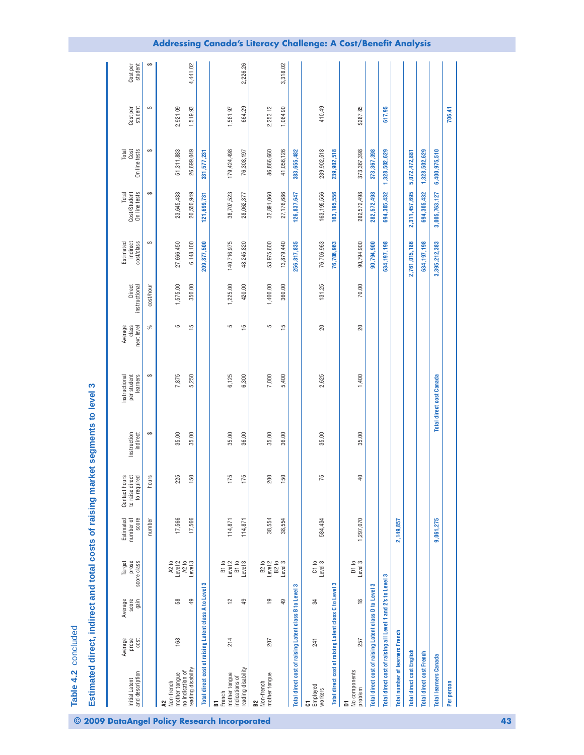**Table 4.2** concluded

## Estimated direct, indirect and total costs of raising market segments to level 3

| Initial Latent and description | Average prose cost | Average score gain | Target prose score class | Estimated number of score | Contact hours to raise direct to required | Instruction indirect | Instructional per student learners | Average class next level | Direct instructional | Estimated indirect cost/class | Total Cost/Student On line tests | Total Cost On line tests | Cost per student | Cost per student |
|---|---|---|---|---|---|---|---|---|---|---|---|---|---|---|
| | | | | number | hours | $ | $ | % | cost/hour | $ | $ | $ | $ | $ |
| **A2** Non-french mother tongue no indication of reading disability | 168 | 58 | A2 to Level 2 | 17,566 | 225 | 35.00 | 7,875 | 5 | 1,575.00 | 27,666,450 | 23,645,433 | 51,311,883 | 2,921.09 | |
| | | 49 | A2 to Level 3 | 17,566 | 150 | 35.00 | 5,250 | 15 | 350.00 | 6,148,100 | 20,550,949 | 26,699,049 | 1,519.93 | 4,441.02 |
| **Total direct cost of raising Latent class A to Level 3** | | | | | | | | | | 209,877,500 | 121,699,731 | 331,577,231 | | |
| **B1** French mother tongue indications of reading disability | 214 | 12 | B1 to Level 2 | 114,871 | 175 | 35.00 | 6,125 | 5 | 1,225.00 | 140,716,975 | 38,707,523 | 179,424,498 | 1,561.97 | |
| | | 49 | B1 to Level 3 | 114,871 | 175 | 36.00 | 6,300 | 15 | 420.00 | 48,245,820 | 28,062,377 | 76,308,197 | 664.29 | 2,226.26 |
| **B2** Non-french mother tongue | 207 | 19 | B2 to Level 2 | 38,554 | 200 | 35.00 | 7,000 | 5 | 1,400.00 | 53,975,600 | 32,891,060 | 86,866,660 | 2,253.12 | |
| | | 49 | B2 to Level 3 | 38,554 | 150 | 36.00 | 5,400 | 15 | 360.00 | 13,879,440 | 27,176,686 | 41,056,126 | 1,064.90 | 3,318.02 |
| **Total direct cost of raising Latent class B to Level 3** | | | | | | | | | | 256,817,835 | 126,837,647 | 383,655,482 | | |
| **C1** Employed workers | 241 | 34 | C1 to Level 3 | 584,434 | 75 | 35.00 | 2,625 | 20 | 131.25 | 76,706,963 | 163,195,556 | 239,902,518 | 410.49 | |
| **Total direct cost of raising Latent class C to Level 3** | | | | | | | | | | 76,706,963 | 163,195,556 | 239,902,518 | | |
| **D1** No components problem | 257 | 18 | D1 to Level 3 | 1,297,070 | 40 | 35.00 | 1,400 | 20 | 70.00 | 90,794,900 | 282,572,498 | 373,367,398 | $287.85 | |
| **Total direct cost of raising Latent class D to Level 3** | | | | | | | | | | 90,794,900 | 282,572,498 | 373,367,398 | | |
| **Total direct cost of raising all Level 1 and 2's to Level 3** | | | | | | | | | | 634,197,198 | 694,305,432 | 1,328,502,629 | 617.95 | |
| **Total number of learners French** | | | | 2,149,857 | | | | | | | | | | |
| **Total direct cost English** | | | | | | | | | | 2,761,015,186 | 2,311,457,695 | 5,072,472,881 | | |
| **Total direct cost French** | | | | | | | | | | 634,197,198 | 694,305,432 | 1,328,502,629 | | |
| **Total learners Canada** | | | | 9,061,275 | | | **Total direct cost Canada** | | | 3,395,212,383 | 3,005,763,127 | 6,400,975,510 | | |
| **Per person** | | | | | | | | | | | | | 706.41 | |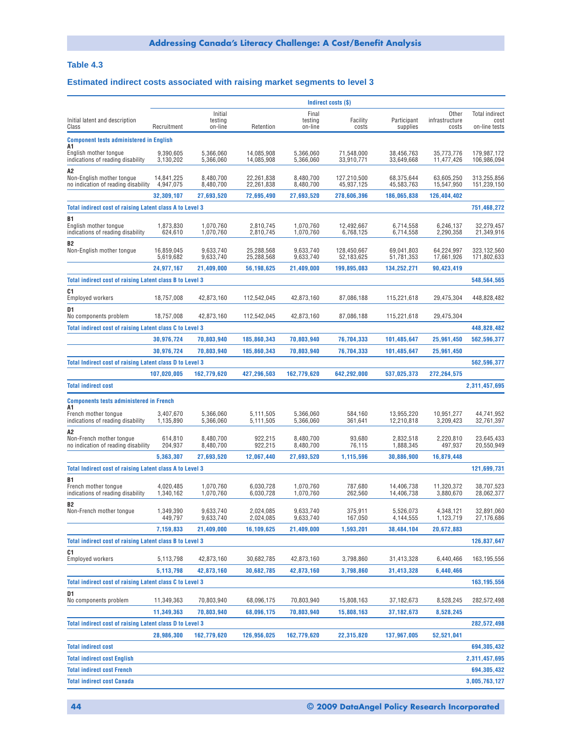## Table 4.3

### Estimated indirect costs associated with raising market segments to level 3

| Initial latent and description Class | Indirect costs ($) | | | | | | | |
|---|---|---|---|---|---|---|---|---|
| | Recruitment | Initial testing on-line | Retention | Final testing on-line | Facility costs | Participant supplies | Other infrastructure costs | Total indirect cost on-line tests |
| **Component tests administered in English** | | | | | | | | |
| **A1** | | | | | | | | |
| English mother tongue | 9,390,605 | 5,366,060 | 14,085,908 | 5,366,060 | 71,548,000 | 38,456,763 | 35,773,776 | 179,987,172 |
| indications of reading disability | 3,130,202 | 5,366,060 | 14,085,908 | 5,366,060 | 33,910,771 | 33,649,668 | 11,477,426 | 106,986,094 |
| **A2** | | | | | | | | |
| Non-English mother tongue | 14,841,225 | 8,480,700 | 22,261,838 | 8,480,700 | 127,210,500 | 68,375,644 | 63,605,250 | 313,255,856 |
| no indication of reading disability | 4,947,075 | 8,480,700 | 22,261,838 | 8,480,700 | 45,937,125 | 45,583,763 | 15,547,950 | 151,239,150 |
| | **32,309,107** | **27,693,520** | **72,695,490** | **27,693,520** | **278,606,396** | **186,065,838** | **126,404,402** | |
| **Total indirect cost of raising Latent class A to Level 3** | | | | | | | | **751,468,272** |
| **B1** | | | | | | | | |
| English mother tongue | 1,873,830 | 1,070,760 | 2,810,745 | 1,070,760 | 12,492,667 | 6,714,558 | 6,246,137 | 32,279,457 |
| indications of reading disability | 624,610 | 1,070,760 | 2,810,745 | 1,070,760 | 6,768,125 | 6,714,558 | 2,290,358 | 21,349,916 |
| **B2** | | | | | | | | |
| Non-English mother tongue | 16,859,045 | 9,633,740 | 25,288,568 | 9,633,740 | 128,450,667 | 69,041,803 | 64,224,997 | 323,132,560 |
| | 5,619,682 | 9,633,740 | 25,288,568 | 9,633,740 | 52,183,625 | 51,781,353 | 17,661,926 | 171,802,633 |
| | **24,977,167** | **21,409,000** | **56,198,625** | **21,409,000** | **199,895,083** | **134,252,271** | **90,423,419** | |
| **Total indirect cost of raising Latent class B to Level 3** | | | | | | | | **548,564,565** |
| **C1** | | | | | | | | |
| Employed workers | 18,757,008 | 42,873,160 | 112,542,045 | 42,873,160 | 87,086,188 | 115,221,618 | 29,475,304 | 448,828,482 |
| **D1** | | | | | | | | |
| No components problem | 18,757,008 | 42,873,160 | 112,542,045 | 42,873,160 | 87,086,188 | 115,221,618 | 29,475,304 | |
| **Total indirect cost of raising Latent class C to Level 3** | | | | | | | | **448,828,482** |
| | **30,976,724** | **70,803,940** | **185,860,343** | **70,803,940** | **76,704,333** | **101,485,647** | **25,961,450** | **562,596,377** |
| | **30,976,724** | **70,803,940** | **185,860,343** | **70,803,940** | **76,704,333** | **101,485,647** | **25,961,450** | |
| **Total Indirect cost of raising Latent class D to Level 3** | | | | | | | | **562,596,377** |
| | **107,020,005** | **162,779,620** | **427,296,503** | **162,779,620** | **642,292,000** | **537,025,373** | **272,264,575** | |
| **Total indirect cost** | | | | | | | | **2,311,457,695** |
| **Components tests administered in French** | | | | | | | | |
| **A1** | | | | | | | | |
| French mother tongue | 3,407,670 | 5,366,060 | 5,111,505 | 5,366,060 | 584,160 | 13,955,220 | 10,951,277 | 44,741,952 |
| indications of reading disability | 1,135,890 | 5,366,060 | 5,111,505 | 5,366,060 | 361,641 | 12,210,818 | 3,209,423 | 32,761,397 |
| **A2** | | | | | | | | |
| Non-French mother tongue | 614,810 | 8,480,700 | 922,215 | 8,480,700 | 93,680 | 2,832,518 | 2,220,810 | 23,645,433 |
| no indication of reading disability | 204,937 | 8,480,700 | 922,215 | 8,480,700 | 76,115 | 1,888,345 | 497,937 | 20,550,949 |
| | **5,363,307** | **27,693,520** | **12,067,440** | **27,693,520** | **1,115,596** | **30,886,900** | **16,879,448** | |
| **Total Indirect cost of raising Latent class A to Level 3** | | | | | | | | **121,699,731** |
| **B1** | | | | | | | | |
| French mother tongue | 4,020,485 | 1,070,760 | 6,030,728 | 1,070,760 | 787,680 | 14,406,738 | 11,320,372 | 38,707,523 |
| indications of reading disability | 1,340,162 | 1,070,760 | 6,030,728 | 1,070,760 | 262,560 | 14,406,738 | 3,880,670 | 28,062,377 |
| **B2** | | | | | | | | |
| Non-French mother tongue | 1,349,390 | 9,633,740 | 2,024,085 | 9,633,740 | 375,911 | 5,526,073 | 4,348,121 | 32,891,060 |
| | 449,797 | 9,633,740 | 2,024,085 | 9,633,740 | 167,050 | 4,144,555 | 1,123,719 | 27,176,686 |
| | **7,159,833** | **21,409,000** | **16,109,625** | **21,409,000** | **1,593,201** | **38,484,104** | **20,672,883** | |
| **Total indirect cost of raising Latent class B to Level 3** | | | | | | | | **126,837,647** |
| **C1** | | | | | | | | |
| Employed workers | 5,113,798 | 42,873,160 | 30,682,785 | 42,873,160 | 3,798,860 | 31,413,328 | 6,440,466 | 163,195,556 |
| | **5,113,798** | **42,873,160** | **30,682,785** | **42,873,160** | **3,798,860** | **31,413,328** | **6,440,466** | |
| **Total indirect cost of raising Latent class C to Level 3** | | | | | | | | **163,195,556** |
| **D1** | | | | | | | | |
| No components problem | 11,349,363 | 70,803,940 | 68,096,175 | 70,803,940 | 15,808,163 | 37,182,673 | 8,528,245 | 282,572,498 |
| | **11,349,363** | **70,803,940** | **68,096,175** | **70,803,940** | **15,808,163** | **37,182,673** | **8,528,245** | |
| **Total indirect cost of raising Latent class D to Level 3** | | | | | | | | **282,572,498** |
| | **28,986,300** | **162,779,620** | **126,956,025** | **162,779,620** | **22,315,820** | **137,967,005** | **52,521,041** | |
| **Total indirect cost** | | | | | | | | **694,305,432** |
| **Total indirect cost English** | | | | | | | | **2,311,457,695** |
| **Total indirect cost French** | | | | | | | | **694,305,432** |
| **Total indirect cost Canada** | | | | | | | | **3,005,763,127** |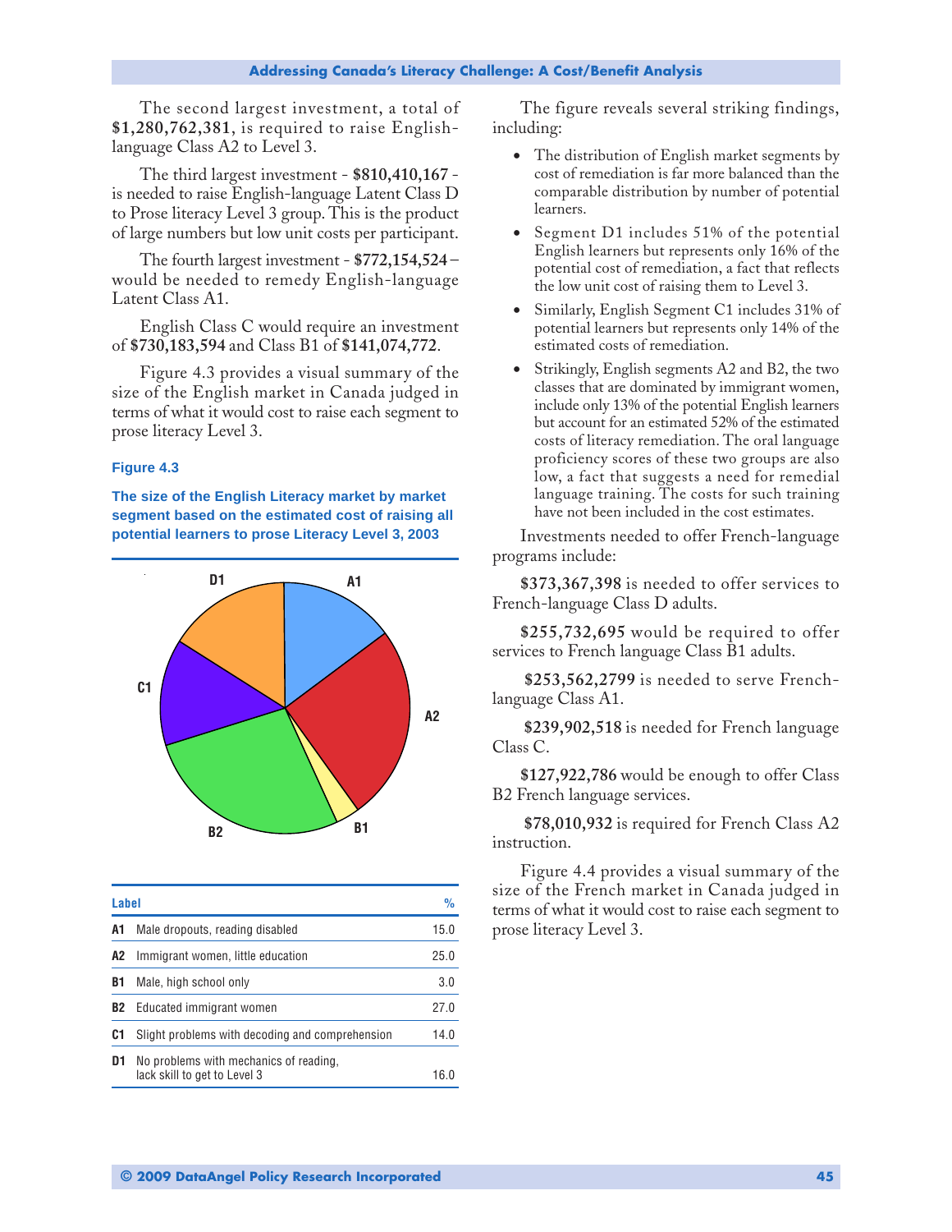The second largest investment, a total of **$1,280,762,381**, is required to raise English-language Class A2 to Level 3.

The third largest investment - **$810,410,167** - is needed to raise English-language Latent Class D to Prose literacy Level 3 group. This is the product of large numbers but low unit costs per participant.

The fourth largest investment - **$772,154,524** – would be needed to remedy English-language Latent Class A1.

English Class C would require an investment of **$730,183,594** and Class B1 of **$141,074,772**.

Figure 4.3 provides a visual summary of the size of the English market in Canada judged in terms of what it would cost to raise each segment to prose literacy Level 3.

**Figure 4.3**

**The size of the English Literacy market by market segment based on the estimated cost of raising all potential learners to prose Literacy Level 3, 2003**

| Label | | % |
|---|---|---|
| A1 | Male dropouts, reading disabled | 15.0 |
| A2 | Immigrant women, little education | 25.0 |
| B1 | Male, high school only | 3.0 |
| B2 | Educated immigrant women | 27.0 |
| C1 | Slight problems with decoding and comprehension | 14.0 |
| D1 | No problems with mechanics of reading, lack skill to get to Level 3 | 16.0 |

The figure reveals several striking findings, including:

- The distribution of English market segments by cost of remediation is far more balanced than the comparable distribution by number of potential learners.
- Segment D1 includes 51% of the potential English learners but represents only 16% of the potential cost of remediation, a fact that reflects the low unit cost of raising them to Level 3.
- Similarly, English Segment C1 includes 31% of potential learners but represents only 14% of the estimated costs of remediation.
- Strikingly, English segments A2 and B2, the two classes that are dominated by immigrant women, include only 13% of the potential English learners but account for an estimated 52% of the estimated costs of literacy remediation. The oral language proficiency scores of these two groups are also low, a fact that suggests a need for remedial language training. The costs for such training have not been included in the cost estimates.

Investments needed to offer French-language programs include:

**$373,367,398** is needed to offer services to French-language Class D adults.

**$255,732,695** would be required to offer services to French language Class B1 adults.

**$253,562,2799** is needed to serve French-language Class A1.

**$239,902,518** is needed for French language Class C.

**$127,922,786** would be enough to offer Class B2 French language services.

**$78,010,932** is required for French Class A2 instruction.

Figure 4.4 provides a visual summary of the size of the French market in Canada judged in terms of what it would cost to raise each segment to prose literacy Level 3.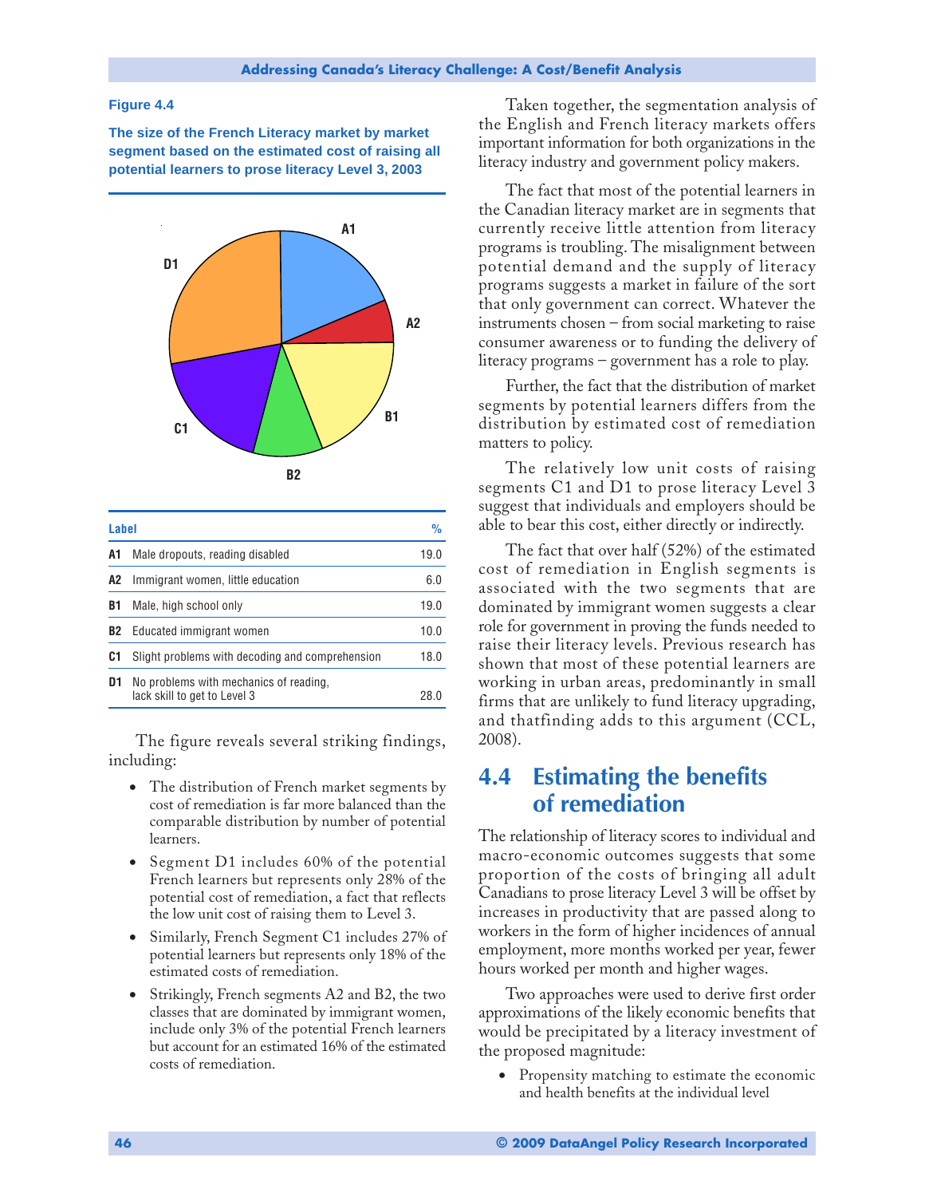**Figure 4.4**

**The size of the French Literacy market by market segment based on the estimated cost of raising all potential learners to prose literacy Level 3, 2003**

| Label | | % |
|---|---|---|
| A1 | Male dropouts, reading disabled | 19.0 |
| A2 | Immigrant women, little education | 6.0 |
| B1 | Male, high school only | 19.0 |
| B2 | Educated immigrant women | 10.0 |
| C1 | Slight problems with decoding and comprehension | 18.0 |
| D1 | No problems with mechanics of reading, lack skill to get to Level 3 | 28.0 |

The figure reveals several striking findings, including:

- The distribution of French market segments by cost of remediation is far more balanced than the comparable distribution by number of potential learners.
- Segment D1 includes 60% of the potential French learners but represents only 28% of the potential cost of remediation, a fact that reflects the low unit cost of raising them to Level 3.
- Similarly, French Segment C1 includes 27% of potential learners but represents only 18% of the estimated costs of remediation.
- Strikingly, French segments A2 and B2, the two classes that are dominated by immigrant women, include only 3% of the potential French learners but account for an estimated 16% of the estimated costs of remediation.

Taken together, the segmentation analysis of the English and French literacy markets offers important information for both organizations in the literacy industry and government policy makers.

The fact that most of the potential learners in the Canadian literacy market are in segments that currently receive little attention from literacy programs is troubling. The misalignment between potential demand and the supply of literacy programs suggests a market in failure of the sort that only government can correct. Whatever the instruments chosen – from social marketing to raise consumer awareness or to funding the delivery of literacy programs – government has a role to play.

Further, the fact that the distribution of market segments by potential learners differs from the distribution by estimated cost of remediation matters to policy.

The relatively low unit costs of raising segments C1 and D1 to prose literacy Level 3 suggest that individuals and employers should be able to bear this cost, either directly or indirectly.

The fact that over half (52%) of the estimated cost of remediation in English segments is associated with the two segments that are dominated by immigrant women suggests a clear role for government in proving the funds needed to raise their literacy levels. Previous research has shown that most of these potential learners are working in urban areas, predominantly in small firms that are unlikely to fund literacy upgrading, and thatfinding adds to this argument (CCL, 2008).

## 4.4 Estimating the benefits of remediation

The relationship of literacy scores to individual and macro-economic outcomes suggests that some proportion of the costs of bringing all adult Canadians to prose literacy Level 3 will be offset by increases in productivity that are passed along to workers in the form of higher incidences of annual employment, more months worked per year, fewer hours worked per month and higher wages.

Two approaches were used to derive first order approximations of the likely economic benefits that would be precipitated by a literacy investment of the proposed magnitude:

- Propensity matching to estimate the economic and health benefits at the individual level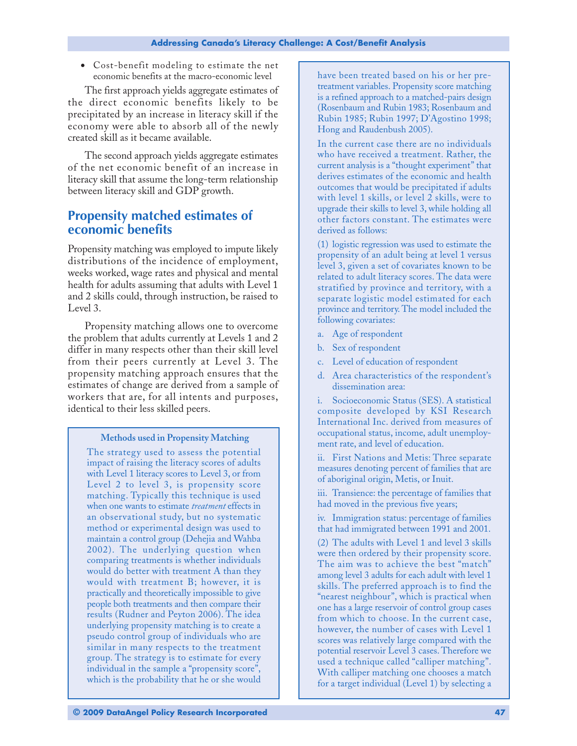- Cost-benefit modeling to estimate the net economic benefits at the macro-economic level

The first approach yields aggregate estimates of the direct economic benefits likely to be precipitated by an increase in literacy skill if the economy were able to absorb all of the newly created skill as it became available.

The second approach yields aggregate estimates of the net economic benefit of an increase in literacy skill that assume the long-term relationship between literacy skill and GDP growth.

## Propensity matched estimates of economic benefits

Propensity matching was employed to impute likely distributions of the incidence of employment, weeks worked, wage rates and physical and mental health for adults assuming that adults with Level 1 and 2 skills could, through instruction, be raised to Level 3.

Propensity matching allows one to overcome the problem that adults currently at Levels 1 and 2 differ in many respects other than their skill level from their peers currently at Level 3. The propensity matching approach ensures that the estimates of change are derived from a sample of workers that are, for all intents and purposes, identical to their less skilled peers.

**Methods used in Propensity Matching**

The strategy used to assess the potential impact of raising the literacy scores of adults with Level 1 literacy scores to Level 3, or from Level 2 to level 3, is propensity score matching. Typically this technique is used when one wants to estimate *treatment* effects in an observational study, but no systematic method or experimental design was used to maintain a control group (Dehejia and Wahba 2002). The underlying question when comparing treatments is whether individuals would do better with treatment A than they would with treatment B; however, it is practically and theoretically impossible to give people both treatments and then compare their results (Rudner and Peyton 2006). The idea underlying propensity matching is to create a pseudo control group of individuals who are similar in many respects to the treatment group. The strategy is to estimate for every individual in the sample a "propensity score", which is the probability that he or she would have been treated based on his or her pre-treatment variables. Propensity score matching is a refined approach to a matched-pairs design (Rosenbaum and Rubin 1983; Rosenbaum and Rubin 1985; Rubin 1997; D'Agostino 1998; Hong and Raudenbush 2005).

In the current case there are no individuals who have received a treatment. Rather, the current analysis is a "thought experiment" that derives estimates of the economic and health outcomes that would be precipitated if adults with level 1 skills, or level 2 skills, were to upgrade their skills to level 3, while holding all other factors constant. The estimates were derived as follows:

(1) logistic regression was used to estimate the propensity of an adult being at level 1 versus level 3, given a set of covariates known to be related to adult literacy scores. The data were stratified by province and territory, with a separate logistic model estimated for each province and territory. The model included the following covariates:

a. Age of respondent

b. Sex of respondent

c. Level of education of respondent

d. Area characteristics of the respondent's dissemination area:

i. Socioeconomic Status (SES). A statistical composite developed by KSI Research International Inc. derived from measures of occupational status, income, adult unemployment rate, and level of education.

ii. First Nations and Metis: Three separate measures denoting percent of families that are of aboriginal origin, Metis, or Inuit.

iii. Transience: the percentage of families that had moved in the previous five years;

iv. Immigration status: percentage of families that had immigrated between 1991 and 2001.

(2) The adults with Level 1 and level 3 skills were then ordered by their propensity score. The aim was to achieve the best "match" among level 3 adults for each adult with level 1 skills. The preferred approach is to find the "nearest neighbour", which is practical when one has a large reservoir of control group cases from which to choose. In the current case, however, the number of cases with Level 1 scores was relatively large compared with the potential reservoir Level 3 cases. Therefore we used a technique called "calliper matching". With calliper matching one chooses a match for a target individual (Level 1) by selecting a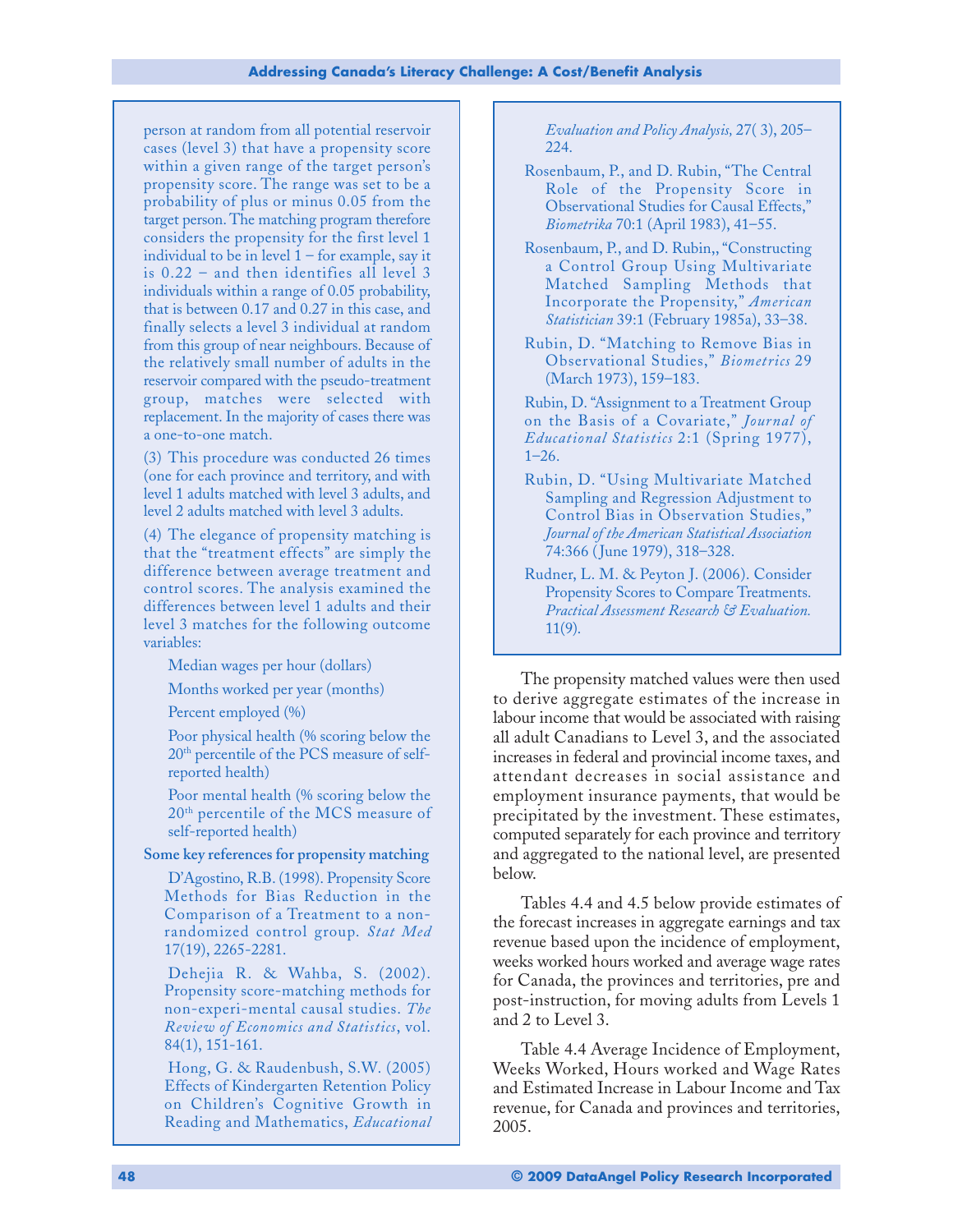person at random from all potential reservoir cases (level 3) that have a propensity score within a given range of the target person's propensity score. The range was set to be a probability of plus or minus 0.05 from the target person. The matching program therefore considers the propensity for the first level 1 individual to be in level 1 – for example, say it is 0.22 – and then identifies all level 3 individuals within a range of 0.05 probability, that is between 0.17 and 0.27 in this case, and finally selects a level 3 individual at random from this group of near neighbours. Because of the relatively small number of adults in the reservoir compared with the pseudo-treatment group, matches were selected with replacement. In the majority of cases there was a one-to-one match.

(3) This procedure was conducted 26 times (one for each province and territory, and with level 1 adults matched with level 3 adults, and level 2 adults matched with level 3 adults.

(4) The elegance of propensity matching is that the "treatment effects" are simply the difference between average treatment and control scores. The analysis examined the differences between level 1 adults and their level 3 matches for the following outcome variables:

- Median wages per hour (dollars)
- Months worked per year (months)
- Percent employed (%)
- Poor physical health (% scoring below the 20th percentile of the PCS measure of self-reported health)
- Poor mental health (% scoring below the 20th percentile of the MCS measure of self-reported health)

**Some key references for propensity matching**

D'Agostino, R.B. (1998). Propensity Score Methods for Bias Reduction in the Comparison of a Treatment to a non-randomized control group. *Stat Med* 17(19), 2265-2281.

Dehejia R. & Wahba, S. (2002). Propensity score-matching methods for non-experi-mental causal studies. *The Review of Economics and Statistics*, vol. 84(1), 151-161.

Hong, G. & Raudenbush, S.W. (2005) Effects of Kindergarten Retention Policy on Children's Cognitive Growth in Reading and Mathematics, *Educational Evaluation and Policy Analysis,* 27( 3), 205–224.

Rosenbaum, P., and D. Rubin, "The Central Role of the Propensity Score in Observational Studies for Causal Effects," *Biometrika* 70:1 (April 1983), 41–55.

Rosenbaum, P., and D. Rubin,, "Constructing a Control Group Using Multivariate Matched Sampling Methods that Incorporate the Propensity," *American Statistician* 39:1 (February 1985a), 33–38.

Rubin, D. "Matching to Remove Bias in Observational Studies," *Biometrics* 29 (March 1973), 159–183.

Rubin, D. "Assignment to a Treatment Group on the Basis of a Covariate," *Journal of Educational Statistics* 2:1 (Spring 1977), 1–26.

Rubin, D. "Using Multivariate Matched Sampling and Regression Adjustment to Control Bias in Observation Studies," *Journal of the American Statistical Association* 74:366 (June 1979), 318–328.

Rudner, L. M. & Peyton J. (2006). Consider Propensity Scores to Compare Treatments. *Practical Assessment Research & Evaluation.* 11(9).

The propensity matched values were then used to derive aggregate estimates of the increase in labour income that would be associated with raising all adult Canadians to Level 3, and the associated increases in federal and provincial income taxes, and attendant decreases in social assistance and employment insurance payments, that would be precipitated by the investment. These estimates, computed separately for each province and territory and aggregated to the national level, are presented below.

Tables 4.4 and 4.5 below provide estimates of the forecast increases in aggregate earnings and tax revenue based upon the incidence of employment, weeks worked hours worked and average wage rates for Canada, the provinces and territories, pre and post-instruction, for moving adults from Levels 1 and 2 to Level 3.

Table 4.4 Average Incidence of Employment, Weeks Worked, Hours worked and Wage Rates and Estimated Increase in Labour Income and Tax revenue, for Canada and provinces and territories, 2005.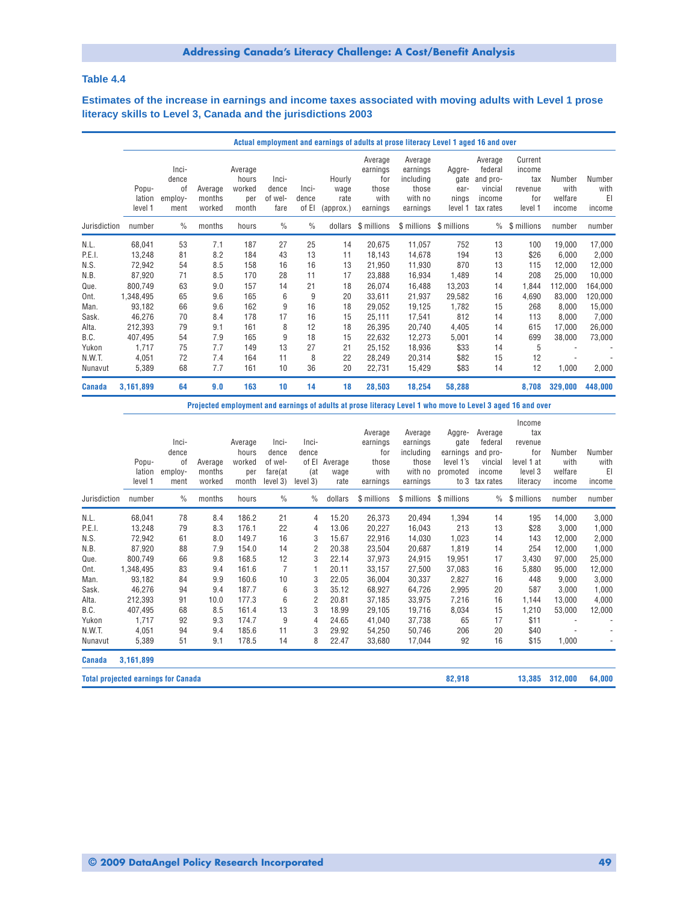### Table 4.4

**Estimates of the increase in earnings and income taxes associated with moving adults with Level 1 prose literacy skills to Level 3, Canada and the jurisdictions 2003**

| | Actual employment and earnings of adults at prose literacy Level 1 aged 16 and over | | | | | | | | | | | | | |
|---|---|---|---|---|---|---|---|---|---|---|---|---|---|---|
| Jurisdiction | Population level 1 | Incidence of employment | Average months worked | Average hours worked per month | Incidence of welfare | Incidence of EI | Hourly wage rate (approx.) | Average earnings for those with earnings | Average earnings including those with no earnings | Aggregate earnings level 1 | Average federal and provincial income tax rates | Current income tax revenue for level 1 | Number with welfare income | Number with EI income |
| | number | % | months | hours | % | % | dollars | $ millions | $ millions | $ millions | % | $ millions | number | number |
| N.L. | 68,041 | 53 | 7.1 | 187 | 27 | 25 | 14 | 20,675 | 11,057 | 752 | 13 | 100 | 19,000 | 17,000 |
| P.E.I. | 13,248 | 81 | 8.2 | 184 | 43 | 13 | 11 | 18,143 | 14,678 | 194 | 13 | $26 | 6,000 | 2,000 |
| N.S. | 72,942 | 54 | 8.5 | 158 | 16 | 16 | 13 | 21,950 | 11,930 | 870 | 13 | 115 | 12,000 | 12,000 |
| N.B. | 87,920 | 71 | 8.5 | 170 | 28 | 11 | 17 | 23,888 | 16,934 | 1,489 | 14 | 208 | 25,000 | 10,000 |
| Que. | 800,749 | 63 | 9.0 | 157 | 14 | 21 | 18 | 26,074 | 16,488 | 13,203 | 14 | 1,844 | 112,000 | 164,000 |
| Ont. | 1,348,495 | 65 | 9.6 | 165 | 6 | 9 | 20 | 33,611 | 21,937 | 29,582 | 16 | 4,690 | 83,000 | 120,000 |
| Man. | 93,182 | 66 | 9.6 | 162 | 9 | 16 | 18 | 29,052 | 19,125 | 1,782 | 15 | 268 | 8,000 | 15,000 |
| Sask. | 46,276 | 70 | 8.4 | 178 | 17 | 16 | 15 | 25,111 | 17,541 | 812 | 14 | 113 | 8,000 | 7,000 |
| Alta. | 212,393 | 79 | 9.1 | 161 | 8 | 12 | 18 | 26,395 | 20,740 | 4,405 | 14 | 615 | 17,000 | 26,000 |
| B.C. | 407,495 | 54 | 7.9 | 165 | 9 | 18 | 15 | 22,632 | 12,273 | 5,001 | 14 | 699 | 38,000 | 73,000 |
| Yukon | 1,717 | 75 | 7.7 | 149 | 13 | 27 | 21 | 25,152 | 18,936 | $33 | 14 | 5 | - | - |
| N.W.T. | 4,051 | 72 | 7.4 | 164 | 11 | 8 | 22 | 28,249 | 20,314 | $82 | 15 | 12 | - | - |
| Nunavut | 5,389 | 68 | 7.7 | 161 | 10 | 36 | 20 | 22,731 | 15,429 | $83 | 14 | 12 | 1,000 | 2,000 |
| **Canada** | **3,161,899** | **64** | **9.0** | **163** | **10** | **14** | **18** | **28,503** | **18,254** | **58,288** | | **8,708** | **329,000** | **448,000** |

| | Projected employment and earnings of adults at prose literacy Level 1 who move to Level 3 aged 16 and over | | | | | | | | | | | | | |
|---|---|---|---|---|---|---|---|---|---|---|---|---|---|---|
| Jurisdiction | Population level 1 | Incidence of employment | Average months worked | Average hours worked per month | Incidence of welfare(at level 3) | Incidence of EI (at level 3) | Average wage rate | Average earnings for those with earnings | Average earnings including those with no earnings | Aggregate earnings level 1's promoted to 3 | Average federal and provincial income tax rates | Income tax revenue for level 1 at level 3 literacy | Number with welfare income | Number with EI income |
| | number | % | months | hours | % | % | dollars | $ millions | $ millions | $ millions | % | $ millions | number | number |
| N.L. | 68,041 | 78 | 8.4 | 186.2 | 21 | 4 | 15.20 | 26,373 | 20,494 | 1,394 | 14 | 195 | 14,000 | 3,000 |
| P.E.I. | 13,248 | 79 | 8.3 | 176.1 | 22 | 4 | 13.06 | 20,227 | 16,043 | 213 | 13 | $28 | 3,000 | 1,000 |
| N.S. | 72,942 | 61 | 8.0 | 149.7 | 16 | 3 | 15.67 | 22,916 | 14,030 | 1,023 | 14 | 143 | 12,000 | 2,000 |
| N.B. | 87,920 | 88 | 7.9 | 154.0 | 14 | 2 | 20.38 | 23,504 | 20,687 | 1,819 | 14 | 254 | 12,000 | 1,000 |
| Que. | 800,749 | 66 | 9.8 | 168.5 | 12 | 3 | 22.14 | 37,973 | 24,915 | 19,951 | 17 | 3,430 | 97,000 | 25,000 |
| Ont. | 1,348,495 | 83 | 9.4 | 161.6 | 7 | 1 | 20.11 | 33,157 | 27,500 | 37,083 | 16 | 5,880 | 95,000 | 12,000 |
| Man. | 93,182 | 84 | 9.9 | 160.6 | 10 | 3 | 22.05 | 36,004 | 30,337 | 2,827 | 16 | 448 | 9,000 | 3,000 |
| Sask. | 46,276 | 94 | 9.4 | 187.7 | 6 | 3 | 35.12 | 68,927 | 64,726 | 2,995 | 20 | 587 | 3,000 | 1,000 |
| Alta. | 212,393 | 91 | 10.0 | 177.3 | 6 | 2 | 20.81 | 37,185 | 33,975 | 7,216 | 16 | 1,144 | 13,000 | 4,000 |
| B.C. | 407,495 | 68 | 8.5 | 161.4 | 13 | 3 | 18.99 | 29,105 | 19,716 | 8,034 | 15 | 1,210 | 53,000 | 12,000 |
| Yukon | 1,717 | 92 | 9.3 | 174.7 | 9 | 4 | 24.65 | 41,040 | 37,738 | 65 | 17 | $11 | - | - |
| N.W.T. | 4,051 | 94 | 9.4 | 185.6 | 11 | 3 | 29.92 | 54,250 | 50,746 | 206 | 20 | $40 | - | - |
| Nunavut | 5,389 | 51 | 9.1 | 178.5 | 14 | 8 | 22.47 | 33,680 | 17,044 | 92 | 16 | $15 | 1,000 | - |
| **Canada** | **3,161,899** | | | | | | | | | | | | | |
| **Total projected earnings for Canada** | | | | | | | | | | **82,918** | | **13,385** | **312,000** | **64,000** |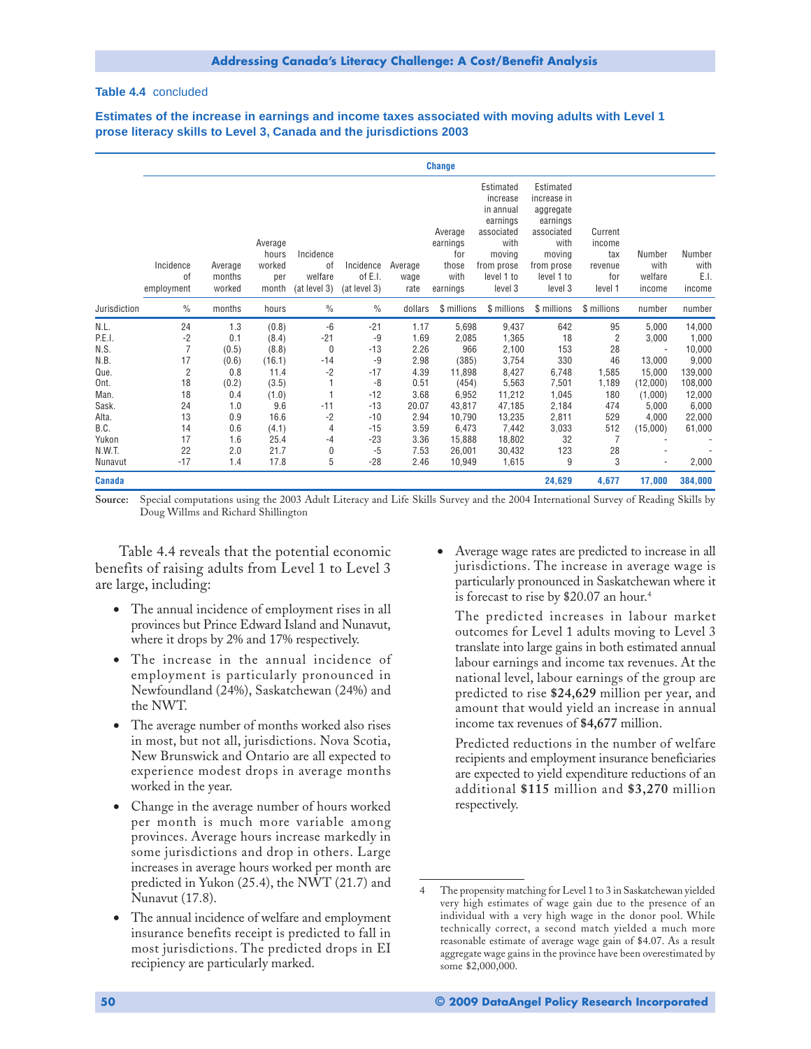**Table 4.4** concluded

**Estimates of the increase in earnings and income taxes associated with moving adults with Level 1 prose literacy skills to Level 3, Canada and the jurisdictions 2003**

| | Change | | | | | | | | | | | |
|---|---|---|---|---|---|---|---|---|---|---|---|---|
| | Incidence of employment | Average months worked | Average hours worked per month | Incidence of welfare (at level 3) | Incidence of E.I. (at level 3) | Average wage rate | Average earnings for those with earnings | Estimated increase in annual earnings associated with moving from prose level 1 to level 3 | Estimated increase in aggregate earnings associated with moving from prose level 1 to level 3 | Current income tax revenue for level 1 | Number with welfare income | Number with E.I. income |
| Jurisdiction | % | months | hours | % | % | dollars | $ millions | $ millions | $ millions | $ millions | number | number |
| N.L. | 24 | 1.3 | (0.8) | -6 | -21 | 1.17 | 5,698 | 9,437 | 642 | 95 | 5,000 | 14,000 |
| P.E.I. | -2 | 0.1 | (8.4) | -21 | -9 | 1.69 | 2,085 | 1,365 | 18 | 2 | 3,000 | 1,000 |
| N.S. | 7 | (0.5) | (8.8) | 0 | -13 | 2.26 | 966 | 2,100 | 153 | 28 | - | 10,000 |
| N.B. | 17 | (0.6) | (16.1) | -14 | -9 | 2.98 | (385) | 3,754 | 330 | 46 | 13,000 | 9,000 |
| Que. | 2 | 0.8 | 11.4 | -2 | -17 | 4.39 | 11,898 | 8,427 | 6,748 | 1,585 | 15,000 | 139,000 |
| Ont. | 18 | (0.2) | (3.5) | 1 | -8 | 0.51 | (454) | 5,563 | 7,501 | 1,189 | (12,000) | 108,000 |
| Man. | 18 | 0.4 | (1.0) | 1 | -12 | 3.68 | 6,952 | 11,212 | 1,045 | 180 | (1,000) | 12,000 |
| Sask. | 24 | 1.0 | 9.6 | -11 | -13 | 20.07 | 43,817 | 47,185 | 2,184 | 474 | 5,000 | 6,000 |
| Alta. | 13 | 0.9 | 16.6 | -2 | -10 | 2.94 | 10,790 | 13,235 | 2,811 | 529 | 4,000 | 22,000 |
| B.C. | 14 | 0.6 | (4.1) | 4 | -15 | 3.59 | 6,473 | 7,442 | 3,033 | 512 | (15,000) | 61,000 |
| Yukon | 17 | 1.6 | 25.4 | -4 | -23 | 3.36 | 15,888 | 18,802 | 32 | 7 | - | - |
| N.W.T. | 22 | 2.0 | 21.7 | 0 | -5 | 7.53 | 26,001 | 30,432 | 123 | 28 | - | - |
| Nunavut | -17 | 1.4 | 17.8 | 5 | -28 | 2.46 | 10,949 | 1,615 | 9 | 3 | - | 2,000 |
| **Canada** | | | | | | | | | **24,629** | **4,677** | **17,000** | **384,000** |

**Source:** Special computations using the 2003 Adult Literacy and Life Skills Survey and the 2004 International Survey of Reading Skills by Doug Willms and Richard Shillington

Table 4.4 reveals that the potential economic benefits of raising adults from Level 1 to Level 3 are large, including:

- The annual incidence of employment rises in all provinces but Prince Edward Island and Nunavut, where it drops by 2% and 17% respectively.
- The increase in the annual incidence of employment is particularly pronounced in Newfoundland (24%), Saskatchewan (24%) and the NWT.
- The average number of months worked also rises in most, but not all, jurisdictions. Nova Scotia, New Brunswick and Ontario are all expected to experience modest drops in average months worked in the year.
- Change in the average number of hours worked per month is much more variable among provinces. Average hours increase markedly in some jurisdictions and drop in others. Large increases in average hours worked per month are predicted in Yukon (25.4), the NWT (21.7) and Nunavut (17.8).
- The annual incidence of welfare and employment insurance benefits receipt is predicted to fall in most jurisdictions. The predicted drops in EI recipiency are particularly marked.
- Average wage rates are predicted to increase in all jurisdictions. The increase in average wage is particularly pronounced in Saskatchewan where it is forecast to rise by $20.07 an hour.[4]

The predicted increases in labour market outcomes for Level 1 adults moving to Level 3 translate into large gains in both estimated annual labour earnings and income tax revenues. At the national level, labour earnings of the group are predicted to rise **$24,629** million per year, and amount that would yield an increase in annual income tax revenues of **$4,677** million.

Predicted reductions in the number of welfare recipients and employment insurance beneficiaries are expected to yield expenditure reductions of an additional **$115** million and **$3,270** million respectively.

4 The propensity matching for Level 1 to 3 in Saskatchewan yielded very high estimates of wage gain due to the presence of an individual with a very high wage in the donor pool. While technically correct, a second match yielded a much more reasonable estimate of average wage gain of $4.07. As a result aggregate wage gains in the province have been overestimated by some $2,000,000.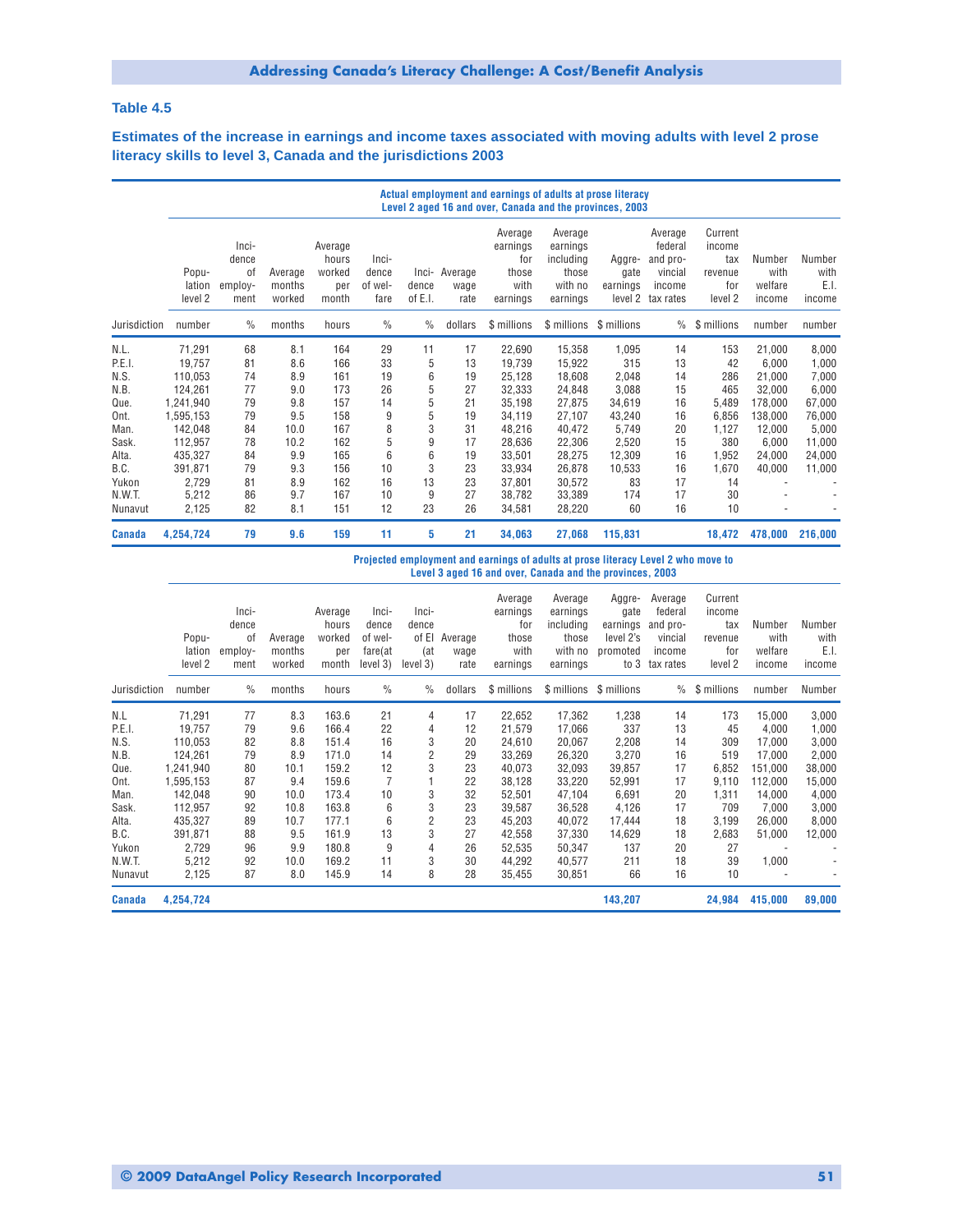### Table 4.5

**Estimates of the increase in earnings and income taxes associated with moving adults with level 2 prose literacy skills to level 3, Canada and the jurisdictions 2003**

| | Actual employment and earnings of adults at prose literacy Level 2 aged 16 and over, Canada and the provinces, 2003 | | | | | | | | | | | | | |
|---|---|---|---|---|---|---|---|---|---|---|---|---|---|---|
| | Population level 2 | Incidence of employment | Average months worked | Average hours worked per month | Incidence of welfare | Incidence of E.I. | Average wage rate | Average earnings for those with earnings | Average earnings including those with no earnings | Aggregate earnings level 2 | Average federal and provincial income tax rates | Current income tax revenue for level 2 | Number with welfare income | Number with E.I. income |
| Jurisdiction | number | % | months | hours | % | % | dollars | $ millions | $ millions | $ millions | % | $ millions | number | number |
| N.L. | 71,291 | 68 | 8.1 | 164 | 29 | 11 | 17 | 22,690 | 15,358 | 1,095 | 14 | 153 | 21,000 | 8,000 |
| P.E.I. | 19,757 | 81 | 8.6 | 166 | 33 | 5 | 13 | 19,739 | 15,922 | 315 | 13 | 42 | 6,000 | 1,000 |
| N.S. | 110,053 | 74 | 8.9 | 161 | 19 | 6 | 19 | 25,128 | 18,608 | 2,048 | 14 | 286 | 21,000 | 7,000 |
| N.B. | 124,261 | 77 | 9.0 | 173 | 26 | 5 | 27 | 32,333 | 24,848 | 3,088 | 15 | 465 | 32,000 | 6,000 |
| Que. | 1,241,940 | 79 | 9.8 | 157 | 14 | 5 | 21 | 35,198 | 27,875 | 34,619 | 16 | 5,489 | 178,000 | 67,000 |
| Ont. | 1,595,153 | 79 | 9.5 | 158 | 9 | 5 | 19 | 34,119 | 27,107 | 43,240 | 16 | 6,856 | 138,000 | 76,000 |
| Man. | 142,048 | 84 | 10.0 | 167 | 8 | 3 | 31 | 48,216 | 40,472 | 5,749 | 20 | 1,127 | 12,000 | 5,000 |
| Sask. | 112,957 | 78 | 10.2 | 162 | 5 | 9 | 17 | 28,636 | 22,306 | 2,520 | 15 | 380 | 6,000 | 11,000 |
| Alta. | 435,327 | 84 | 9.9 | 165 | 6 | 6 | 19 | 33,501 | 28,275 | 12,309 | 16 | 1,952 | 24,000 | 24,000 |
| B.C. | 391,871 | 79 | 9.3 | 156 | 10 | 3 | 23 | 33,934 | 26,878 | 10,533 | 16 | 1,670 | 40,000 | 11,000 |
| Yukon | 2,729 | 81 | 8.9 | 162 | 16 | 13 | 23 | 37,801 | 30,572 | 83 | 17 | 14 | - | - |
| N.W.T. | 5,212 | 86 | 9.7 | 167 | 10 | 9 | 27 | 38,782 | 33,389 | 174 | 17 | 30 | - | - |
| Nunavut | 2,125 | 82 | 8.1 | 151 | 12 | 23 | 26 | 34,581 | 28,220 | 60 | 16 | 10 | - | - |
| **Canada** | **4,254,724** | **79** | **9.6** | **159** | **11** | **5** | **21** | **34,063** | **27,068** | **115,831** | | **18,472** | **478,000** | **216,000** |

| | Projected employment and earnings of adults at prose literacy Level 2 who move to Level 3 aged 16 and over, Canada and the provinces, 2003 | | | | | | | | | | | | | |
|---|---|---|---|---|---|---|---|---|---|---|---|---|---|---|
| | Population level 2 | Incidence of employment | Average months worked | Average hours worked per month | Incidence of welfare(at level 3) | Incidence of EI (at level 3) | Average wage rate | Average earnings for those with earnings | Average earnings including those with no earnings | Aggregate earnings level 2's promoted to 3 | Average federal and provincial income tax rates | Current income tax revenue for level 2 | Number with welfare income | Number with E.I. income |
| Jurisdiction | number | % | months | hours | % | % | dollars | $ millions | $ millions | $ millions | % | $ millions | number | Number |
| N.L | 71,291 | 77 | 8.3 | 163.6 | 21 | 4 | 17 | 22,652 | 17,362 | 1,238 | 14 | 173 | 15,000 | 3,000 |
| P.E.I. | 19,757 | 79 | 9.6 | 166.4 | 22 | 4 | 12 | 21,579 | 17,066 | 337 | 13 | 45 | 4,000 | 1,000 |
| N.S. | 110,053 | 82 | 8.8 | 151.4 | 16 | 3 | 20 | 24,610 | 20,067 | 2,208 | 14 | 309 | 17,000 | 3,000 |
| N.B. | 124,261 | 79 | 8.9 | 171.0 | 14 | 2 | 29 | 33,269 | 26,320 | 3,270 | 16 | 519 | 17,000 | 2,000 |
| Que. | 1,241,940 | 80 | 10.1 | 159.2 | 12 | 3 | 23 | 40,073 | 32,093 | 39,857 | 17 | 6,852 | 151,000 | 38,000 |
| Ont. | 1,595,153 | 87 | 9.4 | 159.6 | 7 | 1 | 22 | 38,128 | 33,220 | 52,991 | 17 | 9,110 | 112,000 | 15,000 |
| Man. | 142,048 | 90 | 10.0 | 173.4 | 10 | 3 | 32 | 52,501 | 47,104 | 6,691 | 20 | 1,311 | 14,000 | 4,000 |
| Sask. | 112,957 | 92 | 10.8 | 163.8 | 6 | 3 | 23 | 39,587 | 36,528 | 4,126 | 17 | 709 | 7,000 | 3,000 |
| Alta. | 435,327 | 89 | 10.7 | 177.1 | 6 | 2 | 23 | 45,203 | 40,072 | 17,444 | 18 | 3,199 | 26,000 | 8,000 |
| B.C. | 391,871 | 88 | 9.5 | 161.9 | 13 | 3 | 27 | 42,558 | 37,330 | 14,629 | 18 | 2,683 | 51,000 | 12,000 |
| Yukon | 2,729 | 96 | 9.9 | 180.8 | 9 | 4 | 26 | 52,535 | 50,347 | 137 | 20 | 27 | - | - |
| N.W.T. | 5,212 | 92 | 10.0 | 169.2 | 11 | 3 | 30 | 44,292 | 40,577 | 211 | 18 | 39 | 1,000 | - |
| Nunavut | 2,125 | 87 | 8.0 | 145.9 | 14 | 8 | 28 | 35,455 | 30,851 | 66 | 16 | 10 | - | - |
| **Canada** | **4,254,724** | | | | | | | | | **143,207** | | **24,984** | **415,000** | **89,000** |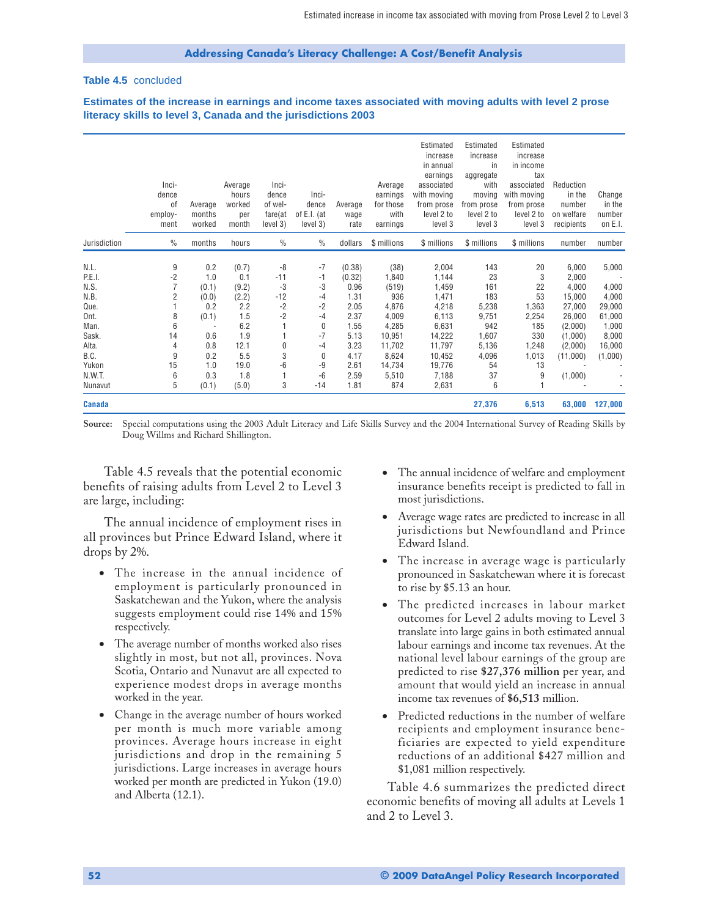**Addressing Canada's Literacy Challenge: A Cost/Benefit Analysis**

**Table 4.5** concluded

**Estimates of the increase in earnings and income taxes associated with moving adults with level 2 prose literacy skills to level 3, Canada and the jurisdictions 2003**

| Jurisdiction | Incidence of employment | Average months worked | Average hours worked per month | Incidence of welfare (at level 3) | Incidence of E.I. (at level 3) | Average wage rate | Average earnings for those with earnings | Estimated increase in annual earnings associated with moving from prose level 2 to level 3 | Estimated increase in aggregate with moving from prose level 2 to level 3 | Estimated increase in income tax associated with moving from prose level 2 to level 3 | Reduction in the number on welfare recipients | Change in the number on E.I. |
|---|---|---|---|---|---|---|---|---|---|---|---|---|
| | % | months | hours | % | % | dollars | $ millions | $ millions | $ millions | $ millions | number | number |
| N.L. | 9 | 0.2 | (0.7) | -8 | -7 | (0.38) | (38) | 2,004 | 143 | 20 | 6,000 | 5,000 |
| P.E.I. | -2 | 1.0 | 0.1 | -11 | -1 | (0.32) | 1,840 | 1,144 | 23 | 3 | 2,000 | - |
| N.S. | 7 | (0.1) | (9.2) | -3 | -3 | 0.96 | (519) | 1,459 | 161 | 22 | 4,000 | 4,000 |
| N.B. | 2 | (0.0) | (2.2) | -12 | -4 | 1.31 | 936 | 1,471 | 183 | 53 | 15,000 | 4,000 |
| Que. | 1 | 0.2 | 2.2 | -2 | -2 | 2.05 | 4,876 | 4,218 | 5,238 | 1,363 | 27,000 | 29,000 |
| Ont. | 8 | (0.1) | 1.5 | -2 | -4 | 2.37 | 4,009 | 6,113 | 9,751 | 2,254 | 26,000 | 61,000 |
| Man. | 6 | - | 6.2 | 1 | 0 | 1.55 | 4,285 | 6,631 | 942 | 185 | (2,000) | 1,000 |
| Sask. | 14 | 0.6 | 1.9 | 1 | -7 | 5.13 | 10,951 | 14,222 | 1,607 | 330 | (1,000) | 8,000 |
| Alta. | 4 | 0.8 | 12.1 | 0 | -4 | 3.23 | 11,702 | 11,797 | 5,136 | 1,248 | (2,000) | 16,000 |
| B.C. | 9 | 0.2 | 5.5 | 3 | 0 | 4.17 | 8,624 | 10,452 | 4,096 | 1,013 | (11,000) | (1,000) |
| Yukon | 15 | 1.0 | 19.0 | -6 | -9 | 2.61 | 14,734 | 19,776 | 54 | 13 | - | - |
| N.W.T. | 6 | 0.3 | 1.8 | 1 | -6 | 2.59 | 5,510 | 7,188 | 37 | 9 | (1,000) | - |
| Nunavut | 5 | (0.1) | (5.0) | 3 | -14 | 1.81 | 874 | 2,631 | 6 | 1 | - | - |
| **Canada** | | | | | | | | | **27,376** | **6,513** | **63,000** | **127,000** |

**Source:** Special computations using the 2003 Adult Literacy and Life Skills Survey and the 2004 International Survey of Reading Skills by Doug Willms and Richard Shillington.

Table 4.5 reveals that the potential economic benefits of raising adults from Level 2 to Level 3 are large, including:

The annual incidence of employment rises in all provinces but Prince Edward Island, where it drops by 2%.

- The increase in the annual incidence of employment is particularly pronounced in Saskatchewan and the Yukon, where the analysis suggests employment could rise 14% and 15% respectively.
- The average number of months worked also rises slightly in most, but not all, provinces. Nova Scotia, Ontario and Nunavut are all expected to experience modest drops in average months worked in the year.
- Change in the average number of hours worked per month is much more variable among provinces. Average hours increase in eight jurisdictions and drop in the remaining 5 jurisdictions. Large increases in average hours worked per month are predicted in Yukon (19.0) and Alberta (12.1).
- The annual incidence of welfare and employment insurance benefits receipt is predicted to fall in most jurisdictions.
- Average wage rates are predicted to increase in all jurisdictions but Newfoundland and Prince Edward Island.
- The increase in average wage is particularly pronounced in Saskatchewan where it is forecast to rise by $5.13 an hour.
- The predicted increases in labour market outcomes for Level 2 adults moving to Level 3 translate into large gains in both estimated annual labour earnings and income tax revenues. At the national level labour earnings of the group are predicted to rise **$27,376 million** per year, and amount that would yield an increase in annual income tax revenues of **$6,513** million.
- Predicted reductions in the number of welfare recipients and employment insurance beneficiaries are expected to yield expenditure reductions of an additional $427 million and $1,081 million respectively.

Table 4.6 summarizes the predicted direct economic benefits of moving all adults at Levels 1 and 2 to Level 3.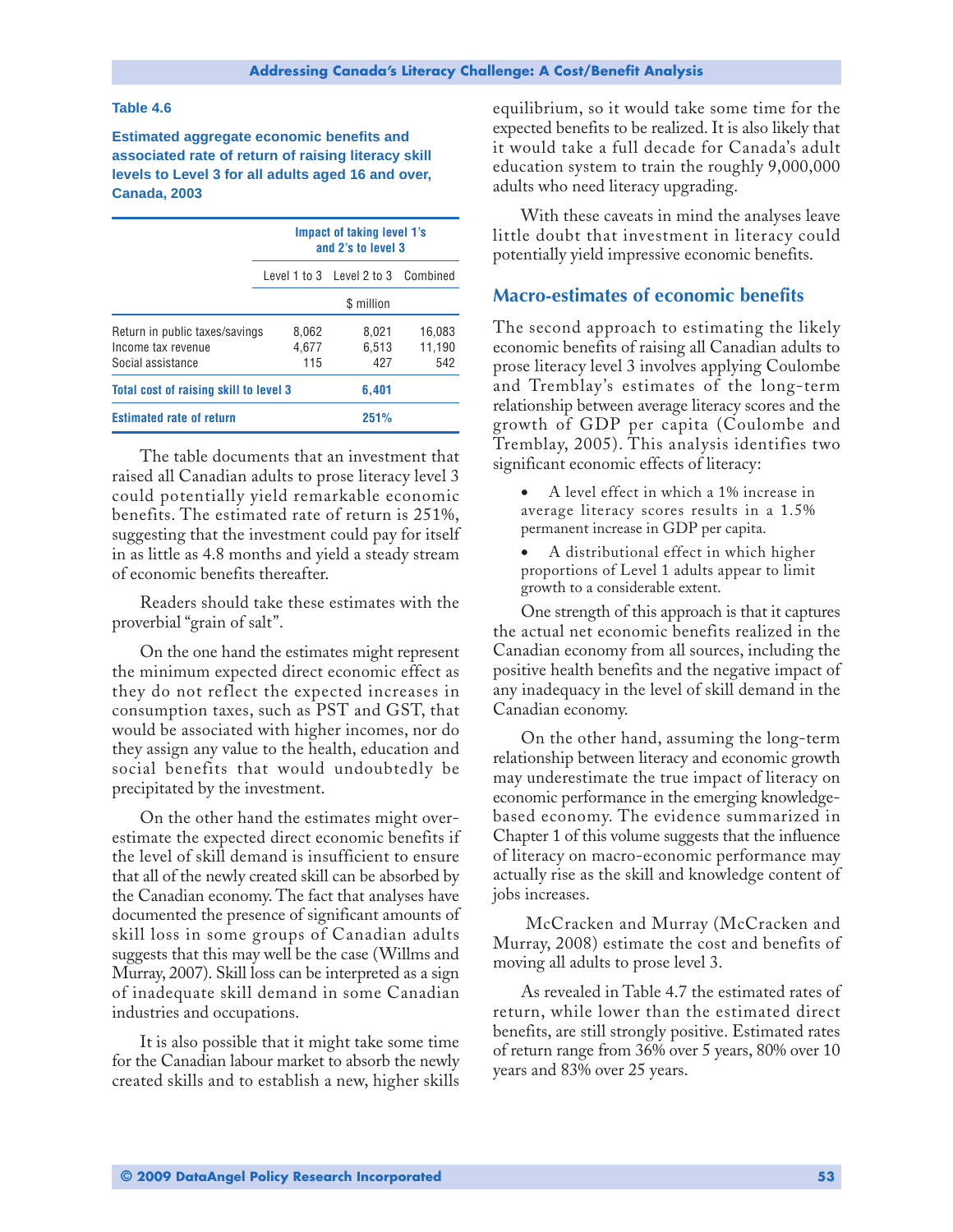**Table 4.6**

**Estimated aggregate economic benefits and associated rate of return of raising literacy skill levels to Level 3 for all adults aged 16 and over, Canada, 2003**

| | Impact of taking level 1's and 2's to level 3 | | |
|---|---|---|---|
| | Level 1 to 3 | Level 2 to 3 | Combined |
| | | $ million | |
| Return in public taxes/savings | 8,062 | 8,021 | 16,083 |
| Income tax revenue | 4,677 | 6,513 | 11,190 |
| Social assistance | 115 | 427 | 542 |
| **Total cost of raising skill to level 3** | | **6,401** | |
| **Estimated rate of return** | | **251%** | |

The table documents that an investment that raised all Canadian adults to prose literacy level 3 could potentially yield remarkable economic benefits. The estimated rate of return is 251%, suggesting that the investment could pay for itself in as little as 4.8 months and yield a steady stream of economic benefits thereafter.

Readers should take these estimates with the proverbial "grain of salt".

On the one hand the estimates might represent the minimum expected direct economic effect as they do not reflect the expected increases in consumption taxes, such as PST and GST, that would be associated with higher incomes, nor do they assign any value to the health, education and social benefits that would undoubtedly be precipitated by the investment.

On the other hand the estimates might over-estimate the expected direct economic benefits if the level of skill demand is insufficient to ensure that all of the newly created skill can be absorbed by the Canadian economy. The fact that analyses have documented the presence of significant amounts of skill loss in some groups of Canadian adults suggests that this may well be the case (Willms and Murray, 2007). Skill loss can be interpreted as a sign of inadequate skill demand in some Canadian industries and occupations.

It is also possible that it might take some time for the Canadian labour market to absorb the newly created skills and to establish a new, higher skills equilibrium, so it would take some time for the expected benefits to be realized. It is also likely that it would take a full decade for Canada's adult education system to train the roughly 9,000,000 adults who need literacy upgrading.

With these caveats in mind the analyses leave little doubt that investment in literacy could potentially yield impressive economic benefits.

## Macro-estimates of economic benefits

The second approach to estimating the likely economic benefits of raising all Canadian adults to prose literacy level 3 involves applying Coulombe and Tremblay's estimates of the long-term relationship between average literacy scores and the growth of GDP per capita (Coulombe and Tremblay, 2005). This analysis identifies two significant economic effects of literacy:

- A level effect in which a 1% increase in average literacy scores results in a 1.5% permanent increase in GDP per capita.
- A distributional effect in which higher proportions of Level 1 adults appear to limit growth to a considerable extent.

One strength of this approach is that it captures the actual net economic benefits realized in the Canadian economy from all sources, including the positive health benefits and the negative impact of any inadequacy in the level of skill demand in the Canadian economy.

On the other hand, assuming the long-term relationship between literacy and economic growth may underestimate the true impact of literacy on economic performance in the emerging knowledge-based economy. The evidence summarized in Chapter 1 of this volume suggests that the influence of literacy on macro-economic performance may actually rise as the skill and knowledge content of jobs increases.

McCracken and Murray (McCracken and Murray, 2008) estimate the cost and benefits of moving all adults to prose level 3.

As revealed in Table 4.7 the estimated rates of return, while lower than the estimated direct benefits, are still strongly positive. Estimated rates of return range from 36% over 5 years, 80% over 10 years and 83% over 25 years.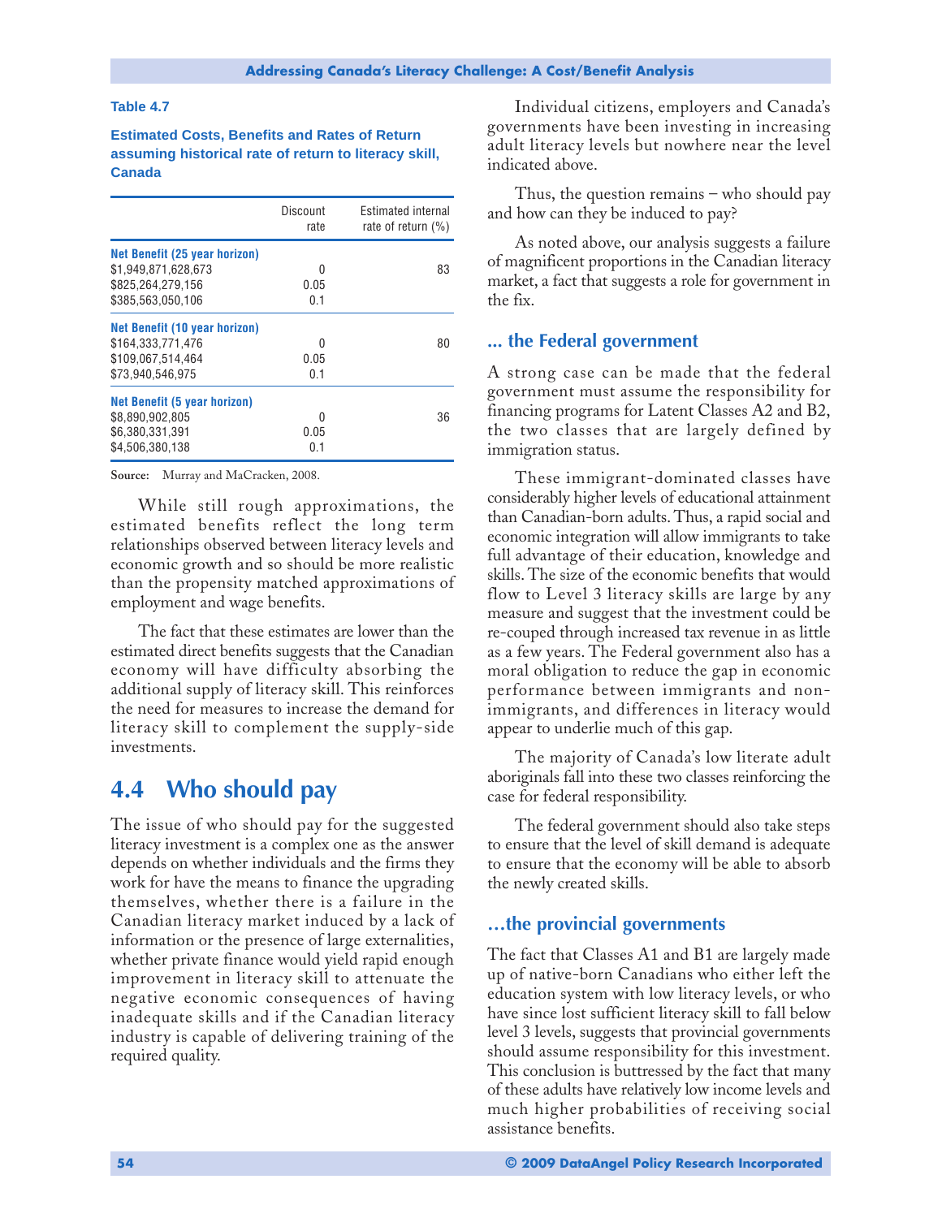**Table 4.7**

**Estimated Costs, Benefits and Rates of Return assuming historical rate of return to literacy skill, Canada**

| | Discount rate | Estimated internal rate of return (%) |
|---|---|---|
| **Net Benefit (25 year horizon)** | | |
| $1,949,871,628,673 | 0 | 83 |
| $825,264,279,156 | 0.05 | |
| $385,563,050,106 | 0.1 | |
| **Net Benefit (10 year horizon)** | | |
| $164,333,771,476 | 0 | 80 |
| $109,067,514,464 | 0.05 | |
| $73,940,546,975 | 0.1 | |
| **Net Benefit (5 year horizon)** | | |
| $8,890,902,805 | 0 | 36 |
| $6,380,331,391 | 0.05 | |
| $4,506,380,138 | 0.1 | |

**Source:** Murray and MaCracken, 2008.

While still rough approximations, the estimated benefits reflect the long term relationships observed between literacy levels and economic growth and so should be more realistic than the propensity matched approximations of employment and wage benefits.

The fact that these estimates are lower than the estimated direct benefits suggests that the Canadian economy will have difficulty absorbing the additional supply of literacy skill. This reinforces the need for measures to increase the demand for literacy skill to complement the supply-side investments.

## 4.4 Who should pay

The issue of who should pay for the suggested literacy investment is a complex one as the answer depends on whether individuals and the firms they work for have the means to finance the upgrading themselves, whether there is a failure in the Canadian literacy market induced by a lack of information or the presence of large externalities, whether private finance would yield rapid enough improvement in literacy skill to attenuate the negative economic consequences of having inadequate skills and if the Canadian literacy industry is capable of delivering training of the required quality.

Individual citizens, employers and Canada's governments have been investing in increasing adult literacy levels but nowhere near the level indicated above.

Thus, the question remains – who should pay and how can they be induced to pay?

As noted above, our analysis suggests a failure of magnificent proportions in the Canadian literacy market, a fact that suggests a role for government in the fix.

### ... the Federal government

A strong case can be made that the federal government must assume the responsibility for financing programs for Latent Classes A2 and B2, the two classes that are largely defined by immigration status.

These immigrant-dominated classes have considerably higher levels of educational attainment than Canadian-born adults. Thus, a rapid social and economic integration will allow immigrants to take full advantage of their education, knowledge and skills. The size of the economic benefits that would flow to Level 3 literacy skills are large by any measure and suggest that the investment could be re-couped through increased tax revenue in as little as a few years. The Federal government also has a moral obligation to reduce the gap in economic performance between immigrants and non-immigrants, and differences in literacy would appear to underlie much of this gap.

The majority of Canada's low literate adult aboriginals fall into these two classes reinforcing the case for federal responsibility.

The federal government should also take steps to ensure that the level of skill demand is adequate to ensure that the economy will be able to absorb the newly created skills.

### ...the provincial governments

The fact that Classes A1 and B1 are largely made up of native-born Canadians who either left the education system with low literacy levels, or who have since lost sufficient literacy skill to fall below level 3 levels, suggests that provincial governments should assume responsibility for this investment. This conclusion is buttressed by the fact that many of these adults have relatively low income levels and much higher probabilities of receiving social assistance benefits.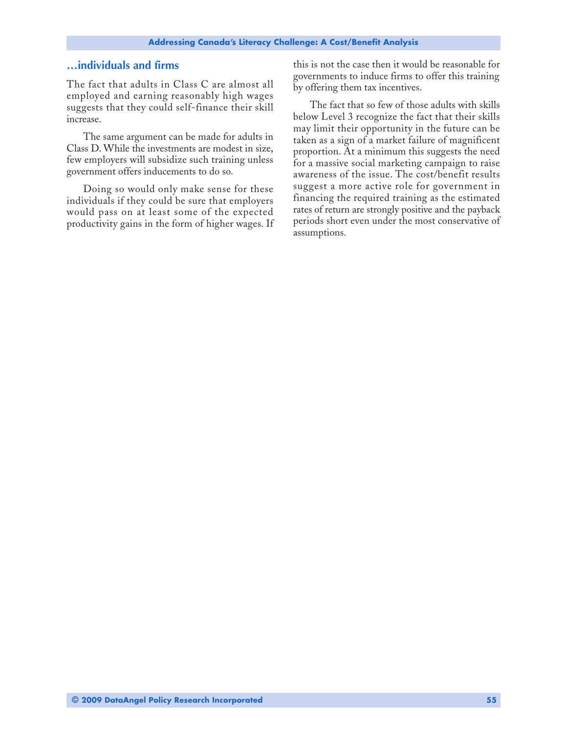## …individuals and firms

The fact that adults in Class C are almost all employed and earning reasonably high wages suggests that they could self-finance their skill increase.

The same argument can be made for adults in Class D. While the investments are modest in size, few employers will subsidize such training unless government offers inducements to do so.

Doing so would only make sense for these individuals if they could be sure that employers would pass on at least some of the expected productivity gains in the form of higher wages. If this is not the case then it would be reasonable for governments to induce firms to offer this training by offering them tax incentives.

The fact that so few of those adults with skills below Level 3 recognize the fact that their skills may limit their opportunity in the future can be taken as a sign of a market failure of magnificent proportion. At a minimum this suggests the need for a massive social marketing campaign to raise awareness of the issue. The cost/benefit results suggest a more active role for government in financing the required training as the estimated rates of return are strongly positive and the payback periods short even under the most conservative of assumptions.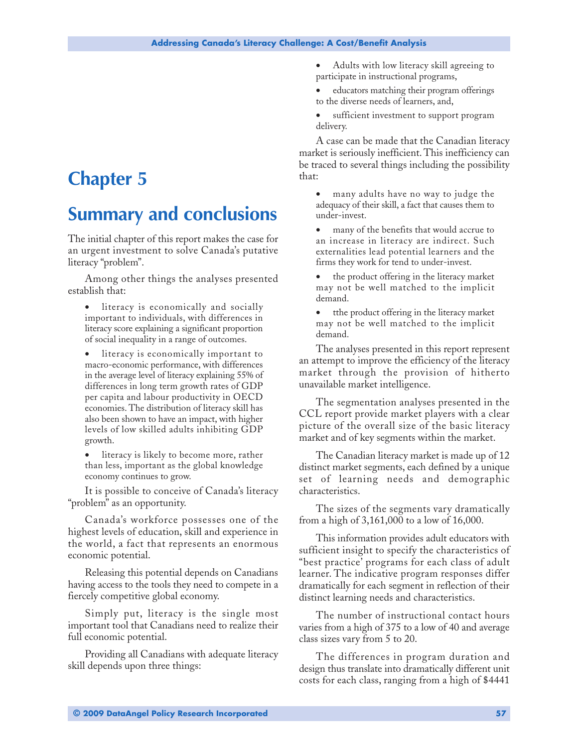# Chapter 5

# Summary and conclusions

The initial chapter of this report makes the case for an urgent investment to solve Canada's putative literacy "problem".

Among other things the analyses presented establish that:

- literacy is economically and socially important to individuals, with differences in literacy score explaining a significant proportion of social inequality in a range of outcomes.
- literacy is economically important to macro-economic performance, with differences in the average level of literacy explaining 55% of differences in long term growth rates of GDP per capita and labour productivity in OECD economies. The distribution of literacy skill has also been shown to have an impact, with higher levels of low skilled adults inhibiting GDP growth.
- literacy is likely to become more, rather than less, important as the global knowledge economy continues to grow.

It is possible to conceive of Canada's literacy "problem" as an opportunity.

Canada's workforce possesses one of the highest levels of education, skill and experience in the world, a fact that represents an enormous economic potential.

Releasing this potential depends on Canadians having access to the tools they need to compete in a fiercely competitive global economy.

Simply put, literacy is the single most important tool that Canadians need to realize their full economic potential.

Providing all Canadians with adequate literacy skill depends upon three things:

- Adults with low literacy skill agreeing to participate in instructional programs,
- educators matching their program offerings to the diverse needs of learners, and,
- sufficient investment to support program delivery.

A case can be made that the Canadian literacy market is seriously inefficient. This inefficiency can be traced to several things including the possibility that:

- many adults have no way to judge the adequacy of their skill, a fact that causes them to under-invest.
- many of the benefits that would accrue to an increase in literacy are indirect. Such externalities lead potential learners and the firms they work for tend to under-invest.
- the product offering in the literacy market may not be well matched to the implicit demand.
- tthe product offering in the literacy market may not be well matched to the implicit demand.

The analyses presented in this report represent an attempt to improve the efficiency of the literacy market through the provision of hitherto unavailable market intelligence.

The segmentation analyses presented in the CCL report provide market players with a clear picture of the overall size of the basic literacy market and of key segments within the market.

The Canadian literacy market is made up of 12 distinct market segments, each defined by a unique set of learning needs and demographic characteristics.

The sizes of the segments vary dramatically from a high of 3,161,000 to a low of 16,000.

This information provides adult educators with sufficient insight to specify the characteristics of "best practice' programs for each class of adult learner. The indicative program responses differ dramatically for each segment in reflection of their distinct learning needs and characteristics.

The number of instructional contact hours varies from a high of 375 to a low of 40 and average class sizes vary from 5 to 20.

The differences in program duration and design thus translate into dramatically different unit costs for each class, ranging from a high of $4441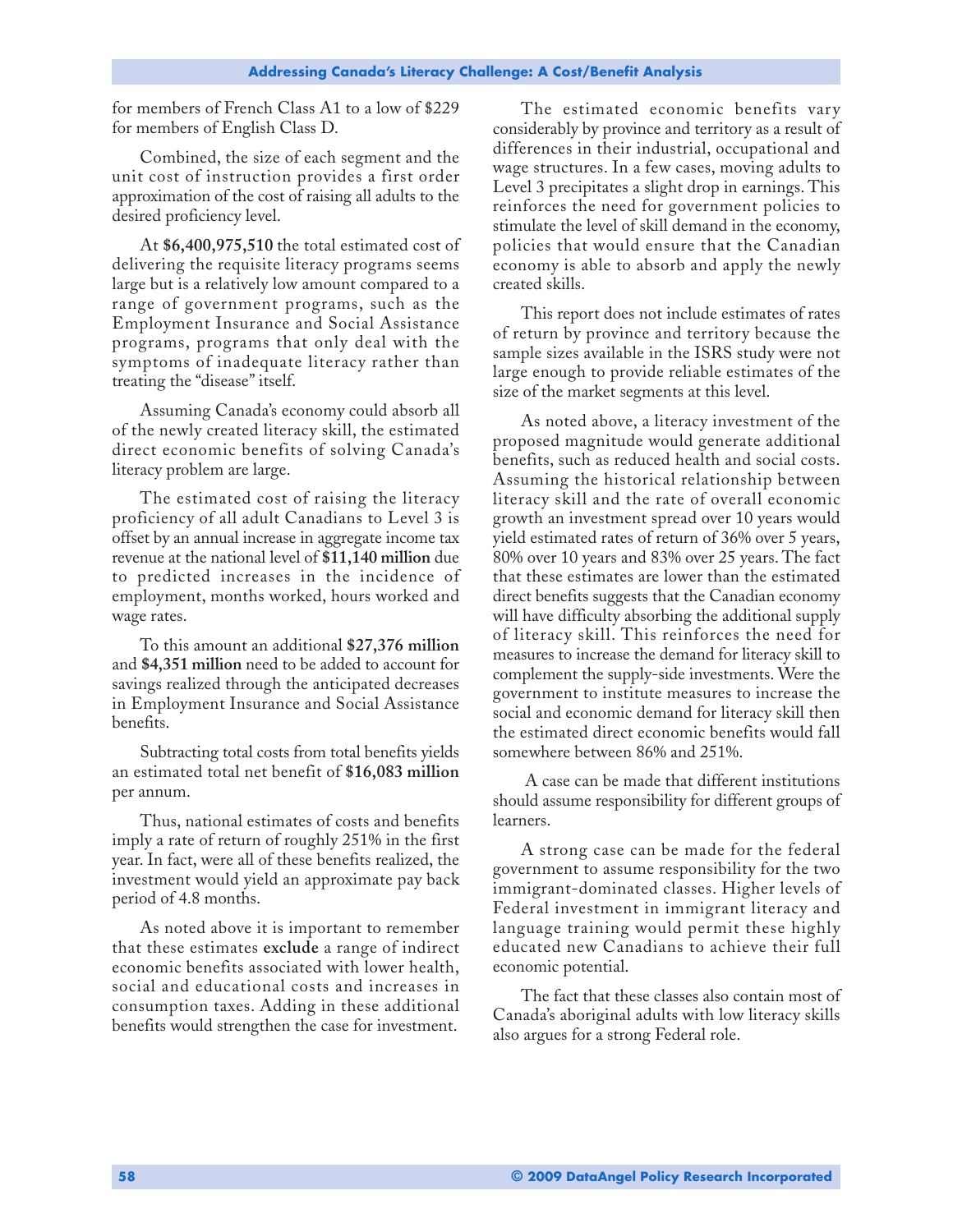for members of French Class A1 to a low of $229 for members of English Class D.

Combined, the size of each segment and the unit cost of instruction provides a first order approximation of the cost of raising all adults to the desired proficiency level.

At **$6,400,975,510** the total estimated cost of delivering the requisite literacy programs seems large but is a relatively low amount compared to a range of government programs, such as the Employment Insurance and Social Assistance programs, programs that only deal with the symptoms of inadequate literacy rather than treating the "disease" itself.

Assuming Canada's economy could absorb all of the newly created literacy skill, the estimated direct economic benefits of solving Canada's literacy problem are large.

The estimated cost of raising the literacy proficiency of all adult Canadians to Level 3 is offset by an annual increase in aggregate income tax revenue at the national level of **$11,140 million** due to predicted increases in the incidence of employment, months worked, hours worked and wage rates.

To this amount an additional **$27,376 million** and **$4,351 million** need to be added to account for savings realized through the anticipated decreases in Employment Insurance and Social Assistance benefits.

Subtracting total costs from total benefits yields an estimated total net benefit of **$16,083 million** per annum.

Thus, national estimates of costs and benefits imply a rate of return of roughly 251% in the first year. In fact, were all of these benefits realized, the investment would yield an approximate pay back period of 4.8 months.

As noted above it is important to remember that these estimates **exclude** a range of indirect economic benefits associated with lower health, social and educational costs and increases in consumption taxes. Adding in these additional benefits would strengthen the case for investment.

The estimated economic benefits vary considerably by province and territory as a result of differences in their industrial, occupational and wage structures. In a few cases, moving adults to Level 3 precipitates a slight drop in earnings. This reinforces the need for government policies to stimulate the level of skill demand in the economy, policies that would ensure that the Canadian economy is able to absorb and apply the newly created skills.

This report does not include estimates of rates of return by province and territory because the sample sizes available in the ISRS study were not large enough to provide reliable estimates of the size of the market segments at this level.

As noted above, a literacy investment of the proposed magnitude would generate additional benefits, such as reduced health and social costs. Assuming the historical relationship between literacy skill and the rate of overall economic growth an investment spread over 10 years would yield estimated rates of return of 36% over 5 years, 80% over 10 years and 83% over 25 years. The fact that these estimates are lower than the estimated direct benefits suggests that the Canadian economy will have difficulty absorbing the additional supply of literacy skill. This reinforces the need for measures to increase the demand for literacy skill to complement the supply-side investments. Were the government to institute measures to increase the social and economic demand for literacy skill then the estimated direct economic benefits would fall somewhere between 86% and 251%.

A case can be made that different institutions should assume responsibility for different groups of learners.

A strong case can be made for the federal government to assume responsibility for the two immigrant-dominated classes. Higher levels of Federal investment in immigrant literacy and language training would permit these highly educated new Canadians to achieve their full economic potential.

The fact that these classes also contain most of Canada's aboriginal adults with low literacy skills also argues for a strong Federal role.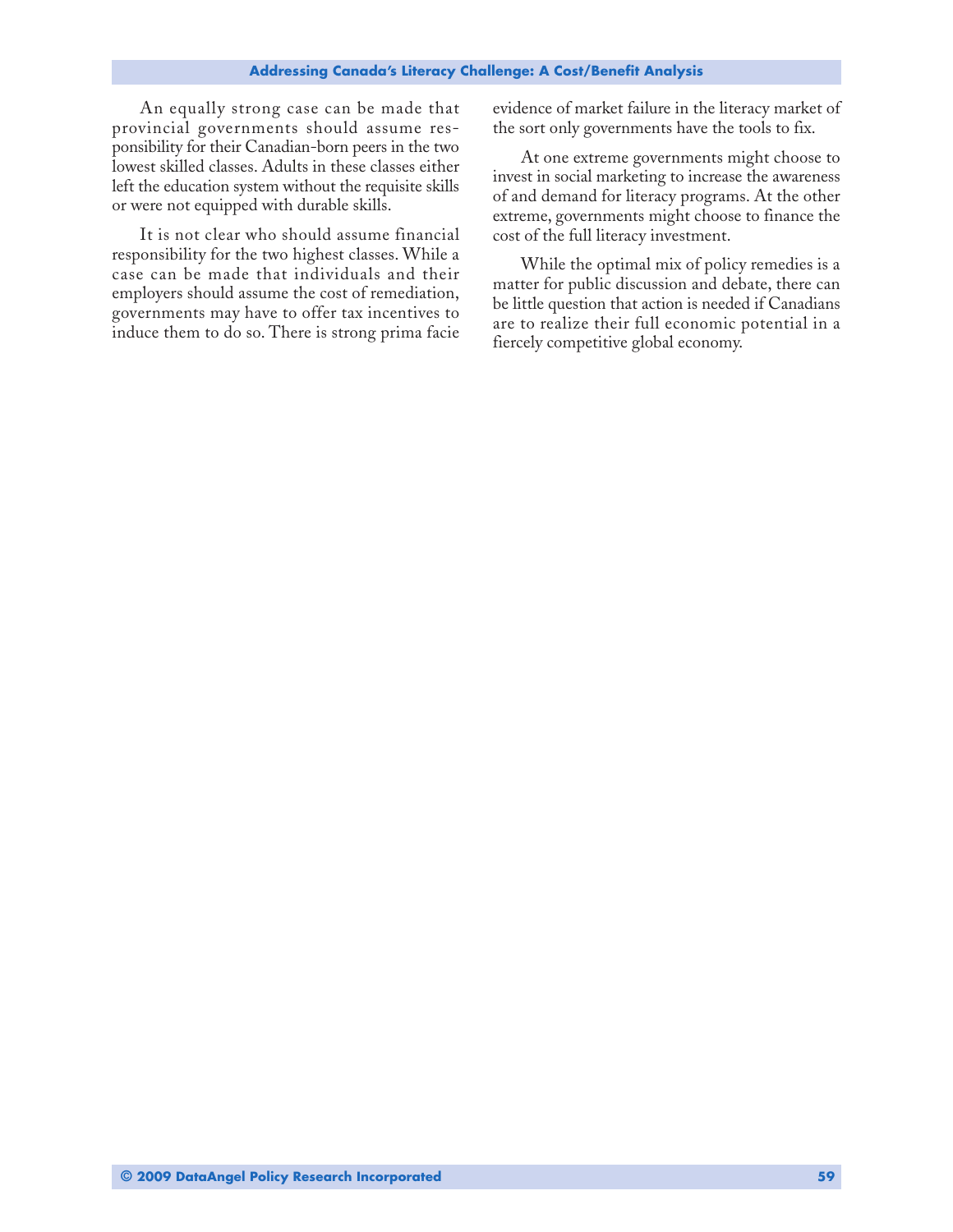An equally strong case can be made that provincial governments should assume responsibility for their Canadian-born peers in the two lowest skilled classes. Adults in these classes either left the education system without the requisite skills or were not equipped with durable skills.

It is not clear who should assume financial responsibility for the two highest classes. While a case can be made that individuals and their employers should assume the cost of remediation, governments may have to offer tax incentives to induce them to do so. There is strong prima facie evidence of market failure in the literacy market of the sort only governments have the tools to fix.

At one extreme governments might choose to invest in social marketing to increase the awareness of and demand for literacy programs. At the other extreme, governments might choose to finance the cost of the full literacy investment.

While the optimal mix of policy remedies is a matter for public discussion and debate, there can be little question that action is needed if Canadians are to realize their full economic potential in a fiercely competitive global economy.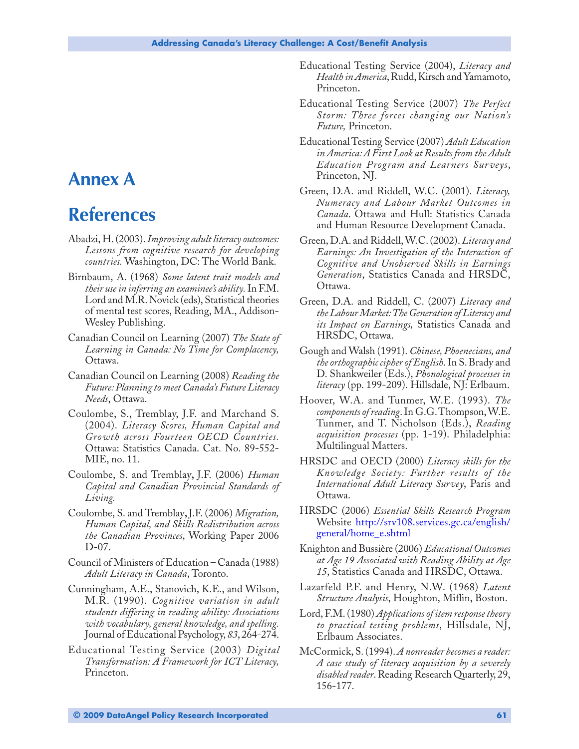# Annex A

# References

Abadzi, H. (2003). *Improving adult literacy outcomes: Lessons from cognitive research for developing countries.* Washington, DC: The World Bank.

Birnbaum, A. (1968) *Some latent trait models and their use in inferring an examinee's ability.* In F.M. Lord and M.R. Novick (eds), Statistical theories of mental test scores, Reading, MA., Addison-Wesley Publishing.

Canadian Council on Learning (2007) *The State of Learning in Canada: No Time for Complacency,* Ottawa.

Canadian Council on Learning (2008) *Reading the Future: Planning to meet Canada's Future Literacy Needs*, Ottawa.

Coulombe, S., Tremblay, J.F. and Marchand S. (2004). *Literacy Scores, Human Capital and Growth across Fourteen OECD Countries.* Ottawa: Statistics Canada. Cat. No. 89-552-MIE, no. 11.

Coulombe, S. and Tremblay, J.F. (2006) *Human Capital and Canadian Provincial Standards of Living.*

Coulombe, S. and Tremblay, J.F. (2006) *Migration, Human Capital, and Skills Redistribution across the Canadian Provinces*, Working Paper 2006 D-07.

Council of Ministers of Education – Canada (1988) *Adult Literacy in Canada*, Toronto.

Cunningham, A.E., Stanovich, K.E., and Wilson, M.R. (1990). *Cognitive variation in adult students differing in reading ability: Associations with vocabulary, general knowledge, and spelling.* Journal of Educational Psychology, *83*, 264-274.

Educational Testing Service (2003) *Digital Transformation: A Framework for ICT Literacy,* Princeton.

Educational Testing Service (2004), *Literacy and Health in America*, Rudd, Kirsch and Yamamoto, Princeton.

Educational Testing Service (2007) *The Perfect Storm: Three forces changing our Nation's Future,* Princeton.

Educational Testing Service (2007) *Adult Education in America: A First Look at Results from the Adult Education Program and Learners Surveys*, Princeton, NJ.

Green, D.A. and Riddell, W.C. (2001). *Literacy, Numeracy and Labour Market Outcomes in Canada*. Ottawa and Hull: Statistics Canada and Human Resource Development Canada.

Green, D.A. and Riddell, W.C. (2002). *Literacy and Earnings: An Investigation of the Interaction of Cognitive and Unobserved Skills in Earnings Generation*, Statistics Canada and HRSDC, Ottawa.

Green, D.A. and Riddell, C. (2007) *Literacy and the Labour Market: The Generation of Literacy and its Impact on Earnings,* Statistics Canada and HRSDC, Ottawa.

Gough and Walsh (1991). *Chinese, Phoenecians, and the orthographic cipher of English*. In S. Brady and D. Shankweiler (Eds.), *Phonological processes in literacy* (pp. 199-209). Hillsdale, NJ: Erlbaum.

Hoover, W.A. and Tunmer, W.E. (1993). *The components of reading*. In G.G. Thompson, W.E. Tunmer, and T. Nicholson (Eds.), *Reading acquisition processes* (pp. 1-19). Philadelphia: Multilingual Matters.

HRSDC and OECD (2000) *Literacy skills for the Knowledge Society: Further results of the International Adult Literacy Survey*, Paris and Ottawa.

HRSDC (2006) *Essential Skills Research Program* Website http://srv108.services.gc.ca/english/general/home_e.shtml

Knighton and Bussière (2006) *Educational Outcomes at Age 19 Associated with Reading Ability at Age 15*, Statistics Canada and HRSDC, Ottawa.

Lazarfeld P.F. and Henry, N.W. (1968) *Latent Structure Analysis*, Houghton, Miflin, Boston.

Lord, F.M. (1980) *Applications of item response theory to practical testing problems*, Hillsdale, NJ, Erlbaum Associates.

McCormick, S. (1994). *A nonreader becomes a reader: A case study of literacy acquisition by a severely disabled reader*. Reading Research Quarterly, 29, 156-177.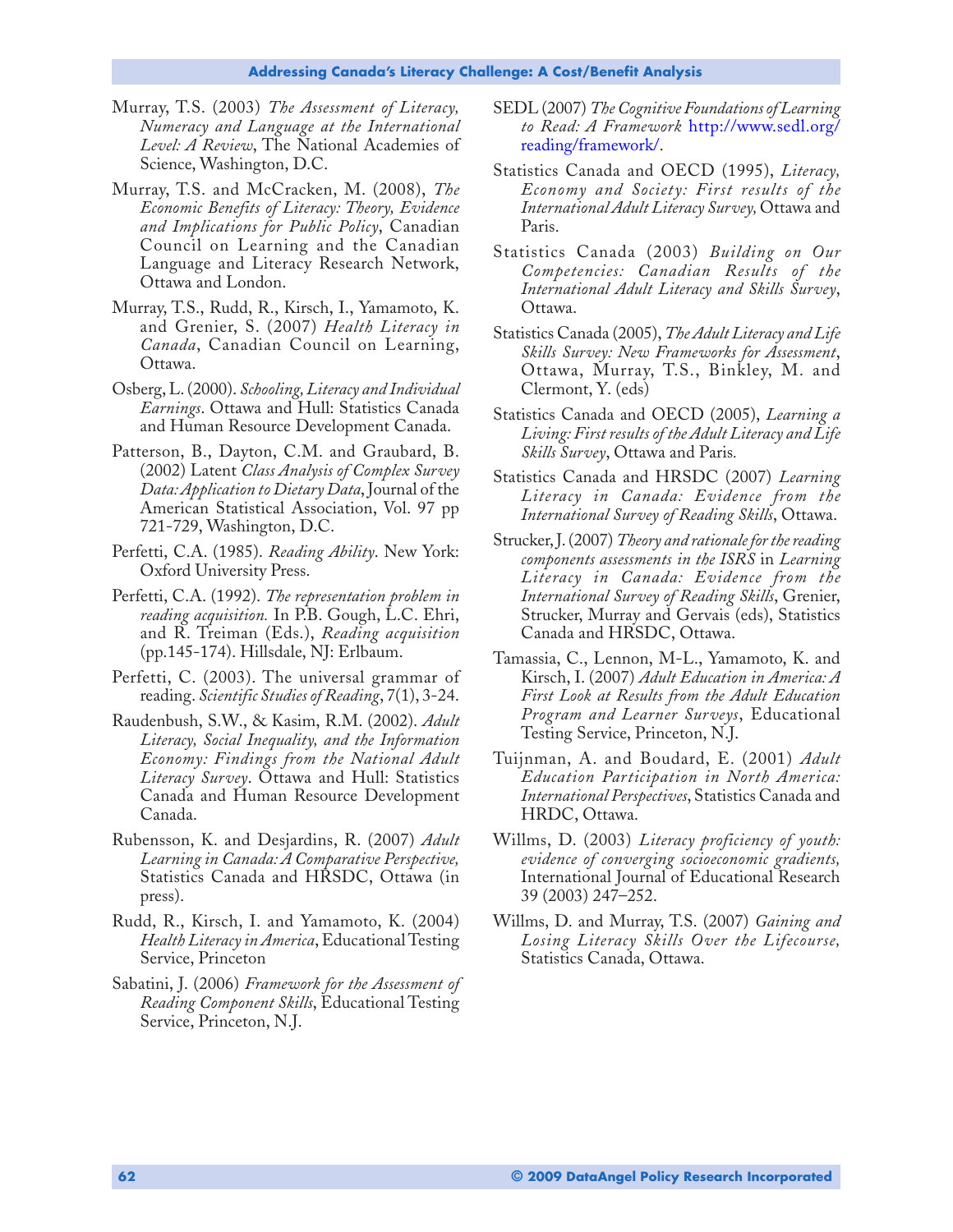Murray, T.S. (2003) *The Assessment of Literacy, Numeracy and Language at the International Level: A Review*, The National Academies of Science, Washington, D.C.

Murray, T.S. and McCracken, M. (2008), *The Economic Benefits of Literacy: Theory, Evidence and Implications for Public Policy*, Canadian Council on Learning and the Canadian Language and Literacy Research Network, Ottawa and London.

Murray, T.S., Rudd, R., Kirsch, I., Yamamoto, K. and Grenier, S. (2007) *Health Literacy in Canada*, Canadian Council on Learning, Ottawa.

Osberg, L. (2000). *Schooling, Literacy and Individual Earnings*. Ottawa and Hull: Statistics Canada and Human Resource Development Canada.

Patterson, B., Dayton, C.M. and Graubard, B. (2002) Latent *Class Analysis of Complex Survey Data: Application to Dietary Data*, Journal of the American Statistical Association, Vol. 97 pp 721-729, Washington, D.C.

Perfetti, C.A. (1985). *Reading Ability*. New York: Oxford University Press.

Perfetti, C.A. (1992). *The representation problem in reading acquisition.* In P.B. Gough, L.C. Ehri, and R. Treiman (Eds.), *Reading acquisition* (pp.145-174). Hillsdale, NJ: Erlbaum.

Perfetti, C. (2003). The universal grammar of reading. *Scientific Studies of Reading*, 7(1), 3-24.

Raudenbush, S.W., & Kasim, R.M. (2002). *Adult Literacy, Social Inequality, and the Information Economy: Findings from the National Adult Literacy Survey*. Ottawa and Hull: Statistics Canada and Human Resource Development Canada.

Rubensson, K. and Desjardins, R. (2007) *Adult Learning in Canada: A Comparative Perspective,* Statistics Canada and HRSDC, Ottawa (in press).

Rudd, R., Kirsch, I. and Yamamoto, K. (2004) *Health Literacy in America*, Educational Testing Service, Princeton

Sabatini, J. (2006) *Framework for the Assessment of Reading Component Skills*, Educational Testing Service, Princeton, N.J.

SEDL (2007) *The Cognitive Foundations of Learning to Read: A Framework* http://www.sedl.org/reading/framework/.

Statistics Canada and OECD (1995), *Literacy, Economy and Society: First results of the International Adult Literacy Survey,* Ottawa and Paris.

Statistics Canada (2003) *Building on Our Competencies: Canadian Results of the International Adult Literacy and Skills Survey*, Ottawa.

Statistics Canada (2005), *The Adult Literacy and Life Skills Survey: New Frameworks for Assessment*, Ottawa, Murray, T.S., Binkley, M. and Clermont, Y. (eds)

Statistics Canada and OECD (2005), *Learning a Living: First results of the Adult Literacy and Life Skills Survey*, Ottawa and Paris.

Statistics Canada and HRSDC (2007) *Learning Literacy in Canada: Evidence from the International Survey of Reading Skills*, Ottawa.

Strucker, J. (2007) *Theory and rationale for the reading components assessments in the ISRS* in *Learning Literacy in Canada: Evidence from the International Survey of Reading Skills*, Grenier, Strucker, Murray and Gervais (eds), Statistics Canada and HRSDC, Ottawa.

Tamassia, C., Lennon, M-L., Yamamoto, K. and Kirsch, I. (2007) *Adult Education in America: A First Look at Results from the Adult Education Program and Learner Surveys*, Educational Testing Service, Princeton, N.J.

Tuijnman, A. and Boudard, E. (2001) *Adult Education Participation in North America: International Perspectives*, Statistics Canada and HRDC, Ottawa.

Willms, D. (2003) *Literacy proficiency of youth: evidence of converging socioeconomic gradients,* International Journal of Educational Research 39 (2003) 247–252.

Willms, D. and Murray, T.S. (2007) *Gaining and Losing Literacy Skills Over the Lifecourse,* Statistics Canada, Ottawa.